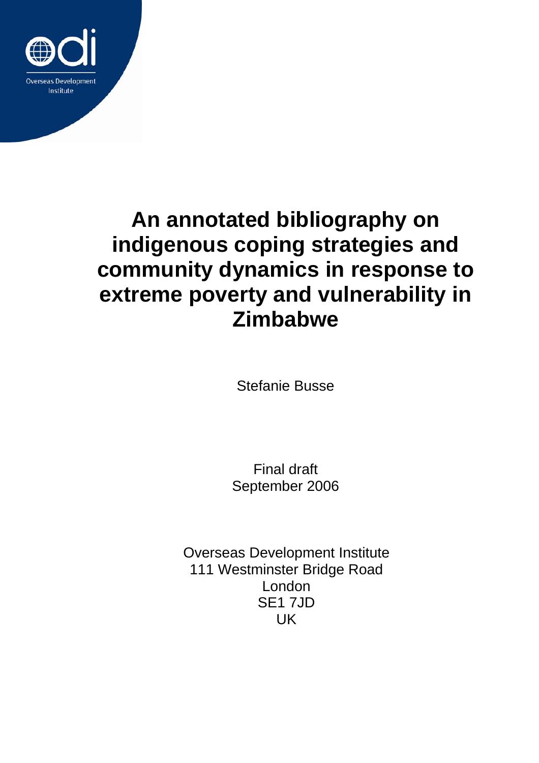# An annotated bibliography on indigenous coping strategies and community dynamics in response to extreme poverty and vulnerability in Zimbabwe

Stefanie Busse

Final draft
September 2006

Overseas Development Institute
111 Westminster Bridge Road
London
SE1 7JD
UK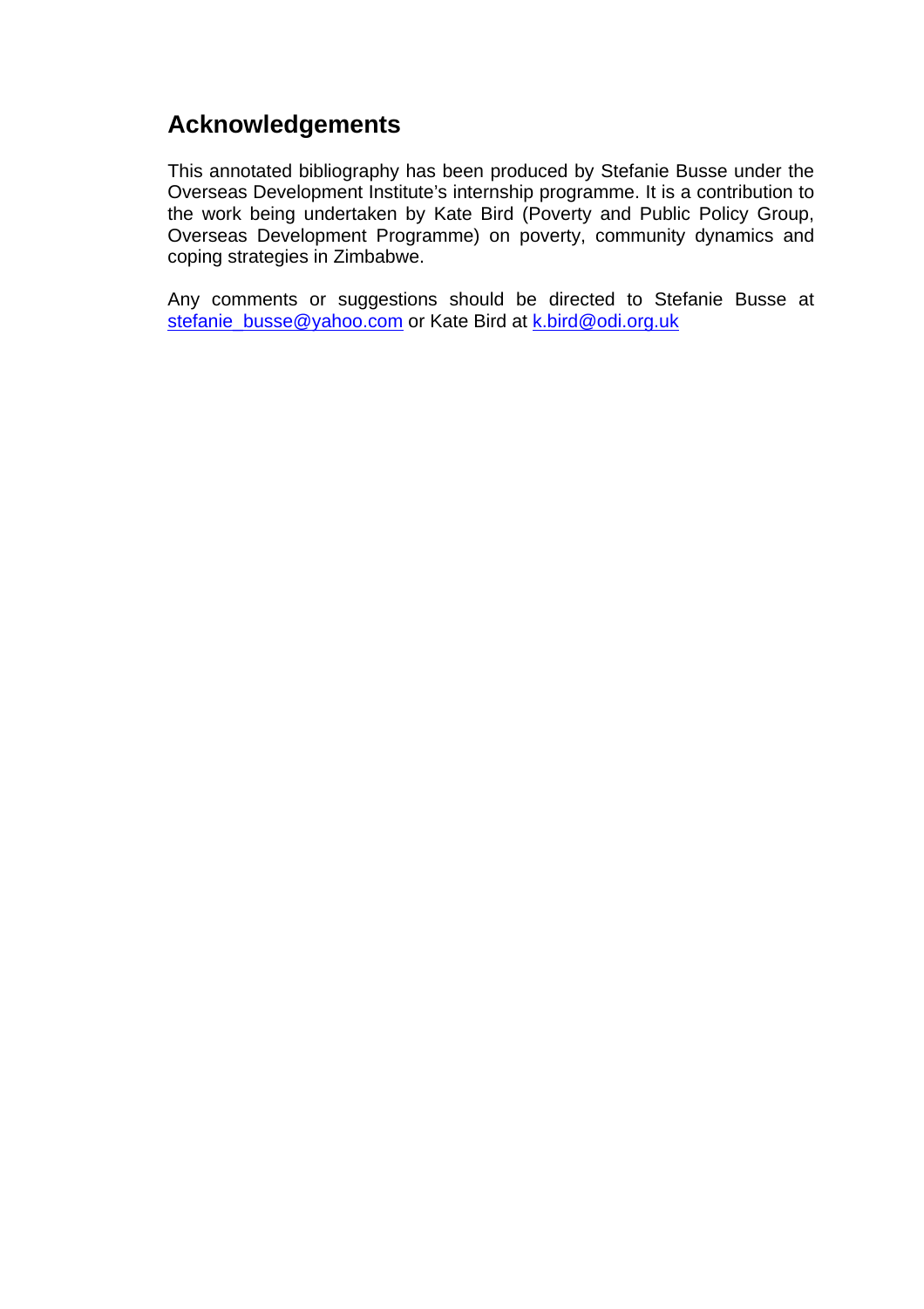## Acknowledgements

This annotated bibliography has been produced by Stefanie Busse under the Overseas Development Institute's internship programme. It is a contribution to the work being undertaken by Kate Bird (Poverty and Public Policy Group, Overseas Development Programme) on poverty, community dynamics and coping strategies in Zimbabwe.

Any comments or suggestions should be directed to Stefanie Busse at stefanie_busse@yahoo.com or Kate Bird at k.bird@odi.org.uk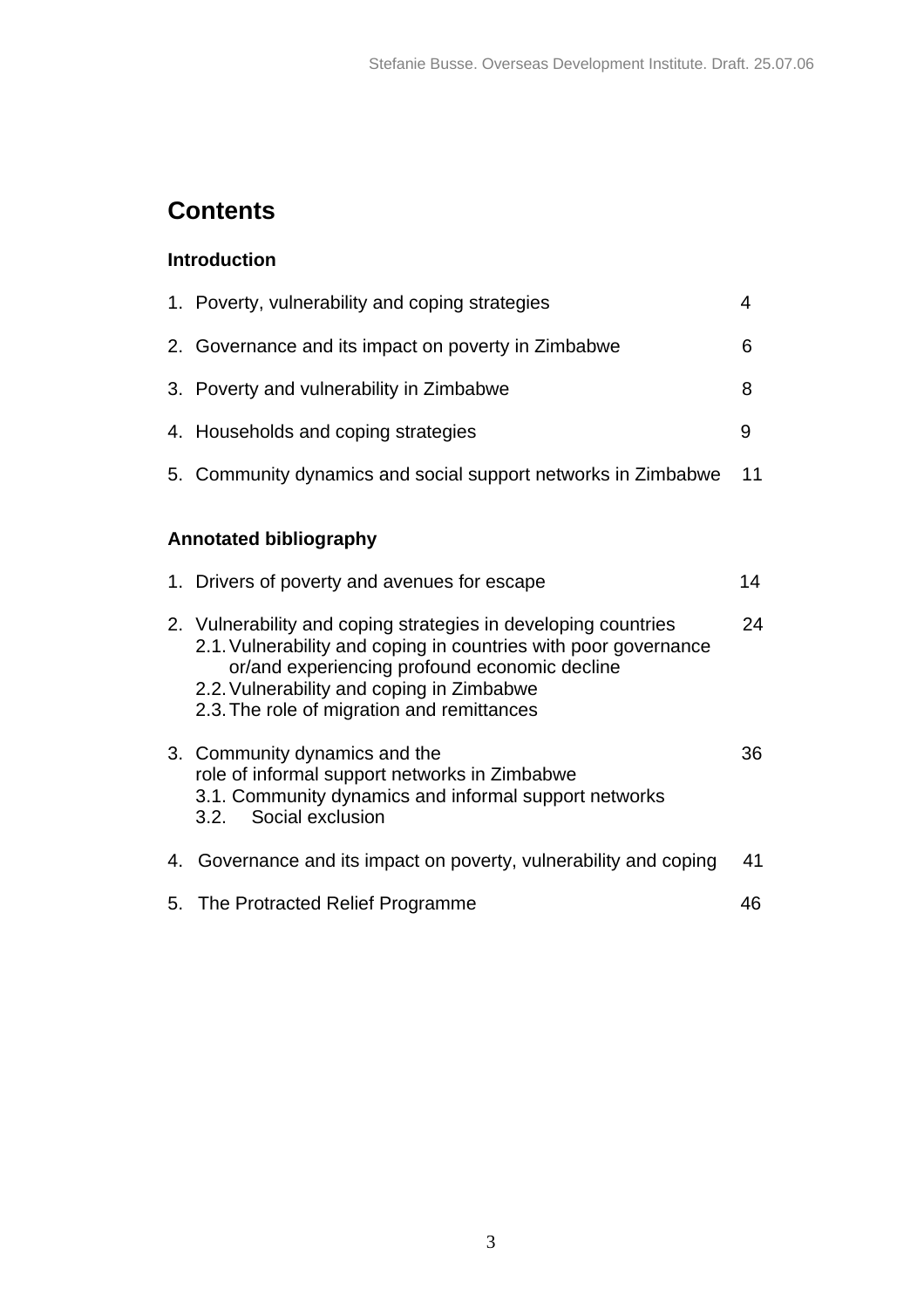# Contents

## Introduction

1. Poverty, vulnerability and coping strategies 4
2. Governance and its impact on poverty in Zimbabwe 6
3. Poverty and vulnerability in Zimbabwe 8
4. Households and coping strategies 9
5. Community dynamics and social support networks in Zimbabwe 11

## Annotated bibliography

1. Drivers of poverty and avenues for escape 14
2. Vulnerability and coping strategies in developing countries 24
   - 2.1. Vulnerability and coping in countries with poor governance or/and experiencing profound economic decline
   - 2.2. Vulnerability and coping in Zimbabwe
   - 2.3. The role of migration and remittances
3. Community dynamics and the role of informal support networks in Zimbabwe 36
   - 3.1. Community dynamics and informal support networks
   - 3.2. Social exclusion
4. Governance and its impact on poverty, vulnerability and coping 41
5. The Protracted Relief Programme 46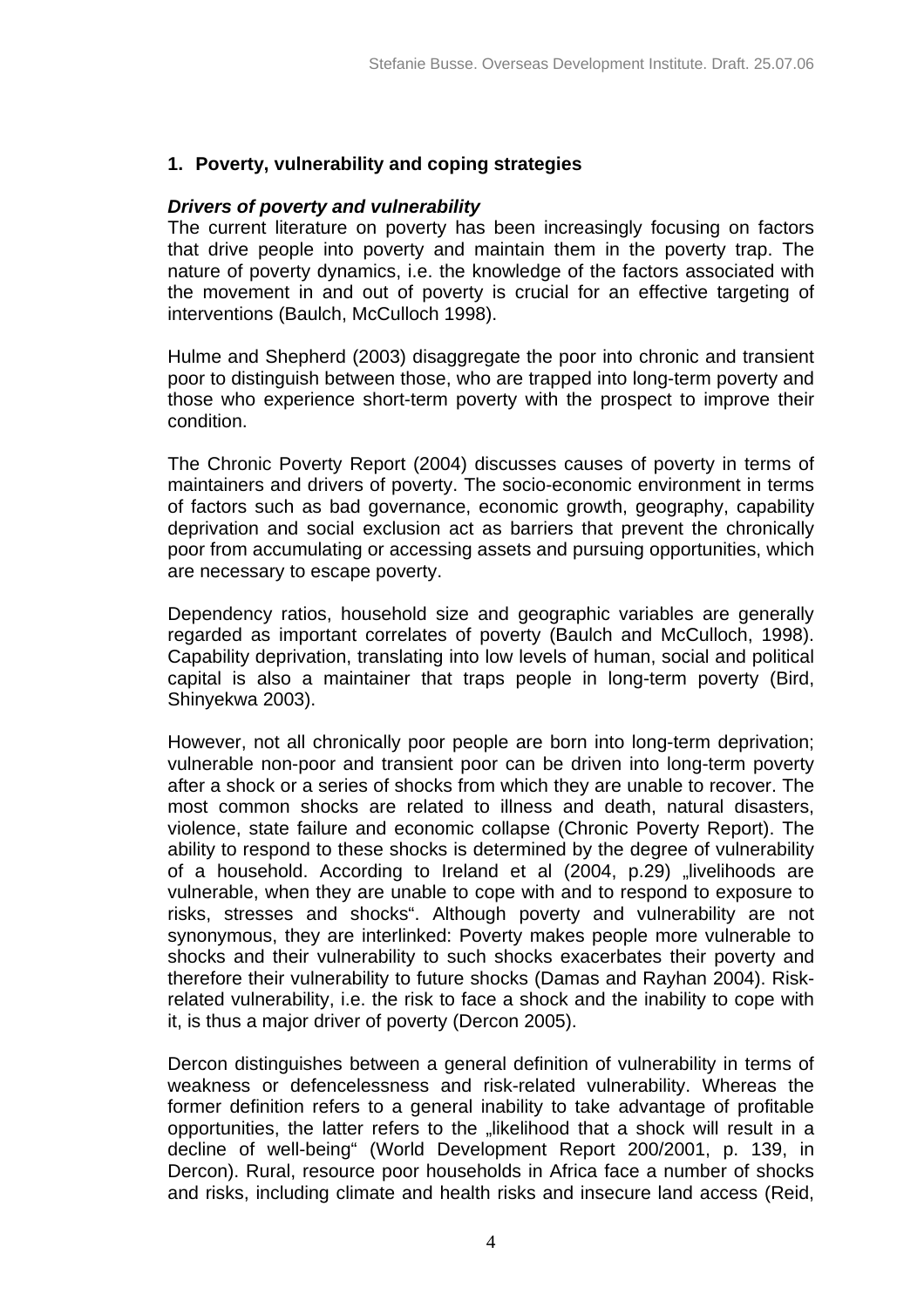## 1. Poverty, vulnerability and coping strategies

### *Drivers of poverty and vulnerability*

The current literature on poverty has been increasingly focusing on factors that drive people into poverty and maintain them in the poverty trap. The nature of poverty dynamics, i.e. the knowledge of the factors associated with the movement in and out of poverty is crucial for an effective targeting of interventions (Baulch, McCulloch 1998).

Hulme and Shepherd (2003) disaggregate the poor into chronic and transient poor to distinguish between those, who are trapped into long-term poverty and those who experience short-term poverty with the prospect to improve their condition.

The Chronic Poverty Report (2004) discusses causes of poverty in terms of maintainers and drivers of poverty. The socio-economic environment in terms of factors such as bad governance, economic growth, geography, capability deprivation and social exclusion act as barriers that prevent the chronically poor from accumulating or accessing assets and pursuing opportunities, which are necessary to escape poverty.

Dependency ratios, household size and geographic variables are generally regarded as important correlates of poverty (Baulch and McCulloch, 1998). Capability deprivation, translating into low levels of human, social and political capital is also a maintainer that traps people in long-term poverty (Bird, Shinyekwa 2003).

However, not all chronically poor people are born into long-term deprivation; vulnerable non-poor and transient poor can be driven into long-term poverty after a shock or a series of shocks from which they are unable to recover. The most common shocks are related to illness and death, natural disasters, violence, state failure and economic collapse (Chronic Poverty Report). The ability to respond to these shocks is determined by the degree of vulnerability of a household. According to Ireland et al (2004, p.29) „livelihoods are vulnerable, when they are unable to cope with and to respond to exposure to risks, stresses and shocks". Although poverty and vulnerability are not synonymous, they are interlinked: Poverty makes people more vulnerable to shocks and their vulnerability to such shocks exacerbates their poverty and therefore their vulnerability to future shocks (Damas and Rayhan 2004). Risk-related vulnerability, i.e. the risk to face a shock and the inability to cope with it, is thus a major driver of poverty (Dercon 2005).

Dercon distinguishes between a general definition of vulnerability in terms of weakness or defencelessness and risk-related vulnerability. Whereas the former definition refers to a general inability to take advantage of profitable opportunities, the latter refers to the „likelihood that a shock will result in a decline of well-being" (World Development Report 200/2001, p. 139, in Dercon). Rural, resource poor households in Africa face a number of shocks and risks, including climate and health risks and insecure land access (Reid,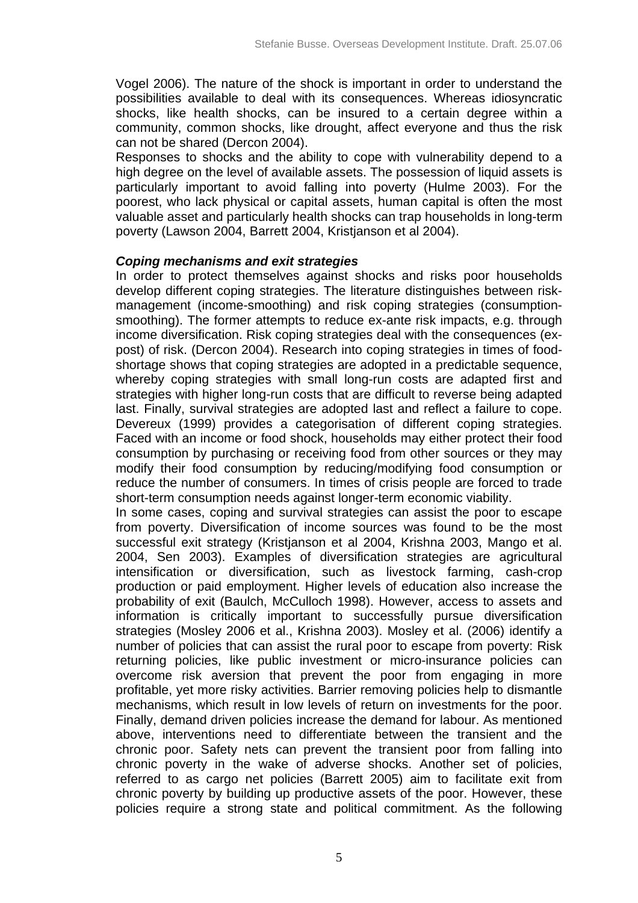Vogel 2006). The nature of the shock is important in order to understand the possibilities available to deal with its consequences. Whereas idiosyncratic shocks, like health shocks, can be insured to a certain degree within a community, common shocks, like drought, affect everyone and thus the risk can not be shared (Dercon 2004).

Responses to shocks and the ability to cope with vulnerability depend to a high degree on the level of available assets. The possession of liquid assets is particularly important to avoid falling into poverty (Hulme 2003). For the poorest, who lack physical or capital assets, human capital is often the most valuable asset and particularly health shocks can trap households in long-term poverty (Lawson 2004, Barrett 2004, Kristjanson et al 2004).

***Coping mechanisms and exit strategies***

In order to protect themselves against shocks and risks poor households develop different coping strategies. The literature distinguishes between risk-management (income-smoothing) and risk coping strategies (consumption-smoothing). The former attempts to reduce ex-ante risk impacts, e.g. through income diversification. Risk coping strategies deal with the consequences (ex-post) of risk. (Dercon 2004). Research into coping strategies in times of food-shortage shows that coping strategies are adopted in a predictable sequence, whereby coping strategies with small long-run costs are adapted first and strategies with higher long-run costs that are difficult to reverse being adapted last. Finally, survival strategies are adopted last and reflect a failure to cope. Devereux (1999) provides a categorisation of different coping strategies. Faced with an income or food shock, households may either protect their food consumption by purchasing or receiving food from other sources or they may modify their food consumption by reducing/modifying food consumption or reduce the number of consumers. In times of crisis people are forced to trade short-term consumption needs against longer-term economic viability.

In some cases, coping and survival strategies can assist the poor to escape from poverty. Diversification of income sources was found to be the most successful exit strategy (Kristjanson et al 2004, Krishna 2003, Mango et al. 2004, Sen 2003). Examples of diversification strategies are agricultural intensification or diversification, such as livestock farming, cash-crop production or paid employment. Higher levels of education also increase the probability of exit (Baulch, McCulloch 1998). However, access to assets and information is critically important to successfully pursue diversification strategies (Mosley 2006 et al., Krishna 2003). Mosley et al. (2006) identify a number of policies that can assist the rural poor to escape from poverty: Risk returning policies, like public investment or micro-insurance policies can overcome risk aversion that prevent the poor from engaging in more profitable, yet more risky activities. Barrier removing policies help to dismantle mechanisms, which result in low levels of return on investments for the poor. Finally, demand driven policies increase the demand for labour. As mentioned above, interventions need to differentiate between the transient and the chronic poor. Safety nets can prevent the transient poor from falling into chronic poverty in the wake of adverse shocks. Another set of policies, referred to as cargo net policies (Barrett 2005) aim to facilitate exit from chronic poverty by building up productive assets of the poor. However, these policies require a strong state and political commitment. As the following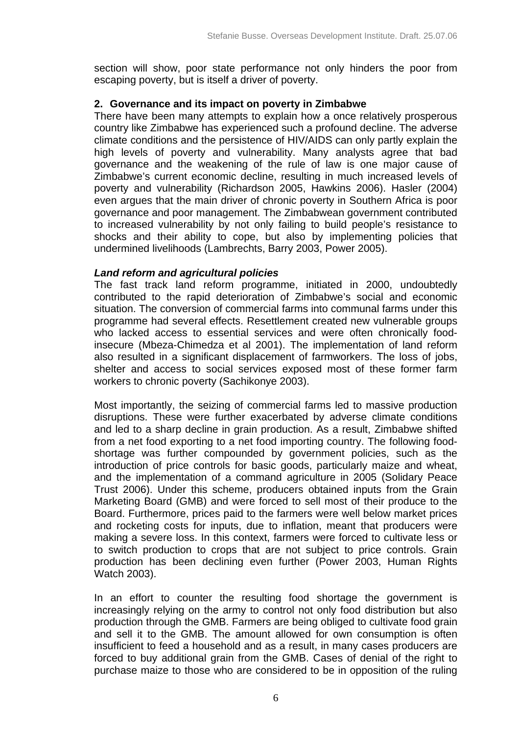section will show, poor state performance not only hinders the poor from escaping poverty, but is itself a driver of poverty.

## 2. Governance and its impact on poverty in Zimbabwe

There have been many attempts to explain how a once relatively prosperous country like Zimbabwe has experienced such a profound decline. The adverse climate conditions and the persistence of HIV/AIDS can only partly explain the high levels of poverty and vulnerability. Many analysts agree that bad governance and the weakening of the rule of law is one major cause of Zimbabwe's current economic decline, resulting in much increased levels of poverty and vulnerability (Richardson 2005, Hawkins 2006). Hasler (2004) even argues that the main driver of chronic poverty in Southern Africa is poor governance and poor management. The Zimbabwean government contributed to increased vulnerability by not only failing to build people's resistance to shocks and their ability to cope, but also by implementing policies that undermined livelihoods (Lambrechts, Barry 2003, Power 2005).

### *Land reform and agricultural policies*

The fast track land reform programme, initiated in 2000, undoubtedly contributed to the rapid deterioration of Zimbabwe's social and economic situation. The conversion of commercial farms into communal farms under this programme had several effects. Resettlement created new vulnerable groups who lacked access to essential services and were often chronically food-insecure (Mbeza-Chimedza et al 2001). The implementation of land reform also resulted in a significant displacement of farmworkers. The loss of jobs, shelter and access to social services exposed most of these former farm workers to chronic poverty (Sachikonye 2003).

Most importantly, the seizing of commercial farms led to massive production disruptions. These were further exacerbated by adverse climate conditions and led to a sharp decline in grain production. As a result, Zimbabwe shifted from a net food exporting to a net food importing country. The following food-shortage was further compounded by government policies, such as the introduction of price controls for basic goods, particularly maize and wheat, and the implementation of a command agriculture in 2005 (Solidary Peace Trust 2006). Under this scheme, producers obtained inputs from the Grain Marketing Board (GMB) and were forced to sell most of their produce to the Board. Furthermore, prices paid to the farmers were well below market prices and rocketing costs for inputs, due to inflation, meant that producers were making a severe loss. In this context, farmers were forced to cultivate less or to switch production to crops that are not subject to price controls. Grain production has been declining even further (Power 2003, Human Rights Watch 2003).

In an effort to counter the resulting food shortage the government is increasingly relying on the army to control not only food distribution but also production through the GMB. Farmers are being obliged to cultivate food grain and sell it to the GMB. The amount allowed for own consumption is often insufficient to feed a household and as a result, in many cases producers are forced to buy additional grain from the GMB. Cases of denial of the right to purchase maize to those who are considered to be in opposition of the ruling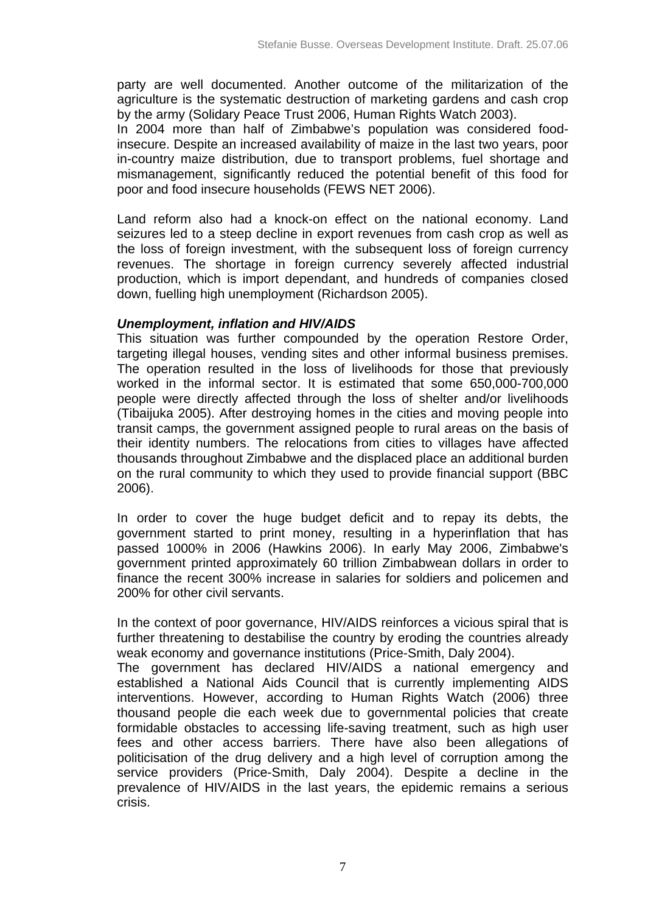party are well documented. Another outcome of the militarization of the agriculture is the systematic destruction of marketing gardens and cash crop by the army (Solidary Peace Trust 2006, Human Rights Watch 2003).
In 2004 more than half of Zimbabwe's population was considered food-insecure. Despite an increased availability of maize in the last two years, poor in-country maize distribution, due to transport problems, fuel shortage and mismanagement, significantly reduced the potential benefit of this food for poor and food insecure households (FEWS NET 2006).

Land reform also had a knock-on effect on the national economy. Land seizures led to a steep decline in export revenues from cash crop as well as the loss of foreign investment, with the subsequent loss of foreign currency revenues. The shortage in foreign currency severely affected industrial production, which is import dependant, and hundreds of companies closed down, fuelling high unemployment (Richardson 2005).

***Unemployment, inflation and HIV/AIDS***

This situation was further compounded by the operation Restore Order, targeting illegal houses, vending sites and other informal business premises. The operation resulted in the loss of livelihoods for those that previously worked in the informal sector. It is estimated that some 650,000-700,000 people were directly affected through the loss of shelter and/or livelihoods (Tibaijuka 2005). After destroying homes in the cities and moving people into transit camps, the government assigned people to rural areas on the basis of their identity numbers. The relocations from cities to villages have affected thousands throughout Zimbabwe and the displaced place an additional burden on the rural community to which they used to provide financial support (BBC 2006).

In order to cover the huge budget deficit and to repay its debts, the government started to print money, resulting in a hyperinflation that has passed 1000% in 2006 (Hawkins 2006). In early May 2006, Zimbabwe's government printed approximately 60 trillion Zimbabwean dollars in order to finance the recent 300% increase in salaries for soldiers and policemen and 200% for other civil servants.

In the context of poor governance, HIV/AIDS reinforces a vicious spiral that is further threatening to destabilise the country by eroding the countries already weak economy and governance institutions (Price-Smith, Daly 2004).
The government has declared HIV/AIDS a national emergency and established a National Aids Council that is currently implementing AIDS interventions. However, according to Human Rights Watch (2006) three thousand people die each week due to governmental policies that create formidable obstacles to accessing life-saving treatment, such as high user fees and other access barriers. There have also been allegations of politicisation of the drug delivery and a high level of corruption among the service providers (Price-Smith, Daly 2004). Despite a decline in the prevalence of HIV/AIDS in the last years, the epidemic remains a serious crisis.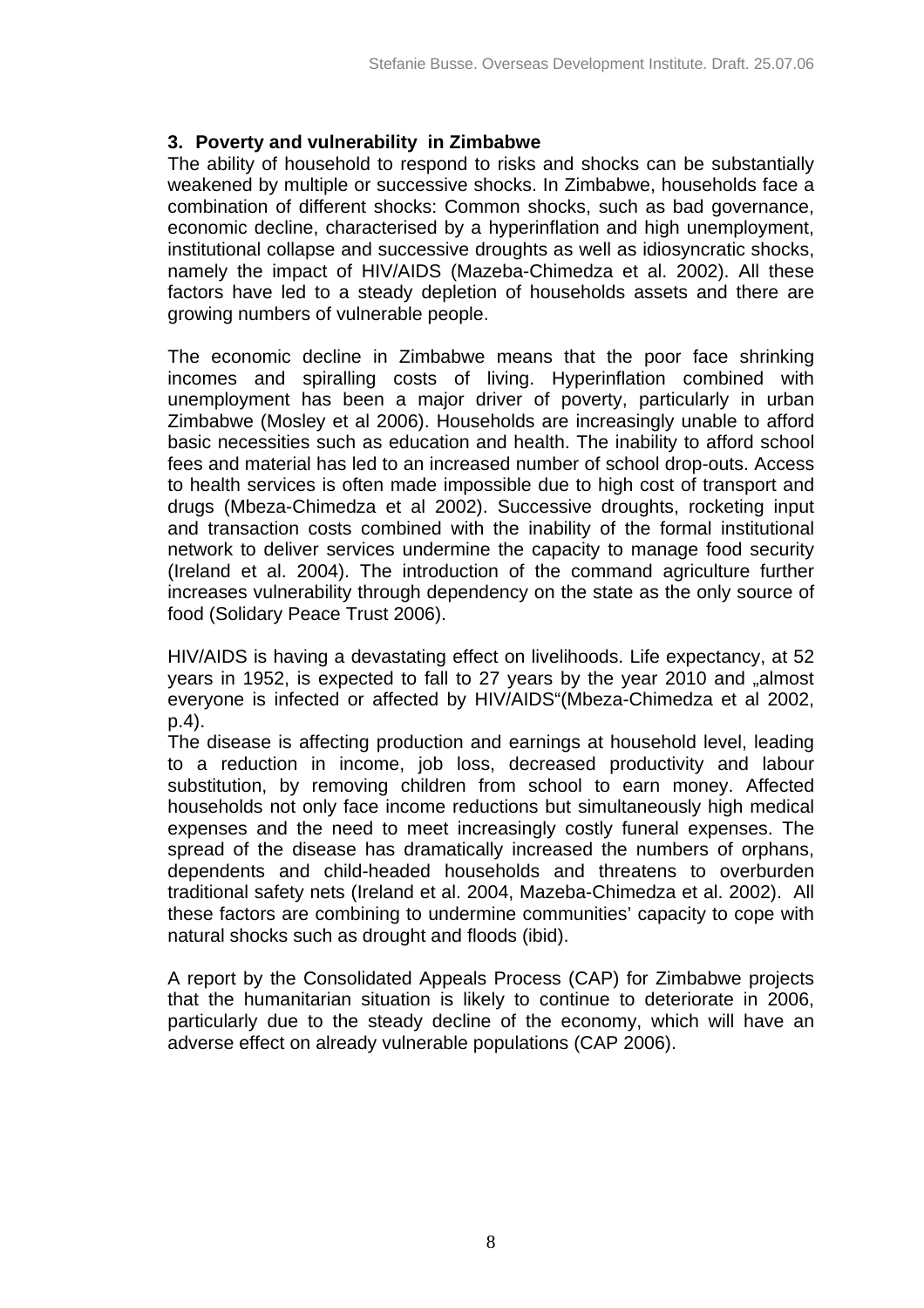## 3. Poverty and vulnerability in Zimbabwe

The ability of household to respond to risks and shocks can be substantially weakened by multiple or successive shocks. In Zimbabwe, households face a combination of different shocks: Common shocks, such as bad governance, economic decline, characterised by a hyperinflation and high unemployment, institutional collapse and successive droughts as well as idiosyncratic shocks, namely the impact of HIV/AIDS (Mazeba-Chimedza et al. 2002). All these factors have led to a steady depletion of households assets and there are growing numbers of vulnerable people.

The economic decline in Zimbabwe means that the poor face shrinking incomes and spiralling costs of living. Hyperinflation combined with unemployment has been a major driver of poverty, particularly in urban Zimbabwe (Mosley et al 2006). Households are increasingly unable to afford basic necessities such as education and health. The inability to afford school fees and material has led to an increased number of school drop-outs. Access to health services is often made impossible due to high cost of transport and drugs (Mbeza-Chimedza et al 2002). Successive droughts, rocketing input and transaction costs combined with the inability of the formal institutional network to deliver services undermine the capacity to manage food security (Ireland et al. 2004). The introduction of the command agriculture further increases vulnerability through dependency on the state as the only source of food (Solidary Peace Trust 2006).

HIV/AIDS is having a devastating effect on livelihoods. Life expectancy, at 52 years in 1952, is expected to fall to 27 years by the year 2010 and „almost everyone is infected or affected by HIV/AIDS"(Mbeza-Chimedza et al 2002, p.4).
The disease is affecting production and earnings at household level, leading to a reduction in income, job loss, decreased productivity and labour substitution, by removing children from school to earn money. Affected households not only face income reductions but simultaneously high medical expenses and the need to meet increasingly costly funeral expenses. The spread of the disease has dramatically increased the numbers of orphans, dependents and child-headed households and threatens to overburden traditional safety nets (Ireland et al. 2004, Mazeba-Chimedza et al. 2002). All these factors are combining to undermine communities' capacity to cope with natural shocks such as drought and floods (ibid).

A report by the Consolidated Appeals Process (CAP) for Zimbabwe projects that the humanitarian situation is likely to continue to deteriorate in 2006, particularly due to the steady decline of the economy, which will have an adverse effect on already vulnerable populations (CAP 2006).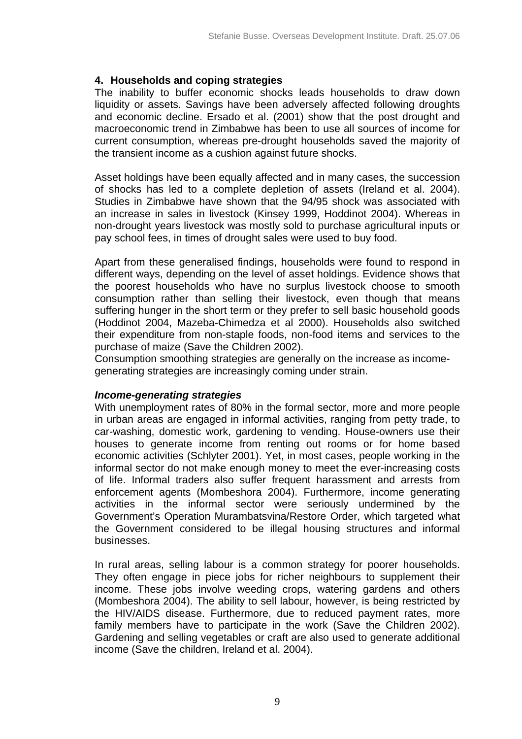## 4. Households and coping strategies

The inability to buffer economic shocks leads households to draw down liquidity or assets. Savings have been adversely affected following droughts and economic decline. Ersado et al. (2001) show that the post drought and macroeconomic trend in Zimbabwe has been to use all sources of income for current consumption, whereas pre-drought households saved the majority of the transient income as a cushion against future shocks.

Asset holdings have been equally affected and in many cases, the succession of shocks has led to a complete depletion of assets (Ireland et al. 2004). Studies in Zimbabwe have shown that the 94/95 shock was associated with an increase in sales in livestock (Kinsey 1999, Hoddinot 2004). Whereas in non-drought years livestock was mostly sold to purchase agricultural inputs or pay school fees, in times of drought sales were used to buy food.

Apart from these generalised findings, households were found to respond in different ways, depending on the level of asset holdings. Evidence shows that the poorest households who have no surplus livestock choose to smooth consumption rather than selling their livestock, even though that means suffering hunger in the short term or they prefer to sell basic household goods (Hoddinot 2004, Mazeba-Chimedza et al 2000). Households also switched their expenditure from non-staple foods, non-food items and services to the purchase of maize (Save the Children 2002).

Consumption smoothing strategies are generally on the increase as income-generating strategies are increasingly coming under strain.

***Income-generating strategies***

With unemployment rates of 80% in the formal sector, more and more people in urban areas are engaged in informal activities, ranging from petty trade, to car-washing, domestic work, gardening to vending. House-owners use their houses to generate income from renting out rooms or for home based economic activities (Schlyter 2001). Yet, in most cases, people working in the informal sector do not make enough money to meet the ever-increasing costs of life. Informal traders also suffer frequent harassment and arrests from enforcement agents (Mombeshora 2004). Furthermore, income generating activities in the informal sector were seriously undermined by the Government's Operation Murambatsvina/Restore Order, which targeted what the Government considered to be illegal housing structures and informal businesses.

In rural areas, selling labour is a common strategy for poorer households. They often engage in piece jobs for richer neighbours to supplement their income. These jobs involve weeding crops, watering gardens and others (Mombeshora 2004). The ability to sell labour, however, is being restricted by the HIV/AIDS disease. Furthermore, due to reduced payment rates, more family members have to participate in the work (Save the Children 2002). Gardening and selling vegetables or craft are also used to generate additional income (Save the children, Ireland et al. 2004).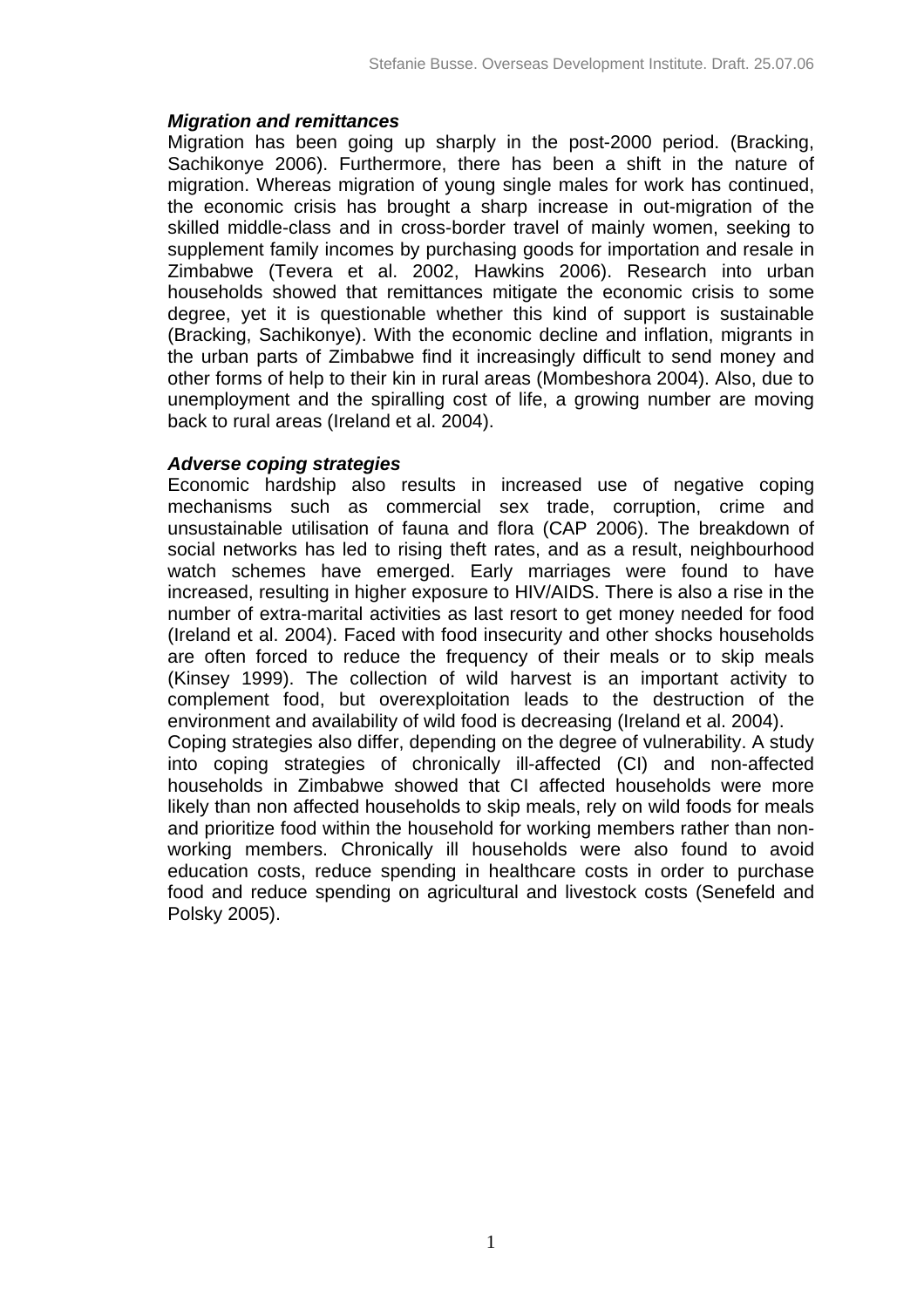***Migration and remittances***

Migration has been going up sharply in the post-2000 period. (Bracking, Sachikonye 2006). Furthermore, there has been a shift in the nature of migration. Whereas migration of young single males for work has continued, the economic crisis has brought a sharp increase in out-migration of the skilled middle-class and in cross-border travel of mainly women, seeking to supplement family incomes by purchasing goods for importation and resale in Zimbabwe (Tevera et al. 2002, Hawkins 2006). Research into urban households showed that remittances mitigate the economic crisis to some degree, yet it is questionable whether this kind of support is sustainable (Bracking, Sachikonye). With the economic decline and inflation, migrants in the urban parts of Zimbabwe find it increasingly difficult to send money and other forms of help to their kin in rural areas (Mombeshora 2004). Also, due to unemployment and the spiralling cost of life, a growing number are moving back to rural areas (Ireland et al. 2004).

***Adverse coping strategies***

Economic hardship also results in increased use of negative coping mechanisms such as commercial sex trade, corruption, crime and unsustainable utilisation of fauna and flora (CAP 2006). The breakdown of social networks has led to rising theft rates, and as a result, neighbourhood watch schemes have emerged. Early marriages were found to have increased, resulting in higher exposure to HIV/AIDS. There is also a rise in the number of extra-marital activities as last resort to get money needed for food (Ireland et al. 2004). Faced with food insecurity and other shocks households are often forced to reduce the frequency of their meals or to skip meals (Kinsey 1999). The collection of wild harvest is an important activity to complement food, but overexploitation leads to the destruction of the environment and availability of wild food is decreasing (Ireland et al. 2004).

Coping strategies also differ, depending on the degree of vulnerability. A study into coping strategies of chronically ill-affected (CI) and non-affected households in Zimbabwe showed that CI affected households were more likely than non affected households to skip meals, rely on wild foods for meals and prioritize food within the household for working members rather than non-working members. Chronically ill households were also found to avoid education costs, reduce spending in healthcare costs in order to purchase food and reduce spending on agricultural and livestock costs (Senefeld and Polsky 2005).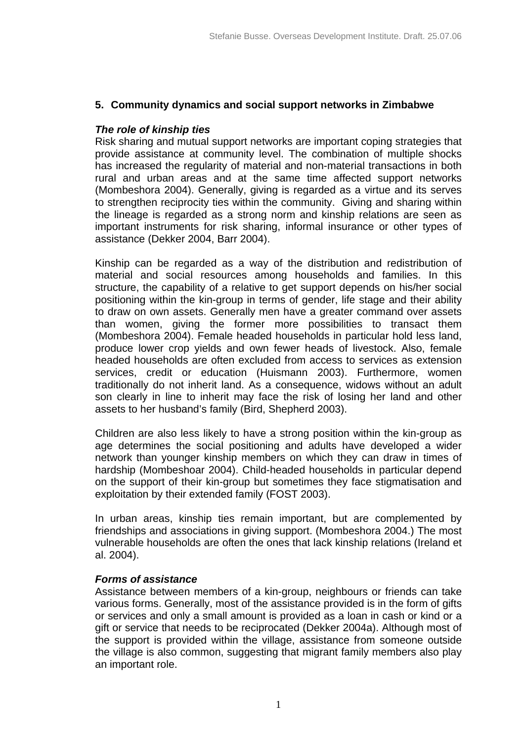## 5. Community dynamics and social support networks in Zimbabwe

### *The role of kinship ties*

Risk sharing and mutual support networks are important coping strategies that provide assistance at community level. The combination of multiple shocks has increased the regularity of material and non-material transactions in both rural and urban areas and at the same time affected support networks (Mombeshora 2004). Generally, giving is regarded as a virtue and its serves to strengthen reciprocity ties within the community. Giving and sharing within the lineage is regarded as a strong norm and kinship relations are seen as important instruments for risk sharing, informal insurance or other types of assistance (Dekker 2004, Barr 2004).

Kinship can be regarded as a way of the distribution and redistribution of material and social resources among households and families. In this structure, the capability of a relative to get support depends on his/her social positioning within the kin-group in terms of gender, life stage and their ability to draw on own assets. Generally men have a greater command over assets than women, giving the former more possibilities to transact them (Mombeshora 2004). Female headed households in particular hold less land, produce lower crop yields and own fewer heads of livestock. Also, female headed households are often excluded from access to services as extension services, credit or education (Huismann 2003). Furthermore, women traditionally do not inherit land. As a consequence, widows without an adult son clearly in line to inherit may face the risk of losing her land and other assets to her husband's family (Bird, Shepherd 2003).

Children are also less likely to have a strong position within the kin-group as age determines the social positioning and adults have developed a wider network than younger kinship members on which they can draw in times of hardship (Mombeshoar 2004). Child-headed households in particular depend on the support of their kin-group but sometimes they face stigmatisation and exploitation by their extended family (FOST 2003).

In urban areas, kinship ties remain important, but are complemented by friendships and associations in giving support. (Mombeshora 2004.) The most vulnerable households are often the ones that lack kinship relations (Ireland et al. 2004).

### *Forms of assistance*

Assistance between members of a kin-group, neighbours or friends can take various forms. Generally, most of the assistance provided is in the form of gifts or services and only a small amount is provided as a loan in cash or kind or a gift or service that needs to be reciprocated (Dekker 2004a). Although most of the support is provided within the village, assistance from someone outside the village is also common, suggesting that migrant family members also play an important role.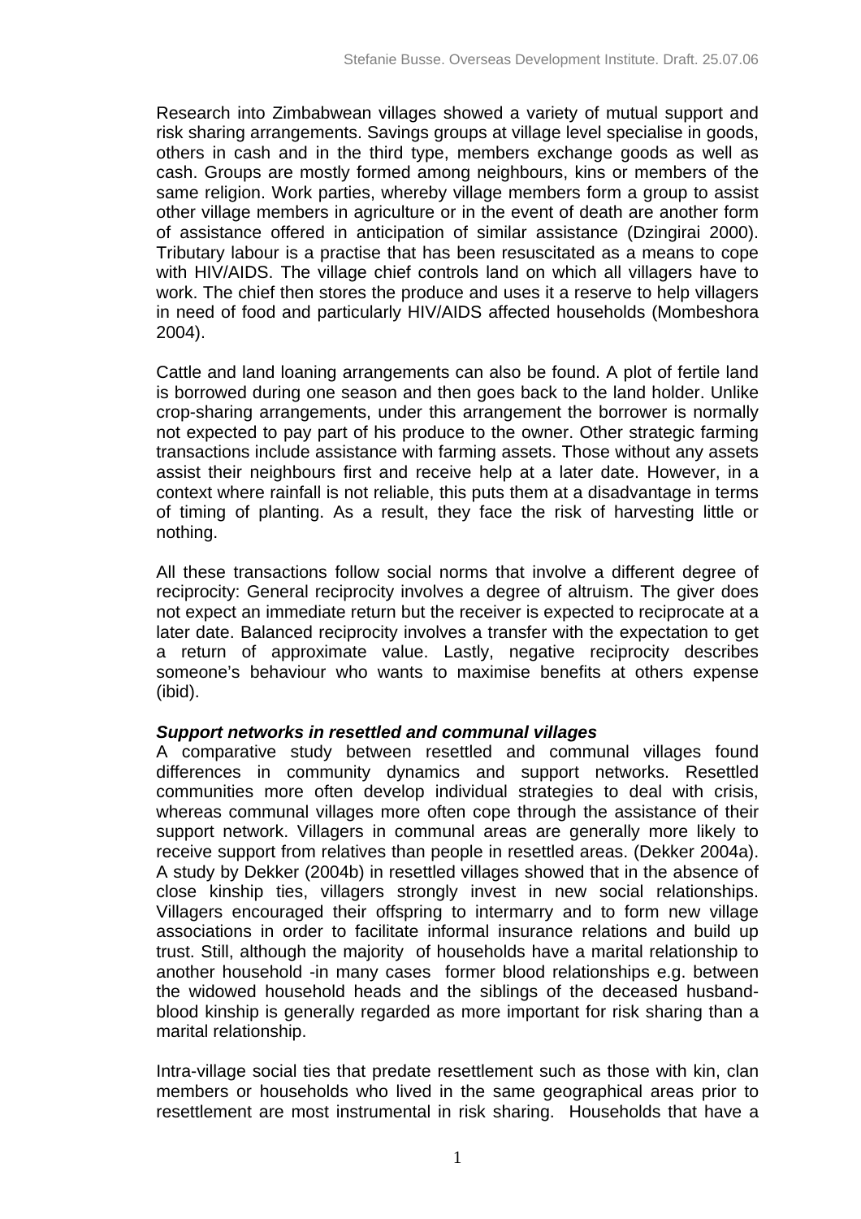Research into Zimbabwean villages showed a variety of mutual support and risk sharing arrangements. Savings groups at village level specialise in goods, others in cash and in the third type, members exchange goods as well as cash. Groups are mostly formed among neighbours, kins or members of the same religion. Work parties, whereby village members form a group to assist other village members in agriculture or in the event of death are another form of assistance offered in anticipation of similar assistance (Dzingirai 2000). Tributary labour is a practise that has been resuscitated as a means to cope with HIV/AIDS. The village chief controls land on which all villagers have to work. The chief then stores the produce and uses it a reserve to help villagers in need of food and particularly HIV/AIDS affected households (Mombeshora 2004).

Cattle and land loaning arrangements can also be found. A plot of fertile land is borrowed during one season and then goes back to the land holder. Unlike crop-sharing arrangements, under this arrangement the borrower is normally not expected to pay part of his produce to the owner. Other strategic farming transactions include assistance with farming assets. Those without any assets assist their neighbours first and receive help at a later date. However, in a context where rainfall is not reliable, this puts them at a disadvantage in terms of timing of planting. As a result, they face the risk of harvesting little or nothing.

All these transactions follow social norms that involve a different degree of reciprocity: General reciprocity involves a degree of altruism. The giver does not expect an immediate return but the receiver is expected to reciprocate at a later date. Balanced reciprocity involves a transfer with the expectation to get a return of approximate value. Lastly, negative reciprocity describes someone's behaviour who wants to maximise benefits at others expense (ibid).

***Support networks in resettled and communal villages***

A comparative study between resettled and communal villages found differences in community dynamics and support networks. Resettled communities more often develop individual strategies to deal with crisis, whereas communal villages more often cope through the assistance of their support network. Villagers in communal areas are generally more likely to receive support from relatives than people in resettled areas. (Dekker 2004a). A study by Dekker (2004b) in resettled villages showed that in the absence of close kinship ties, villagers strongly invest in new social relationships. Villagers encouraged their offspring to intermarry and to form new village associations in order to facilitate informal insurance relations and build up trust. Still, although the majority of households have a marital relationship to another household -in many cases former blood relationships e.g. between the widowed household heads and the siblings of the deceased husband- blood kinship is generally regarded as more important for risk sharing than a marital relationship.

Intra-village social ties that predate resettlement such as those with kin, clan members or households who lived in the same geographical areas prior to resettlement are most instrumental in risk sharing. Households that have a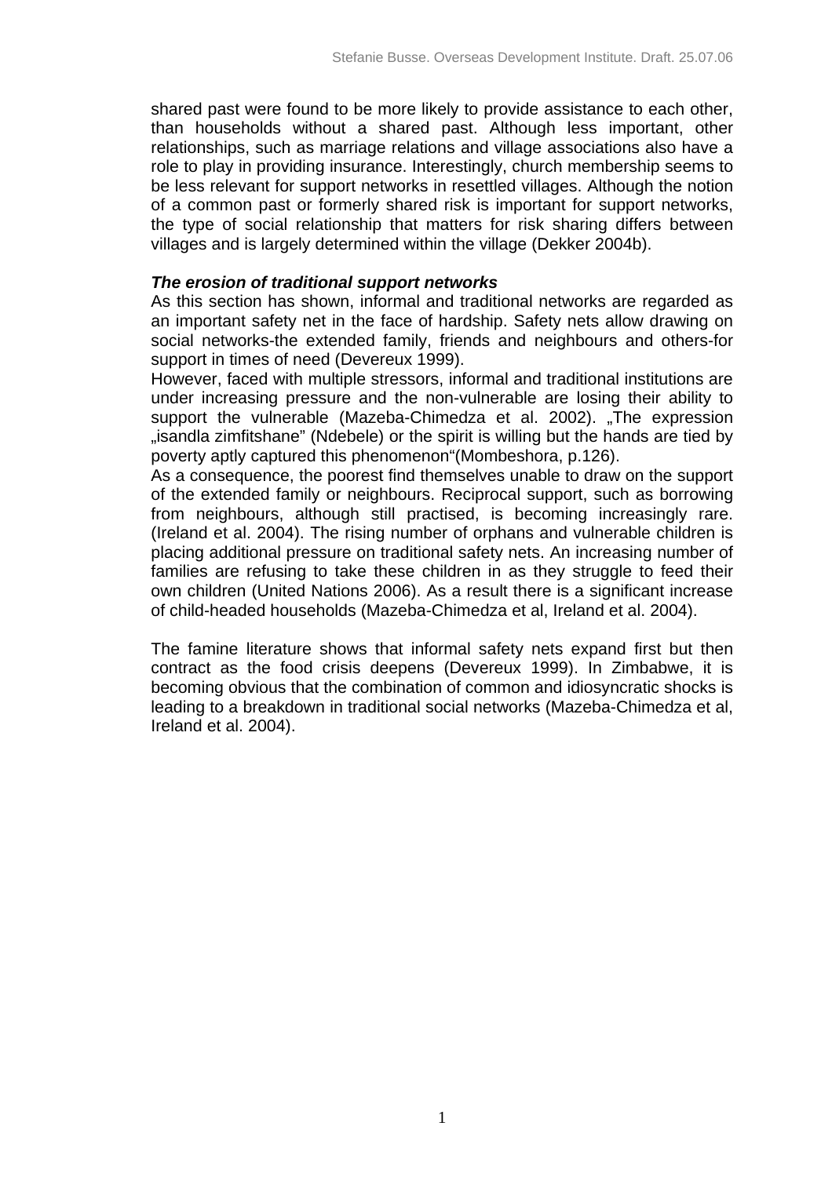shared past were found to be more likely to provide assistance to each other, than households without a shared past. Although less important, other relationships, such as marriage relations and village associations also have a role to play in providing insurance. Interestingly, church membership seems to be less relevant for support networks in resettled villages. Although the notion of a common past or formerly shared risk is important for support networks, the type of social relationship that matters for risk sharing differs between villages and is largely determined within the village (Dekker 2004b).

***The erosion of traditional support networks***

As this section has shown, informal and traditional networks are regarded as an important safety net in the face of hardship. Safety nets allow drawing on social networks-the extended family, friends and neighbours and others-for support in times of need (Devereux 1999).

However, faced with multiple stressors, informal and traditional institutions are under increasing pressure and the non-vulnerable are losing their ability to support the vulnerable (Mazeba-Chimedza et al. 2002). „The expression „isandla zimfitshane" (Ndebele) or the spirit is willing but the hands are tied by poverty aptly captured this phenomenon"(Mombeshora, p.126).

As a consequence, the poorest find themselves unable to draw on the support of the extended family or neighbours. Reciprocal support, such as borrowing from neighbours, although still practised, is becoming increasingly rare. (Ireland et al. 2004). The rising number of orphans and vulnerable children is placing additional pressure on traditional safety nets. An increasing number of families are refusing to take these children in as they struggle to feed their own children (United Nations 2006). As a result there is a significant increase of child-headed households (Mazeba-Chimedza et al, Ireland et al. 2004).

The famine literature shows that informal safety nets expand first but then contract as the food crisis deepens (Devereux 1999). In Zimbabwe, it is becoming obvious that the combination of common and idiosyncratic shocks is leading to a breakdown in traditional social networks (Mazeba-Chimedza et al, Ireland et al. 2004).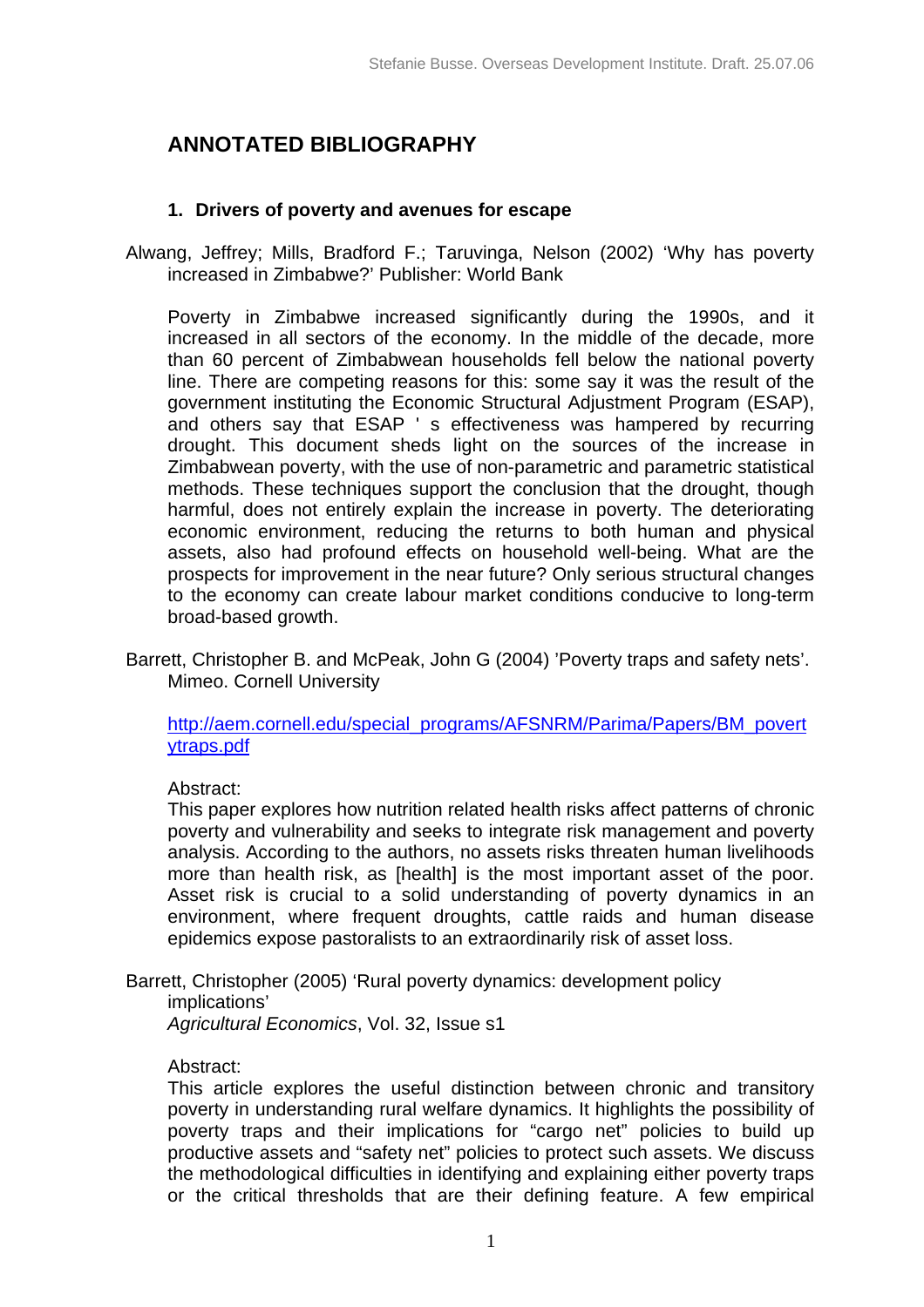# ANNOTATED BIBLIOGRAPHY

## 1. Drivers of poverty and avenues for escape

Alwang, Jeffrey; Mills, Bradford F.; Taruvinga, Nelson (2002) 'Why has poverty increased in Zimbabwe?' Publisher: World Bank

Poverty in Zimbabwe increased significantly during the 1990s, and it increased in all sectors of the economy. In the middle of the decade, more than 60 percent of Zimbabwean households fell below the national poverty line. There are competing reasons for this: some say it was the result of the government instituting the Economic Structural Adjustment Program (ESAP), and others say that ESAP ' s effectiveness was hampered by recurring drought. This document sheds light on the sources of the increase in Zimbabwean poverty, with the use of non-parametric and parametric statistical methods. These techniques support the conclusion that the drought, though harmful, does not entirely explain the increase in poverty. The deteriorating economic environment, reducing the returns to both human and physical assets, also had profound effects on household well-being. What are the prospects for improvement in the near future? Only serious structural changes to the economy can create labour market conditions conducive to long-term broad-based growth.

Barrett, Christopher B. and McPeak, John G (2004) 'Poverty traps and safety nets'. Mimeo. Cornell University

http://aem.cornell.edu/special_programs/AFSNRM/Parima/Papers/BM_povertytraps.pdf

Abstract:
This paper explores how nutrition related health risks affect patterns of chronic poverty and vulnerability and seeks to integrate risk management and poverty analysis. According to the authors, no assets risks threaten human livelihoods more than health risk, as [health] is the most important asset of the poor. Asset risk is crucial to a solid understanding of poverty dynamics in an environment, where frequent droughts, cattle raids and human disease epidemics expose pastoralists to an extraordinarily risk of asset loss.

Barrett, Christopher (2005) 'Rural poverty dynamics: development policy implications'
*Agricultural Economics*, Vol. 32, Issue s1

Abstract:
This article explores the useful distinction between chronic and transitory poverty in understanding rural welfare dynamics. It highlights the possibility of poverty traps and their implications for "cargo net" policies to build up productive assets and "safety net" policies to protect such assets. We discuss the methodological difficulties in identifying and explaining either poverty traps or the critical thresholds that are their defining feature. A few empirical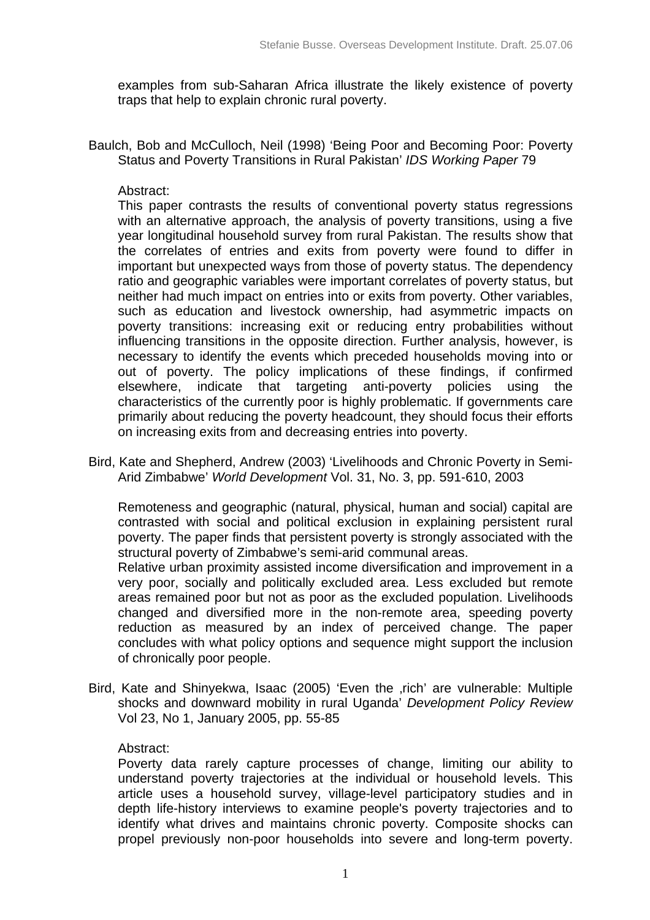examples from sub-Saharan Africa illustrate the likely existence of poverty traps that help to explain chronic rural poverty.

Baulch, Bob and McCulloch, Neil (1998) 'Being Poor and Becoming Poor: Poverty Status and Poverty Transitions in Rural Pakistan' *IDS Working Paper* 79

Abstract:
This paper contrasts the results of conventional poverty status regressions with an alternative approach, the analysis of poverty transitions, using a five year longitudinal household survey from rural Pakistan. The results show that the correlates of entries and exits from poverty were found to differ in important but unexpected ways from those of poverty status. The dependency ratio and geographic variables were important correlates of poverty status, but neither had much impact on entries into or exits from poverty. Other variables, such as education and livestock ownership, had asymmetric impacts on poverty transitions: increasing exit or reducing entry probabilities without influencing transitions in the opposite direction. Further analysis, however, is necessary to identify the events which preceded households moving into or out of poverty. The policy implications of these findings, if confirmed elsewhere, indicate that targeting anti-poverty policies using the characteristics of the currently poor is highly problematic. If governments care primarily about reducing the poverty headcount, they should focus their efforts on increasing exits from and decreasing entries into poverty.

Bird, Kate and Shepherd, Andrew (2003) 'Livelihoods and Chronic Poverty in Semi-Arid Zimbabwe' *World Development* Vol. 31, No. 3, pp. 591-610, 2003

Remoteness and geographic (natural, physical, human and social) capital are contrasted with social and political exclusion in explaining persistent rural poverty. The paper finds that persistent poverty is strongly associated with the structural poverty of Zimbabwe's semi-arid communal areas.
Relative urban proximity assisted income diversification and improvement in a very poor, socially and politically excluded area. Less excluded but remote areas remained poor but not as poor as the excluded population. Livelihoods changed and diversified more in the non-remote area, speeding poverty reduction as measured by an index of perceived change. The paper concludes with what policy options and sequence might support the inclusion of chronically poor people.

Bird, Kate and Shinyekwa, Isaac (2005) 'Even the ‚rich' are vulnerable: Multiple shocks and downward mobility in rural Uganda' *Development Policy Review* Vol 23, No 1, January 2005, pp. 55-85

Abstract:
Poverty data rarely capture processes of change, limiting our ability to understand poverty trajectories at the individual or household levels. This article uses a household survey, village-level participatory studies and in depth life-history interviews to examine people's poverty trajectories and to identify what drives and maintains chronic poverty. Composite shocks can propel previously non-poor households into severe and long-term poverty.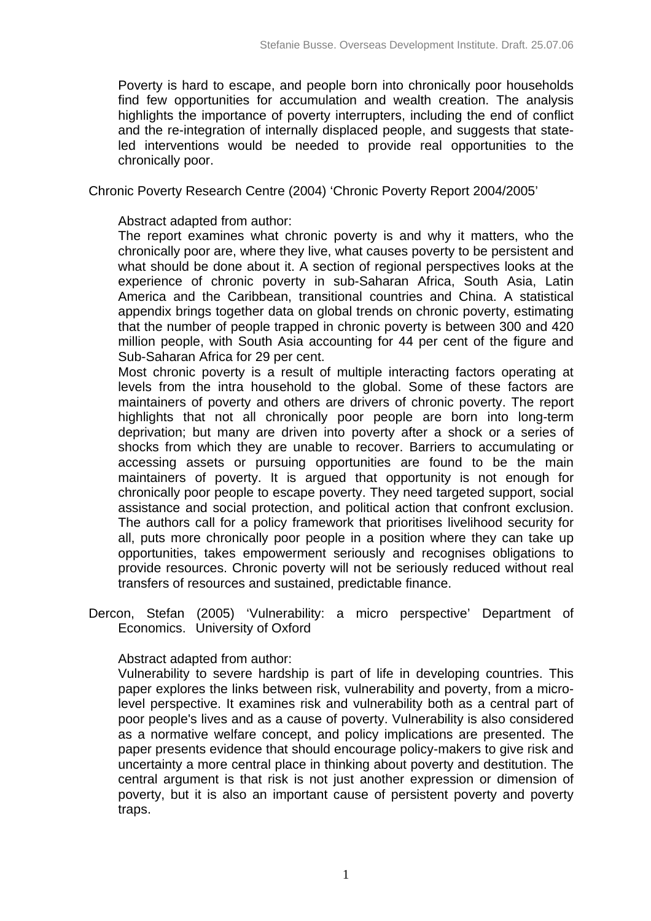Poverty is hard to escape, and people born into chronically poor households find few opportunities for accumulation and wealth creation. The analysis highlights the importance of poverty interrupters, including the end of conflict and the re-integration of internally displaced people, and suggests that state-led interventions would be needed to provide real opportunities to the chronically poor.

Chronic Poverty Research Centre (2004) 'Chronic Poverty Report 2004/2005'

Abstract adapted from author:

The report examines what chronic poverty is and why it matters, who the chronically poor are, where they live, what causes poverty to be persistent and what should be done about it. A section of regional perspectives looks at the experience of chronic poverty in sub-Saharan Africa, South Asia, Latin America and the Caribbean, transitional countries and China. A statistical appendix brings together data on global trends on chronic poverty, estimating that the number of people trapped in chronic poverty is between 300 and 420 million people, with South Asia accounting for 44 per cent of the figure and Sub-Saharan Africa for 29 per cent.

Most chronic poverty is a result of multiple interacting factors operating at levels from the intra household to the global. Some of these factors are maintainers of poverty and others are drivers of chronic poverty. The report highlights that not all chronically poor people are born into long-term deprivation; but many are driven into poverty after a shock or a series of shocks from which they are unable to recover. Barriers to accumulating or accessing assets or pursuing opportunities are found to be the main maintainers of poverty. It is argued that opportunity is not enough for chronically poor people to escape poverty. They need targeted support, social assistance and social protection, and political action that confront exclusion. The authors call for a policy framework that prioritises livelihood security for all, puts more chronically poor people in a position where they can take up opportunities, takes empowerment seriously and recognises obligations to provide resources. Chronic poverty will not be seriously reduced without real transfers of resources and sustained, predictable finance.

Dercon, Stefan (2005) 'Vulnerability: a micro perspective' Department of Economics. University of Oxford

Abstract adapted from author:

Vulnerability to severe hardship is part of life in developing countries. This paper explores the links between risk, vulnerability and poverty, from a micro-level perspective. It examines risk and vulnerability both as a central part of poor people's lives and as a cause of poverty. Vulnerability is also considered as a normative welfare concept, and policy implications are presented. The paper presents evidence that should encourage policy-makers to give risk and uncertainty a more central place in thinking about poverty and destitution. The central argument is that risk is not just another expression or dimension of poverty, but it is also an important cause of persistent poverty and poverty traps.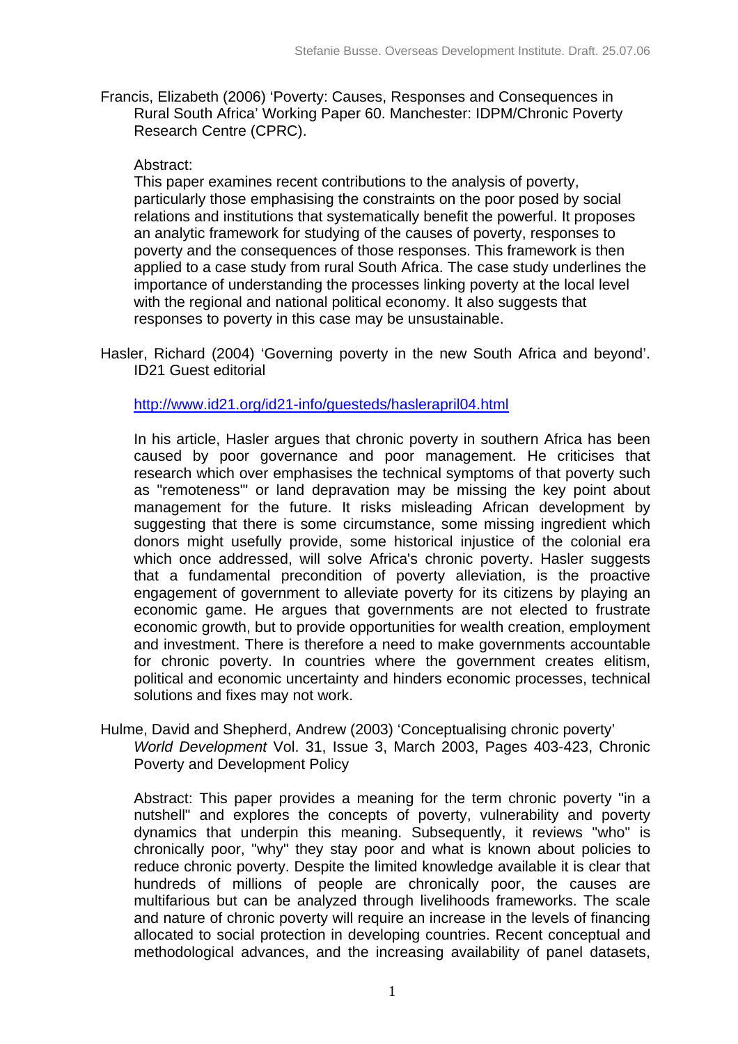Francis, Elizabeth (2006) 'Poverty: Causes, Responses and Consequences in Rural South Africa' Working Paper 60. Manchester: IDPM/Chronic Poverty Research Centre (CPRC).

Abstract:
This paper examines recent contributions to the analysis of poverty, particularly those emphasising the constraints on the poor posed by social relations and institutions that systematically benefit the powerful. It proposes an analytic framework for studying of the causes of poverty, responses to poverty and the consequences of those responses. This framework is then applied to a case study from rural South Africa. The case study underlines the importance of understanding the processes linking poverty at the local level with the regional and national political economy. It also suggests that responses to poverty in this case may be unsustainable.

Hasler, Richard (2004) 'Governing poverty in the new South Africa and beyond'. ID21 Guest editorial

http://www.id21.org/id21-info/guesteds/hasler april04.html

In his article, Hasler argues that chronic poverty in southern Africa has been caused by poor governance and poor management. He criticises that research which over emphasises the technical symptoms of that poverty such as "remoteness'" or land depravation may be missing the key point about management for the future. It risks misleading African development by suggesting that there is some circumstance, some missing ingredient which donors might usefully provide, some historical injustice of the colonial era which once addressed, will solve Africa's chronic poverty. Hasler suggests that a fundamental precondition of poverty alleviation, is the proactive engagement of government to alleviate poverty for its citizens by playing an economic game. He argues that governments are not elected to frustrate economic growth, but to provide opportunities for wealth creation, employment and investment. There is therefore a need to make governments accountable for chronic poverty. In countries where the government creates elitism, political and economic uncertainty and hinders economic processes, technical solutions and fixes may not work.

Hulme, David and Shepherd, Andrew (2003) 'Conceptualising chronic poverty' *World Development* Vol. 31, Issue 3, March 2003, Pages 403-423, Chronic Poverty and Development Policy

Abstract: This paper provides a meaning for the term chronic poverty "in a nutshell" and explores the concepts of poverty, vulnerability and poverty dynamics that underpin this meaning. Subsequently, it reviews "who" is chronically poor, "why" they stay poor and what is known about policies to reduce chronic poverty. Despite the limited knowledge available it is clear that hundreds of millions of people are chronically poor, the causes are multifarious but can be analyzed through livelihoods frameworks. The scale and nature of chronic poverty will require an increase in the levels of financing allocated to social protection in developing countries. Recent conceptual and methodological advances, and the increasing availability of panel datasets,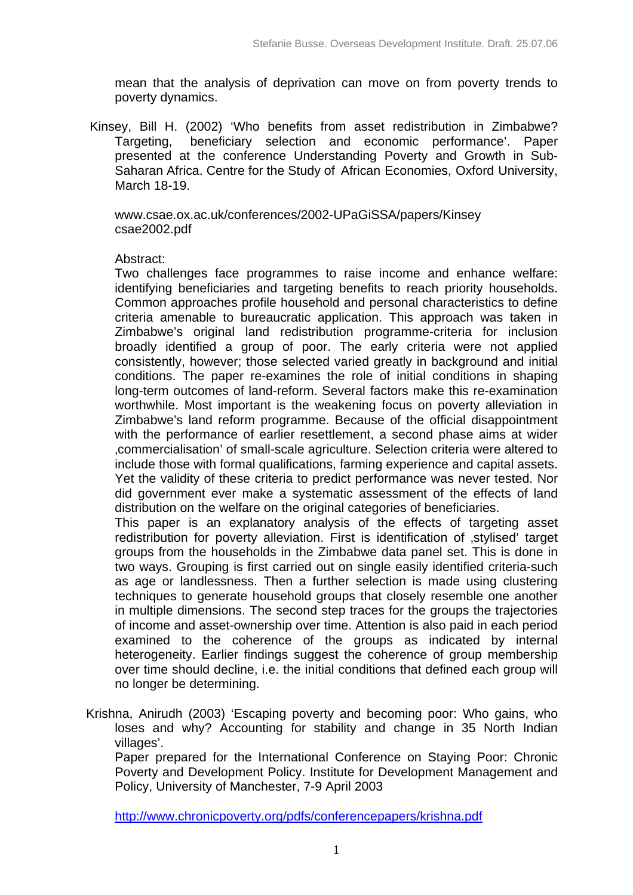mean that the analysis of deprivation can move on from poverty trends to poverty dynamics.

Kinsey, Bill H. (2002) 'Who benefits from asset redistribution in Zimbabwe? Targeting, beneficiary selection and economic performance'. Paper presented at the conference Understanding Poverty and Growth in Sub-Saharan Africa. Centre for the Study of African Economies, Oxford University, March 18-19.

www.csae.ox.ac.uk/conferences/2002-UPaGiSSA/papers/Kinsey csae2002.pdf

Abstract:

Two challenges face programmes to raise income and enhance welfare: identifying beneficiaries and targeting benefits to reach priority households. Common approaches profile household and personal characteristics to define criteria amenable to bureaucratic application. This approach was taken in Zimbabwe's original land redistribution programme-criteria for inclusion broadly identified a group of poor. The early criteria were not applied consistently, however; those selected varied greatly in background and initial conditions. The paper re-examines the role of initial conditions in shaping long-term outcomes of land-reform. Several factors make this re-examination worthwhile. Most important is the weakening focus on poverty alleviation in Zimbabwe's land reform programme. Because of the official disappointment with the performance of earlier resettlement, a second phase aims at wider ‚commercialisation' of small-scale agriculture. Selection criteria were altered to include those with formal qualifications, farming experience and capital assets. Yet the validity of these criteria to predict performance was never tested. Nor did government ever make a systematic assessment of the effects of land distribution on the welfare on the original categories of beneficiaries.

This paper is an explanatory analysis of the effects of targeting asset redistribution for poverty alleviation. First is identification of ‚stylised' target groups from the households in the Zimbabwe data panel set. This is done in two ways. Grouping is first carried out on single easily identified criteria-such as age or landlessness. Then a further selection is made using clustering techniques to generate household groups that closely resemble one another in multiple dimensions. The second step traces for the groups the trajectories of income and asset-ownership over time. Attention is also paid in each period examined to the coherence of the groups as indicated by internal heterogeneity. Earlier findings suggest the coherence of group membership over time should decline, i.e. the initial conditions that defined each group will no longer be determining.

Krishna, Anirudh (2003) 'Escaping poverty and becoming poor: Who gains, who loses and why? Accounting for stability and change in 35 North Indian villages'.

Paper prepared for the International Conference on Staying Poor: Chronic Poverty and Development Policy. Institute for Development Management and Policy, University of Manchester, 7-9 April 2003

http://www.chronicpoverty.org/pdfs/conferencepapers/krishna.pdf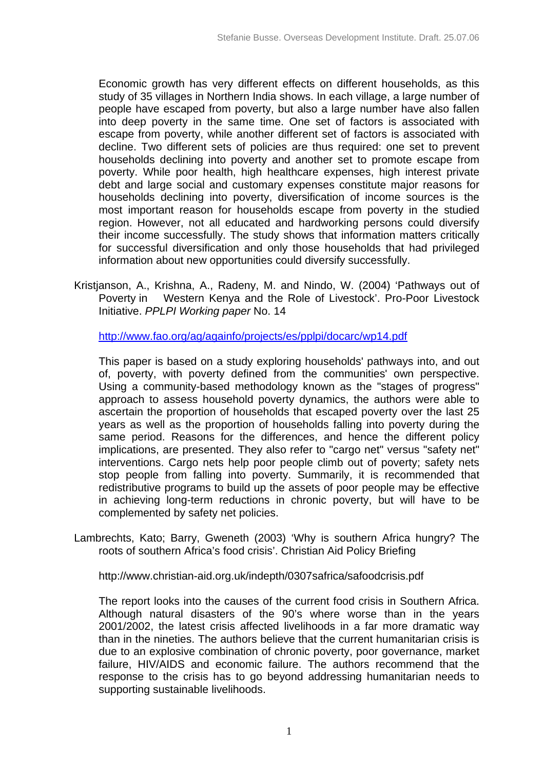Economic growth has very different effects on different households, as this study of 35 villages in Northern India shows. In each village, a large number of people have escaped from poverty, but also a large number have also fallen into deep poverty in the same time. One set of factors is associated with escape from poverty, while another different set of factors is associated with decline. Two different sets of policies are thus required: one set to prevent households declining into poverty and another set to promote escape from poverty. While poor health, high healthcare expenses, high interest private debt and large social and customary expenses constitute major reasons for households declining into poverty, diversification of income sources is the most important reason for households escape from poverty in the studied region. However, not all educated and hardworking persons could diversify their income successfully. The study shows that information matters critically for successful diversification and only those households that had privileged information about new opportunities could diversify successfully.

Kristjanson, A., Krishna, A., Radeny, M. and Nindo, W. (2004) 'Pathways out of Poverty in Western Kenya and the Role of Livestock'. Pro-Poor Livestock Initiative. *PPLPI Working paper* No. 14

http://www.fao.org/ag/againfo/projects/es/pplpi/docarc/wp14.pdf

This paper is based on a study exploring households' pathways into, and out of, poverty, with poverty defined from the communities' own perspective. Using a community-based methodology known as the "stages of progress" approach to assess household poverty dynamics, the authors were able to ascertain the proportion of households that escaped poverty over the last 25 years as well as the proportion of households falling into poverty during the same period. Reasons for the differences, and hence the different policy implications, are presented. They also refer to "cargo net" versus "safety net" interventions. Cargo nets help poor people climb out of poverty; safety nets stop people from falling into poverty. Summarily, it is recommended that redistributive programs to build up the assets of poor people may be effective in achieving long-term reductions in chronic poverty, but will have to be complemented by safety net policies.

Lambrechts, Kato; Barry, Gweneth (2003) 'Why is southern Africa hungry? The roots of southern Africa's food crisis'. Christian Aid Policy Briefing

http://www.christian-aid.org.uk/indepth/0307safrica/safoodcrisis.pdf

The report looks into the causes of the current food crisis in Southern Africa. Although natural disasters of the 90's where worse than in the years 2001/2002, the latest crisis affected livelihoods in a far more dramatic way than in the nineties. The authors believe that the current humanitarian crisis is due to an explosive combination of chronic poverty, poor governance, market failure, HIV/AIDS and economic failure. The authors recommend that the response to the crisis has to go beyond addressing humanitarian needs to supporting sustainable livelihoods.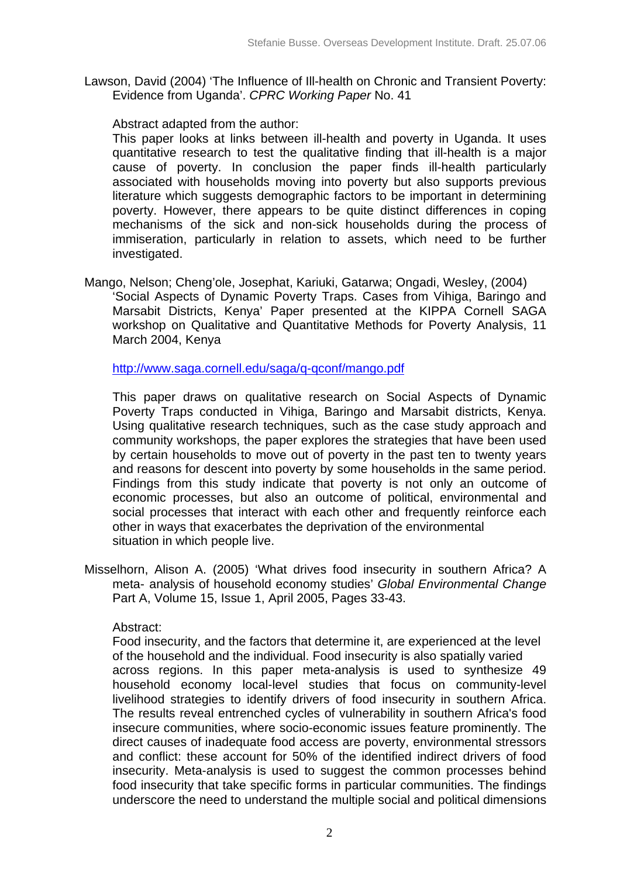Lawson, David (2004) 'The Influence of Ill-health on Chronic and Transient Poverty: Evidence from Uganda'. *CPRC Working Paper* No. 41

Abstract adapted from the author:

This paper looks at links between ill-health and poverty in Uganda. It uses quantitative research to test the qualitative finding that ill-health is a major cause of poverty. In conclusion the paper finds ill-health particularly associated with households moving into poverty but also supports previous literature which suggests demographic factors to be important in determining poverty. However, there appears to be quite distinct differences in coping mechanisms of the sick and non-sick households during the process of immiseration, particularly in relation to assets, which need to be further investigated.

Mango, Nelson; Cheng'ole, Josephat, Kariuki, Gatarwa; Ongadi, Wesley, (2004) 'Social Aspects of Dynamic Poverty Traps. Cases from Vihiga, Baringo and Marsabit Districts, Kenya' Paper presented at the KIPPA Cornell SAGA workshop on Qualitative and Quantitative Methods for Poverty Analysis, 11 March 2004, Kenya

http://www.saga.cornell.edu/saga/q-qconf/mango.pdf

This paper draws on qualitative research on Social Aspects of Dynamic Poverty Traps conducted in Vihiga, Baringo and Marsabit districts, Kenya. Using qualitative research techniques, such as the case study approach and community workshops, the paper explores the strategies that have been used by certain households to move out of poverty in the past ten to twenty years and reasons for descent into poverty by some households in the same period. Findings from this study indicate that poverty is not only an outcome of economic processes, but also an outcome of political, environmental and social processes that interact with each other and frequently reinforce each other in ways that exacerbates the deprivation of the environmental situation in which people live.

Misselhorn, Alison A. (2005) 'What drives food insecurity in southern Africa? A meta- analysis of household economy studies' *Global Environmental Change* Part A, Volume 15, Issue 1, April 2005, Pages 33-43.

Abstract:

Food insecurity, and the factors that determine it, are experienced at the level of the household and the individual. Food insecurity is also spatially varied across regions. In this paper meta-analysis is used to synthesize 49 household economy local-level studies that focus on community-level livelihood strategies to identify drivers of food insecurity in southern Africa. The results reveal entrenched cycles of vulnerability in southern Africa's food insecure communities, where socio-economic issues feature prominently. The direct causes of inadequate food access are poverty, environmental stressors and conflict: these account for 50% of the identified indirect drivers of food insecurity. Meta-analysis is used to suggest the common processes behind food insecurity that take specific forms in particular communities. The findings underscore the need to understand the multiple social and political dimensions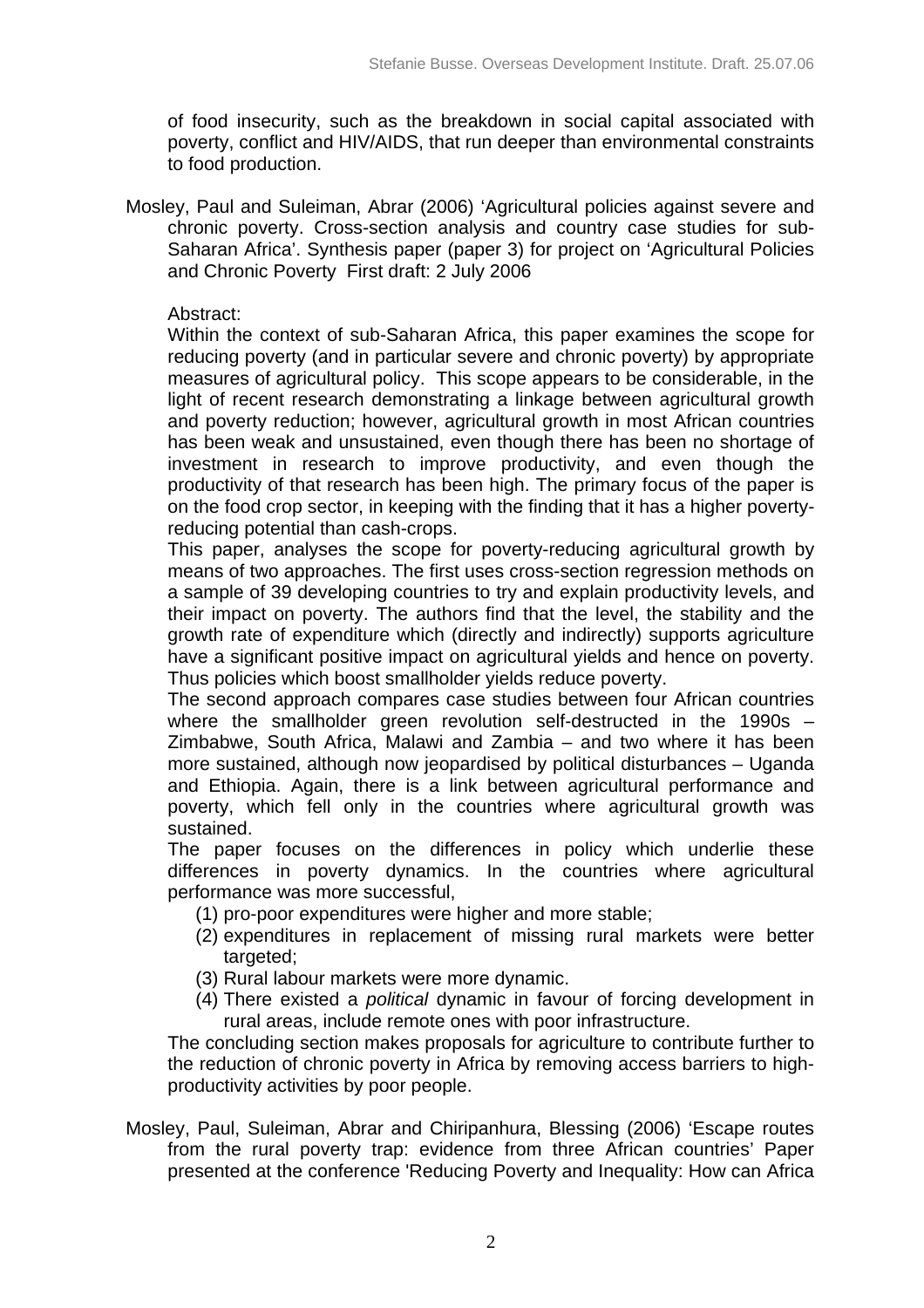of food insecurity, such as the breakdown in social capital associated with poverty, conflict and HIV/AIDS, that run deeper than environmental constraints to food production.

Mosley, Paul and Suleiman, Abrar (2006) 'Agricultural policies against severe and chronic poverty. Cross-section analysis and country case studies for sub-Saharan Africa'. Synthesis paper (paper 3) for project on 'Agricultural Policies and Chronic Poverty First draft: 2 July 2006

Abstract:

Within the context of sub-Saharan Africa, this paper examines the scope for reducing poverty (and in particular severe and chronic poverty) by appropriate measures of agricultural policy. This scope appears to be considerable, in the light of recent research demonstrating a linkage between agricultural growth and poverty reduction; however, agricultural growth in most African countries has been weak and unsustained, even though there has been no shortage of investment in research to improve productivity, and even though the productivity of that research has been high. The primary focus of the paper is on the food crop sector, in keeping with the finding that it has a higher poverty-reducing potential than cash-crops.

This paper, analyses the scope for poverty-reducing agricultural growth by means of two approaches. The first uses cross-section regression methods on a sample of 39 developing countries to try and explain productivity levels, and their impact on poverty. The authors find that the level, the stability and the growth rate of expenditure which (directly and indirectly) supports agriculture have a significant positive impact on agricultural yields and hence on poverty. Thus policies which boost smallholder yields reduce poverty.

The second approach compares case studies between four African countries where the smallholder green revolution self-destructed in the 1990s – Zimbabwe, South Africa, Malawi and Zambia – and two where it has been more sustained, although now jeopardised by political disturbances – Uganda and Ethiopia. Again, there is a link between agricultural performance and poverty, which fell only in the countries where agricultural growth was sustained.

The paper focuses on the differences in policy which underlie these differences in poverty dynamics. In the countries where agricultural performance was more successful,

1. pro-poor expenditures were higher and more stable;
2. expenditures in replacement of missing rural markets were better targeted;
3. Rural labour markets were more dynamic.
4. There existed a *political* dynamic in favour of forcing development in rural areas, include remote ones with poor infrastructure.

The concluding section makes proposals for agriculture to contribute further to the reduction of chronic poverty in Africa by removing access barriers to high-productivity activities by poor people.

Mosley, Paul, Suleiman, Abrar and Chiripanhura, Blessing (2006) 'Escape routes from the rural poverty trap: evidence from three African countries' Paper presented at the conference 'Reducing Poverty and Inequality: How can Africa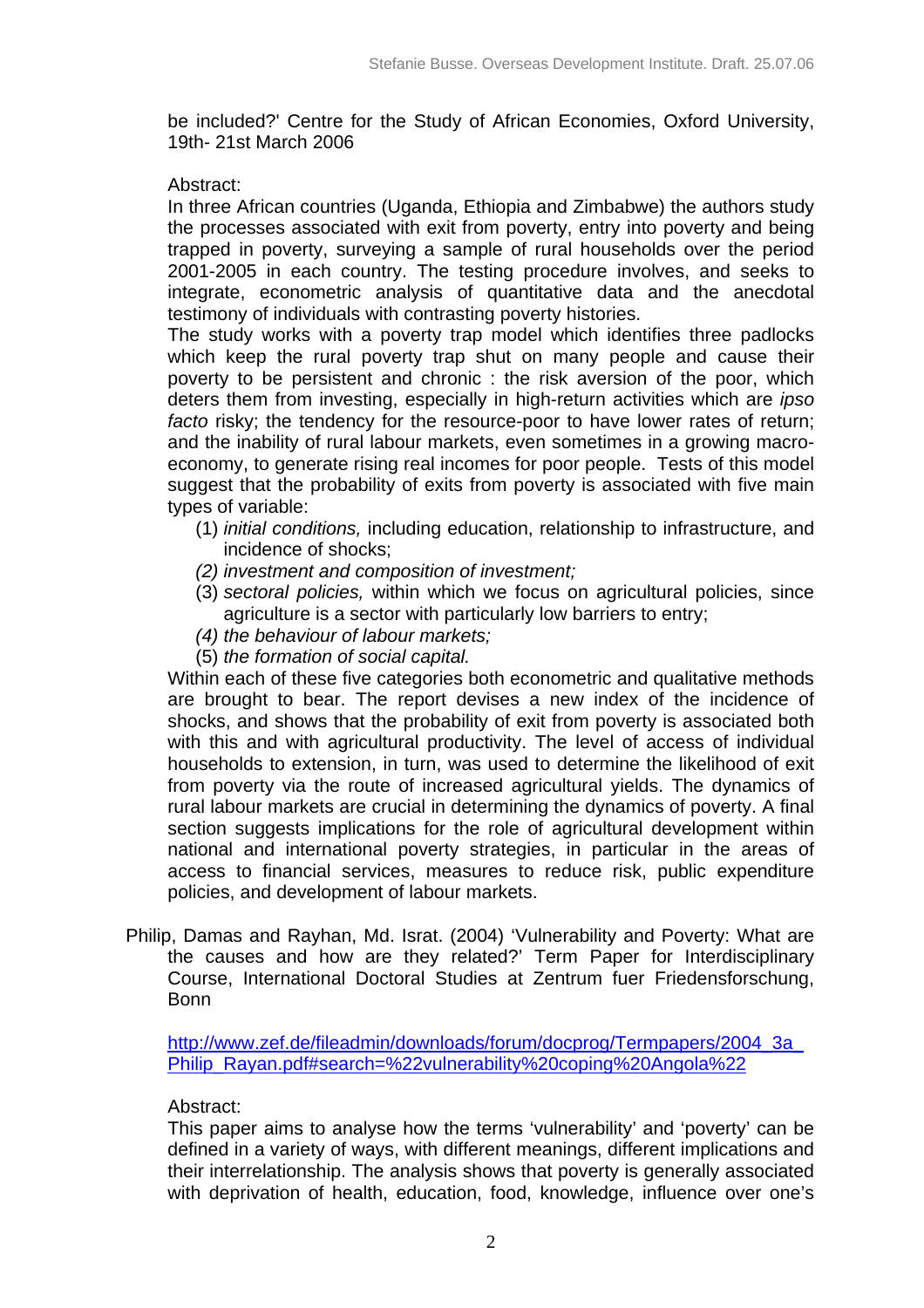be included?' Centre for the Study of African Economies, Oxford University, 19th- 21st March 2006

Abstract:

In three African countries (Uganda, Ethiopia and Zimbabwe) the authors study the processes associated with exit from poverty, entry into poverty and being trapped in poverty, surveying a sample of rural households over the period 2001-2005 in each country. The testing procedure involves, and seeks to integrate, econometric analysis of quantitative data and the anecdotal testimony of individuals with contrasting poverty histories.

The study works with a poverty trap model which identifies three padlocks which keep the rural poverty trap shut on many people and cause their poverty to be persistent and chronic : the risk aversion of the poor, which deters them from investing, especially in high-return activities which are *ipso facto* risky; the tendency for the resource-poor to have lower rates of return; and the inability of rural labour markets, even sometimes in a growing macro-economy, to generate rising real incomes for poor people. Tests of this model suggest that the probability of exits from poverty is associated with five main types of variable:

(1) *initial conditions,* including education, relationship to infrastructure, and incidence of shocks;
*(2) investment and composition of investment;*
(3) *sectoral policies,* within which we focus on agricultural policies, since agriculture is a sector with particularly low barriers to entry;
*(4) the behaviour of labour markets;*
(5) *the formation of social capital.*

Within each of these five categories both econometric and qualitative methods are brought to bear. The report devises a new index of the incidence of shocks, and shows that the probability of exit from poverty is associated both with this and with agricultural productivity. The level of access of individual households to extension, in turn, was used to determine the likelihood of exit from poverty via the route of increased agricultural yields. The dynamics of rural labour markets are crucial in determining the dynamics of poverty. A final section suggests implications for the role of agricultural development within national and international poverty strategies, in particular in the areas of access to financial services, measures to reduce risk, public expenditure policies, and development of labour markets.

Philip, Damas and Rayhan, Md. Israt. (2004) 'Vulnerability and Poverty: What are the causes and how are they related?' Term Paper for Interdisciplinary Course, International Doctoral Studies at Zentrum fuer Friedensforschung, Bonn

http://www.zef.de/fileadmin/downloads/forum/docprog/Termpapers/2004_3a_Philip_Rayan.pdf#search=%22vulnerability%20coping%20Angola%22

Abstract:

This paper aims to analyse how the terms 'vulnerability' and 'poverty' can be defined in a variety of ways, with different meanings, different implications and their interrelationship. The analysis shows that poverty is generally associated with deprivation of health, education, food, knowledge, influence over one's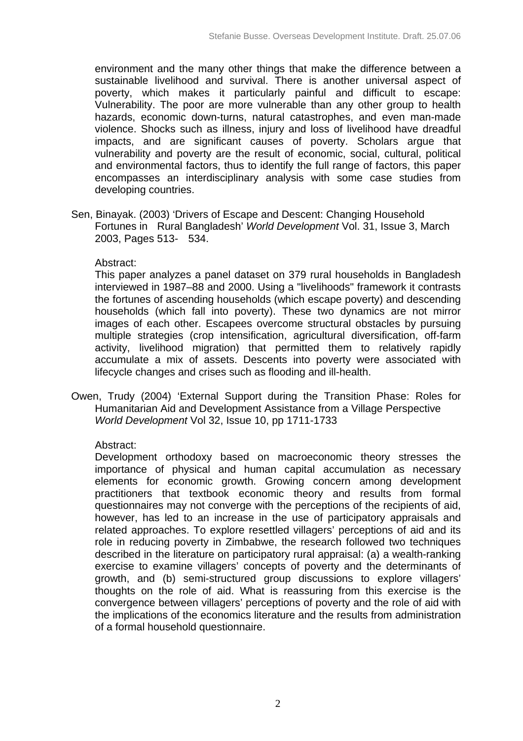environment and the many other things that make the difference between a sustainable livelihood and survival. There is another universal aspect of poverty, which makes it particularly painful and difficult to escape: Vulnerability. The poor are more vulnerable than any other group to health hazards, economic down-turns, natural catastrophes, and even man-made violence. Shocks such as illness, injury and loss of livelihood have dreadful impacts, and are significant causes of poverty. Scholars argue that vulnerability and poverty are the result of economic, social, cultural, political and environmental factors, thus to identify the full range of factors, this paper encompasses an interdisciplinary analysis with some case studies from developing countries.

Sen, Binayak. (2003) 'Drivers of Escape and Descent: Changing Household Fortunes in Rural Bangladesh' *World Development* Vol. 31, Issue 3, March 2003, Pages 513- 534.

Abstract:
This paper analyzes a panel dataset on 379 rural households in Bangladesh interviewed in 1987–88 and 2000. Using a "livelihoods" framework it contrasts the fortunes of ascending households (which escape poverty) and descending households (which fall into poverty). These two dynamics are not mirror images of each other. Escapees overcome structural obstacles by pursuing multiple strategies (crop intensification, agricultural diversification, off-farm activity, livelihood migration) that permitted them to relatively rapidly accumulate a mix of assets. Descents into poverty were associated with lifecycle changes and crises such as flooding and ill-health.

Owen, Trudy (2004) 'External Support during the Transition Phase: Roles for Humanitarian Aid and Development Assistance from a Village Perspective *World Development* Vol 32, Issue 10, pp 1711-1733

Abstract:
Development orthodoxy based on macroeconomic theory stresses the importance of physical and human capital accumulation as necessary elements for economic growth. Growing concern among development practitioners that textbook economic theory and results from formal questionnaires may not converge with the perceptions of the recipients of aid, however, has led to an increase in the use of participatory appraisals and related approaches. To explore resettled villagers' perceptions of aid and its role in reducing poverty in Zimbabwe, the research followed two techniques described in the literature on participatory rural appraisal: (a) a wealth-ranking exercise to examine villagers' concepts of poverty and the determinants of growth, and (b) semi-structured group discussions to explore villagers' thoughts on the role of aid. What is reassuring from this exercise is the convergence between villagers' perceptions of poverty and the role of aid with the implications of the economics literature and the results from administration of a formal household questionnaire.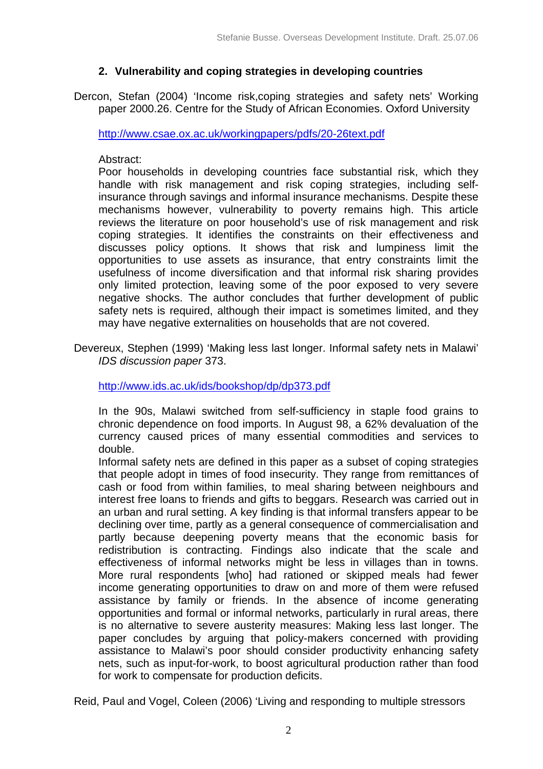## 2. Vulnerability and coping strategies in developing countries

Dercon, Stefan (2004) 'Income risk,coping strategies and safety nets' Working paper 2000.26. Centre for the Study of African Economies. Oxford University

http://www.csae.ox.ac.uk/workingpapers/pdfs/20-26text.pdf

Abstract:
Poor households in developing countries face substantial risk, which they handle with risk management and risk coping strategies, including self-insurance through savings and informal insurance mechanisms. Despite these mechanisms however, vulnerability to poverty remains high. This article reviews the literature on poor household's use of risk management and risk coping strategies. It identifies the constraints on their effectiveness and discusses policy options. It shows that risk and lumpiness limit the opportunities to use assets as insurance, that entry constraints limit the usefulness of income diversification and that informal risk sharing provides only limited protection, leaving some of the poor exposed to very severe negative shocks. The author concludes that further development of public safety nets is required, although their impact is sometimes limited, and they may have negative externalities on households that are not covered.

Devereux, Stephen (1999) 'Making less last longer. Informal safety nets in Malawi' *IDS discussion paper* 373.

http://www.ids.ac.uk/ids/bookshop/dp/dp373.pdf

In the 90s, Malawi switched from self-sufficiency in staple food grains to chronic dependence on food imports. In August 98, a 62% devaluation of the currency caused prices of many essential commodities and services to double.
Informal safety nets are defined in this paper as a subset of coping strategies that people adopt in times of food insecurity. They range from remittances of cash or food from within families, to meal sharing between neighbours and interest free loans to friends and gifts to beggars. Research was carried out in an urban and rural setting. A key finding is that informal transfers appear to be declining over time, partly as a general consequence of commercialisation and partly because deepening poverty means that the economic basis for redistribution is contracting. Findings also indicate that the scale and effectiveness of informal networks might be less in villages than in towns. More rural respondents [who] had rationed or skipped meals had fewer income generating opportunities to draw on and more of them were refused assistance by family or friends. In the absence of income generating opportunities and formal or informal networks, particularly in rural areas, there is no alternative to severe austerity measures: Making less last longer. The paper concludes by arguing that policy-makers concerned with providing assistance to Malawi's poor should consider productivity enhancing safety nets, such as input-for-work, to boost agricultural production rather than food for work to compensate for production deficits.

Reid, Paul and Vogel, Coleen (2006) 'Living and responding to multiple stressors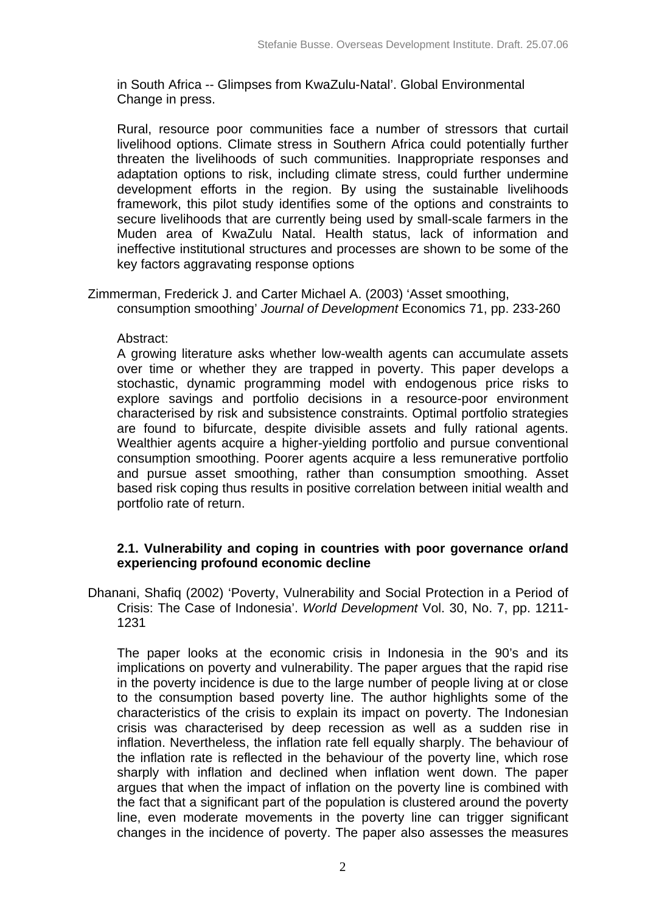in South Africa -- Glimpses from KwaZulu-Natal'. Global Environmental Change in press.

Rural, resource poor communities face a number of stressors that curtail livelihood options. Climate stress in Southern Africa could potentially further threaten the livelihoods of such communities. Inappropriate responses and adaptation options to risk, including climate stress, could further undermine development efforts in the region. By using the sustainable livelihoods framework, this pilot study identifies some of the options and constraints to secure livelihoods that are currently being used by small-scale farmers in the Muden area of KwaZulu Natal. Health status, lack of information and ineffective institutional structures and processes are shown to be some of the key factors aggravating response options

Zimmerman, Frederick J. and Carter Michael A. (2003) 'Asset smoothing, consumption smoothing' *Journal of Development* Economics 71, pp. 233-260

Abstract:
A growing literature asks whether low-wealth agents can accumulate assets over time or whether they are trapped in poverty. This paper develops a stochastic, dynamic programming model with endogenous price risks to explore savings and portfolio decisions in a resource-poor environment characterised by risk and subsistence constraints. Optimal portfolio strategies are found to bifurcate, despite divisible assets and fully rational agents. Wealthier agents acquire a higher-yielding portfolio and pursue conventional consumption smoothing. Poorer agents acquire a less remunerative portfolio and pursue asset smoothing, rather than consumption smoothing. Asset based risk coping thus results in positive correlation between initial wealth and portfolio rate of return.

### 2.1. Vulnerability and coping in countries with poor governance or/and experiencing profound economic decline

Dhanani, Shafiq (2002) 'Poverty, Vulnerability and Social Protection in a Period of Crisis: The Case of Indonesia'. *World Development* Vol. 30, No. 7, pp. 1211-1231

The paper looks at the economic crisis in Indonesia in the 90's and its implications on poverty and vulnerability. The paper argues that the rapid rise in the poverty incidence is due to the large number of people living at or close to the consumption based poverty line. The author highlights some of the characteristics of the crisis to explain its impact on poverty. The Indonesian crisis was characterised by deep recession as well as a sudden rise in inflation. Nevertheless, the inflation rate fell equally sharply. The behaviour of the inflation rate is reflected in the behaviour of the poverty line, which rose sharply with inflation and declined when inflation went down. The paper argues that when the impact of inflation on the poverty line is combined with the fact that a significant part of the population is clustered around the poverty line, even moderate movements in the poverty line can trigger significant changes in the incidence of poverty. The paper also assesses the measures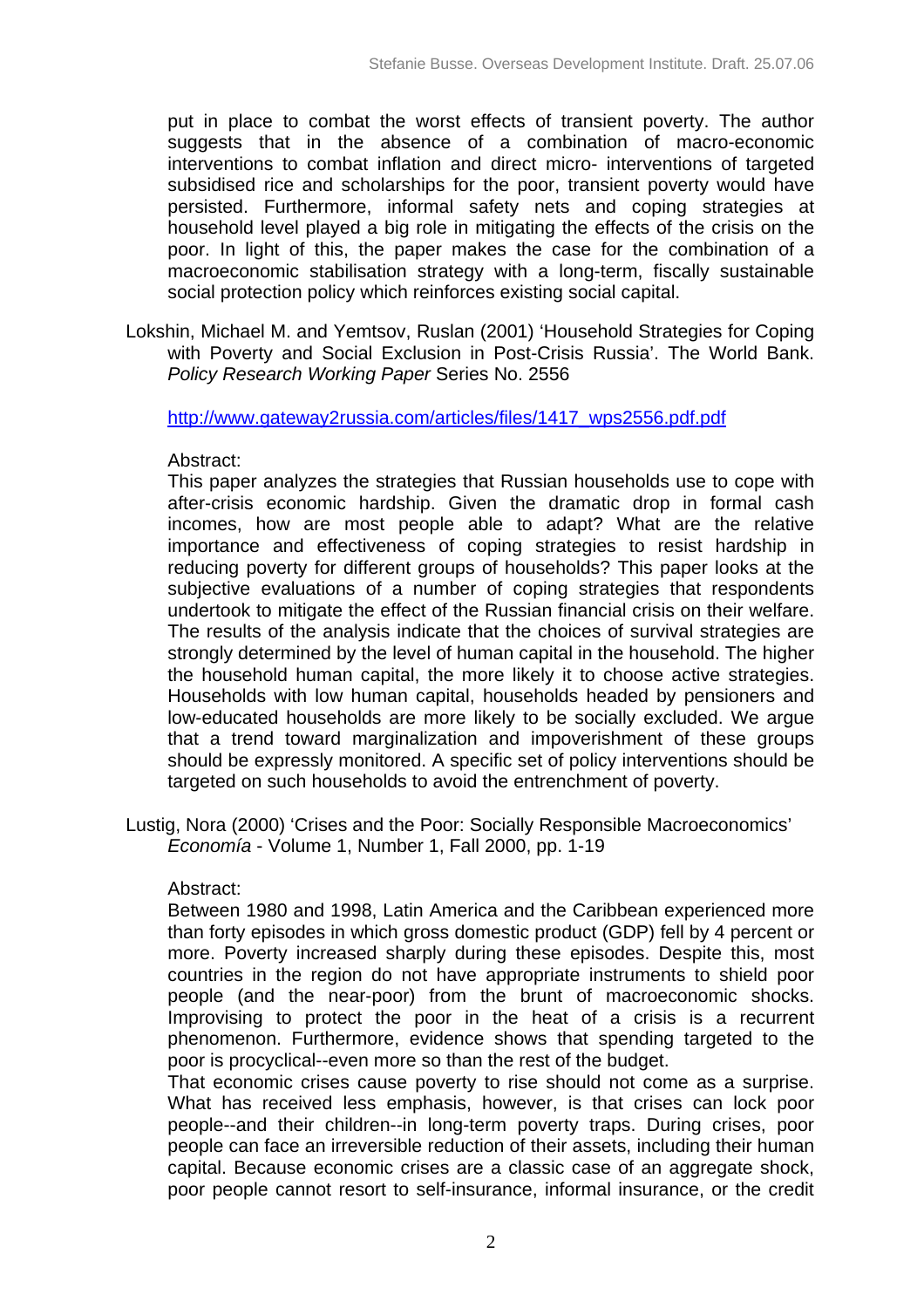put in place to combat the worst effects of transient poverty. The author suggests that in the absence of a combination of macro-economic interventions to combat inflation and direct micro- interventions of targeted subsidised rice and scholarships for the poor, transient poverty would have persisted. Furthermore, informal safety nets and coping strategies at household level played a big role in mitigating the effects of the crisis on the poor. In light of this, the paper makes the case for the combination of a macroeconomic stabilisation strategy with a long-term, fiscally sustainable social protection policy which reinforces existing social capital.

Lokshin, Michael M. and Yemtsov, Ruslan (2001) 'Household Strategies for Coping with Poverty and Social Exclusion in Post-Crisis Russia'. The World Bank. *Policy Research Working Paper* Series No. 2556

http://www.gateway2russia.com/articles/files/1417_wps2556.pdf.pdf

Abstract:

This paper analyzes the strategies that Russian households use to cope with after-crisis economic hardship. Given the dramatic drop in formal cash incomes, how are most people able to adapt? What are the relative importance and effectiveness of coping strategies to resist hardship in reducing poverty for different groups of households? This paper looks at the subjective evaluations of a number of coping strategies that respondents undertook to mitigate the effect of the Russian financial crisis on their welfare. The results of the analysis indicate that the choices of survival strategies are strongly determined by the level of human capital in the household. The higher the household human capital, the more likely it to choose active strategies. Households with low human capital, households headed by pensioners and low-educated households are more likely to be socially excluded. We argue that a trend toward marginalization and impoverishment of these groups should be expressly monitored. A specific set of policy interventions should be targeted on such households to avoid the entrenchment of poverty.

Lustig, Nora (2000) 'Crises and the Poor: Socially Responsible Macroeconomics' *Economía* - Volume 1, Number 1, Fall 2000, pp. 1-19

Abstract:

Between 1980 and 1998, Latin America and the Caribbean experienced more than forty episodes in which gross domestic product (GDP) fell by 4 percent or more. Poverty increased sharply during these episodes. Despite this, most countries in the region do not have appropriate instruments to shield poor people (and the near-poor) from the brunt of macroeconomic shocks. Improvising to protect the poor in the heat of a crisis is a recurrent phenomenon. Furthermore, evidence shows that spending targeted to the poor is procyclical--even more so than the rest of the budget.

That economic crises cause poverty to rise should not come as a surprise. What has received less emphasis, however, is that crises can lock poor people--and their children--in long-term poverty traps. During crises, poor people can face an irreversible reduction of their assets, including their human capital. Because economic crises are a classic case of an aggregate shock, poor people cannot resort to self-insurance, informal insurance, or the credit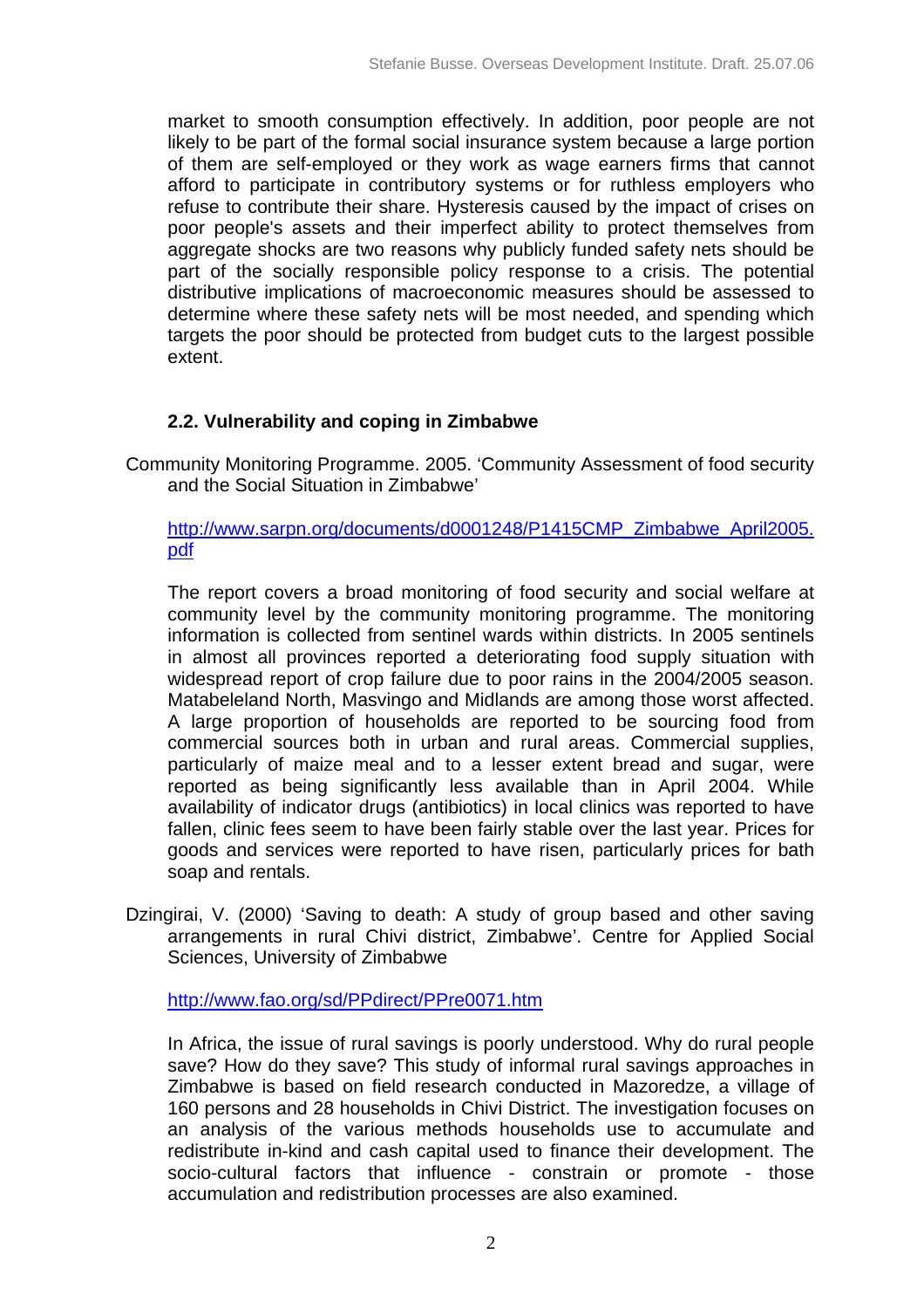market to smooth consumption effectively. In addition, poor people are not likely to be part of the formal social insurance system because a large portion of them are self-employed or they work as wage earners firms that cannot afford to participate in contributory systems or for ruthless employers who refuse to contribute their share. Hysteresis caused by the impact of crises on poor people's assets and their imperfect ability to protect themselves from aggregate shocks are two reasons why publicly funded safety nets should be part of the socially responsible policy response to a crisis. The potential distributive implications of macroeconomic measures should be assessed to determine where these safety nets will be most needed, and spending which targets the poor should be protected from budget cuts to the largest possible extent.

### 2.2. Vulnerability and coping in Zimbabwe

Community Monitoring Programme. 2005. 'Community Assessment of food security and the Social Situation in Zimbabwe'

http://www.sarpn.org/documents/d0001248/P1415CMP_Zimbabwe_April2005.pdf

The report covers a broad monitoring of food security and social welfare at community level by the community monitoring programme. The monitoring information is collected from sentinel wards within districts. In 2005 sentinels in almost all provinces reported a deteriorating food supply situation with widespread report of crop failure due to poor rains in the 2004/2005 season. Matabeleland North, Masvingo and Midlands are among those worst affected. A large proportion of households are reported to be sourcing food from commercial sources both in urban and rural areas. Commercial supplies, particularly of maize meal and to a lesser extent bread and sugar, were reported as being significantly less available than in April 2004. While availability of indicator drugs (antibiotics) in local clinics was reported to have fallen, clinic fees seem to have been fairly stable over the last year. Prices for goods and services were reported to have risen, particularly prices for bath soap and rentals.

Dzingirai, V. (2000) 'Saving to death: A study of group based and other saving arrangements in rural Chivi district, Zimbabwe'. Centre for Applied Social Sciences, University of Zimbabwe

http://www.fao.org/sd/PPdirect/PPre0071.htm

In Africa, the issue of rural savings is poorly understood. Why do rural people save? How do they save? This study of informal rural savings approaches in Zimbabwe is based on field research conducted in Mazoredze, a village of 160 persons and 28 households in Chivi District. The investigation focuses on an analysis of the various methods households use to accumulate and redistribute in-kind and cash capital used to finance their development. The socio-cultural factors that influence - constrain or promote - those accumulation and redistribution processes are also examined.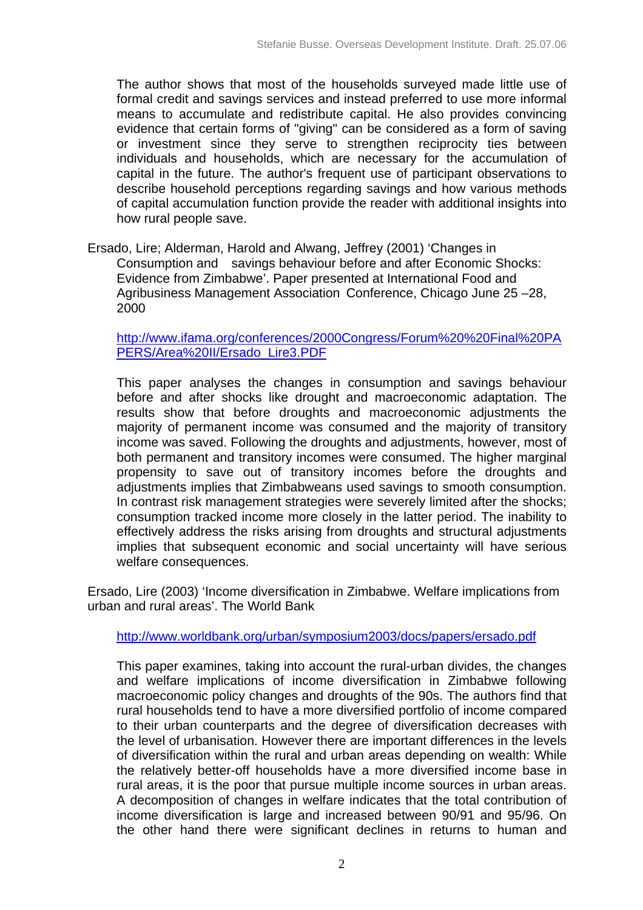The author shows that most of the households surveyed made little use of formal credit and savings services and instead preferred to use more informal means to accumulate and redistribute capital. He also provides convincing evidence that certain forms of "giving" can be considered as a form of saving or investment since they serve to strengthen reciprocity ties between individuals and households, which are necessary for the accumulation of capital in the future. The author's frequent use of participant observations to describe household perceptions regarding savings and how various methods of capital accumulation function provide the reader with additional insights into how rural people save.

Ersado, Lire; Alderman, Harold and Alwang, Jeffrey (2001) 'Changes in Consumption and savings behaviour before and after Economic Shocks: Evidence from Zimbabwe'. Paper presented at International Food and Agribusiness Management Association Conference, Chicago June 25 –28, 2000

http://www.ifama.org/conferences/2000Congress/Forum%20%20Final%20PAPERS/Area%20II/Ersado_Lire3.PDF

This paper analyses the changes in consumption and savings behaviour before and after shocks like drought and macroeconomic adaptation. The results show that before droughts and macroeconomic adjustments the majority of permanent income was consumed and the majority of transitory income was saved. Following the droughts and adjustments, however, most of both permanent and transitory incomes were consumed. The higher marginal propensity to save out of transitory incomes before the droughts and adjustments implies that Zimbabweans used savings to smooth consumption. In contrast risk management strategies were severely limited after the shocks; consumption tracked income more closely in the latter period. The inability to effectively address the risks arising from droughts and structural adjustments implies that subsequent economic and social uncertainty will have serious welfare consequences.

Ersado, Lire (2003) 'Income diversification in Zimbabwe. Welfare implications from urban and rural areas'. The World Bank

http://www.worldbank.org/urban/symposium2003/docs/papers/ersado.pdf

This paper examines, taking into account the rural-urban divides, the changes and welfare implications of income diversification in Zimbabwe following macroeconomic policy changes and droughts of the 90s. The authors find that rural households tend to have a more diversified portfolio of income compared to their urban counterparts and the degree of diversification decreases with the level of urbanisation. However there are important differences in the levels of diversification within the rural and urban areas depending on wealth: While the relatively better-off households have a more diversified income base in rural areas, it is the poor that pursue multiple income sources in urban areas. A decomposition of changes in welfare indicates that the total contribution of income diversification is large and increased between 90/91 and 95/96. On the other hand there were significant declines in returns to human and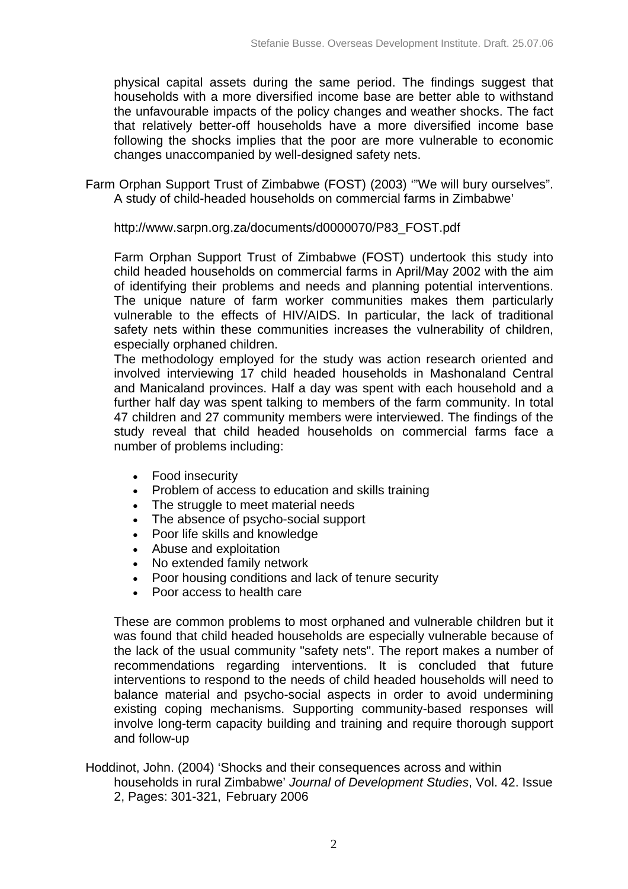physical capital assets during the same period. The findings suggest that households with a more diversified income base are better able to withstand the unfavourable impacts of the policy changes and weather shocks. The fact that relatively better-off households have a more diversified income base following the shocks implies that the poor are more vulnerable to economic changes unaccompanied by well-designed safety nets.

Farm Orphan Support Trust of Zimbabwe (FOST) (2003) '"We will bury ourselves". A study of child-headed households on commercial farms in Zimbabwe'

http://www.sarpn.org.za/documents/d0000070/P83_FOST.pdf

Farm Orphan Support Trust of Zimbabwe (FOST) undertook this study into child headed households on commercial farms in April/May 2002 with the aim of identifying their problems and needs and planning potential interventions. The unique nature of farm worker communities makes them particularly vulnerable to the effects of HIV/AIDS. In particular, the lack of traditional safety nets within these communities increases the vulnerability of children, especially orphaned children.
The methodology employed for the study was action research oriented and involved interviewing 17 child headed households in Mashonaland Central and Manicaland provinces. Half a day was spent with each household and a further half day was spent talking to members of the farm community. In total 47 children and 27 community members were interviewed. The findings of the study reveal that child headed households on commercial farms face a number of problems including:

- Food insecurity
- Problem of access to education and skills training
- The struggle to meet material needs
- The absence of psycho-social support
- Poor life skills and knowledge
- Abuse and exploitation
- No extended family network
- Poor housing conditions and lack of tenure security
- Poor access to health care

These are common problems to most orphaned and vulnerable children but it was found that child headed households are especially vulnerable because of the lack of the usual community "safety nets". The report makes a number of recommendations regarding interventions. It is concluded that future interventions to respond to the needs of child headed households will need to balance material and psycho-social aspects in order to avoid undermining existing coping mechanisms. Supporting community-based responses will involve long-term capacity building and training and require thorough support and follow-up

Hoddinot, John. (2004) 'Shocks and their consequences across and within households in rural Zimbabwe' *Journal of Development Studies*, Vol. 42. Issue 2, Pages: 301-321, February 2006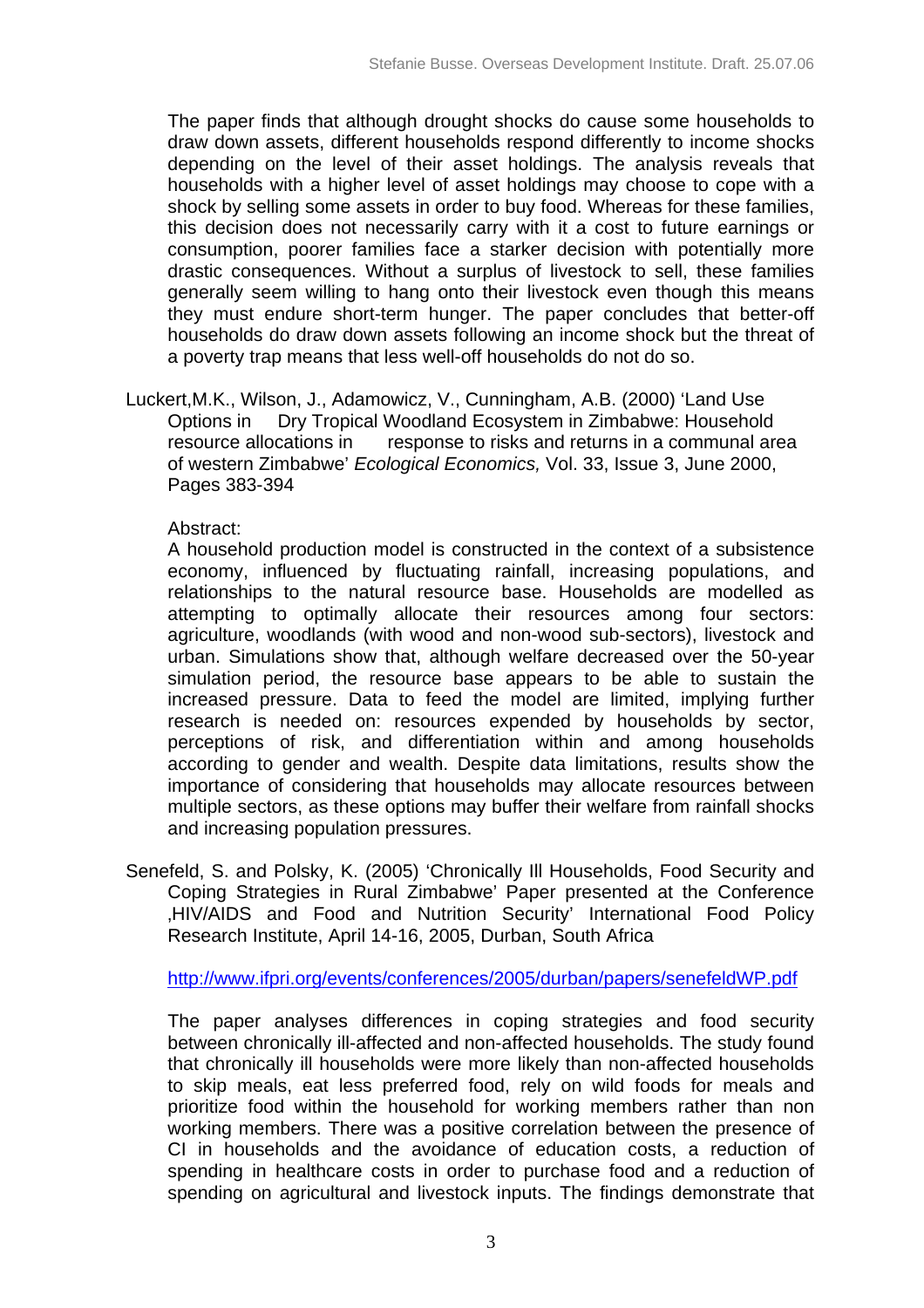The paper finds that although drought shocks do cause some households to draw down assets, different households respond differently to income shocks depending on the level of their asset holdings. The analysis reveals that households with a higher level of asset holdings may choose to cope with a shock by selling some assets in order to buy food. Whereas for these families, this decision does not necessarily carry with it a cost to future earnings or consumption, poorer families face a starker decision with potentially more drastic consequences. Without a surplus of livestock to sell, these families generally seem willing to hang onto their livestock even though this means they must endure short-term hunger. The paper concludes that better-off households do draw down assets following an income shock but the threat of a poverty trap means that less well-off households do not do so.

Luckert,M.K., Wilson, J., Adamowicz, V., Cunningham, A.B. (2000) 'Land Use Options in Dry Tropical Woodland Ecosystem in Zimbabwe: Household resource allocations in response to risks and returns in a communal area of western Zimbabwe' *Ecological Economics,* Vol. 33, Issue 3, June 2000, Pages 383-394

Abstract:

A household production model is constructed in the context of a subsistence economy, influenced by fluctuating rainfall, increasing populations, and relationships to the natural resource base. Households are modelled as attempting to optimally allocate their resources among four sectors: agriculture, woodlands (with wood and non-wood sub-sectors), livestock and urban. Simulations show that, although welfare decreased over the 50-year simulation period, the resource base appears to be able to sustain the increased pressure. Data to feed the model are limited, implying further research is needed on: resources expended by households by sector, perceptions of risk, and differentiation within and among households according to gender and wealth. Despite data limitations, results show the importance of considering that households may allocate resources between multiple sectors, as these options may buffer their welfare from rainfall shocks and increasing population pressures.

Senefeld, S. and Polsky, K. (2005) 'Chronically Ill Households, Food Security and Coping Strategies in Rural Zimbabwe' Paper presented at the Conference ‚HIV/AIDS and Food and Nutrition Security' International Food Policy Research Institute, April 14-16, 2005, Durban, South Africa

http://www.ifpri.org/events/conferences/2005/durban/papers/senefeldWP.pdf

The paper analyses differences in coping strategies and food security between chronically ill-affected and non-affected households. The study found that chronically ill households were more likely than non-affected households to skip meals, eat less preferred food, rely on wild foods for meals and prioritize food within the household for working members rather than non working members. There was a positive correlation between the presence of CI in households and the avoidance of education costs, a reduction of spending in healthcare costs in order to purchase food and a reduction of spending on agricultural and livestock inputs. The findings demonstrate that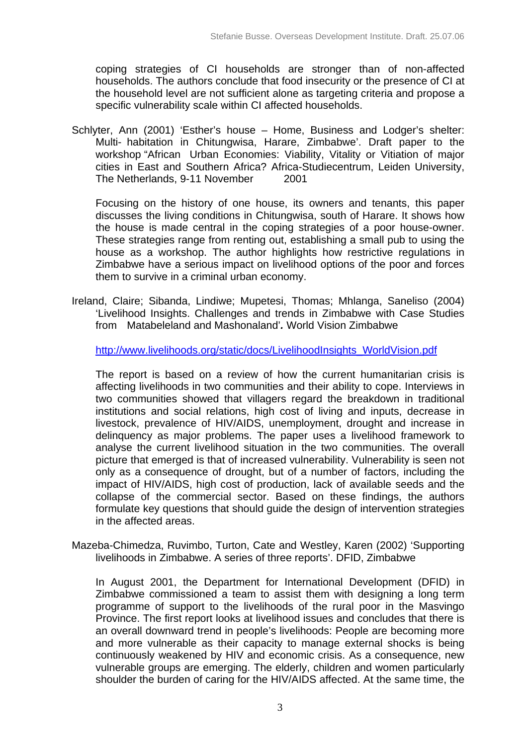coping strategies of CI households are stronger than of non-affected households. The authors conclude that food insecurity or the presence of CI at the household level are not sufficient alone as targeting criteria and propose a specific vulnerability scale within CI affected households.

Schlyter, Ann (2001) 'Esther's house – Home, Business and Lodger's shelter: Multi- habitation in Chitungwisa, Harare, Zimbabwe'. Draft paper to the workshop "African Urban Economies: Viability, Vitality or Vitiation of major cities in East and Southern Africa? Africa-Studiecentrum, Leiden University, The Netherlands, 9-11 November 2001

Focusing on the history of one house, its owners and tenants, this paper discusses the living conditions in Chitungwisa, south of Harare. It shows how the house is made central in the coping strategies of a poor house-owner. These strategies range from renting out, establishing a small pub to using the house as a workshop. The author highlights how restrictive regulations in Zimbabwe have a serious impact on livelihood options of the poor and forces them to survive in a criminal urban economy.

Ireland, Claire; Sibanda, Lindiwe; Mupetesi, Thomas; Mhlanga, Saneliso (2004) 'Livelihood Insights. Challenges and trends in Zimbabwe with Case Studies from Matabeleland and Mashonaland'**.** World Vision Zimbabwe

http://www.livelihoods.org/static/docs/LivelihoodInsights_WorldVision.pdf

The report is based on a review of how the current humanitarian crisis is affecting livelihoods in two communities and their ability to cope. Interviews in two communities showed that villagers regard the breakdown in traditional institutions and social relations, high cost of living and inputs, decrease in livestock, prevalence of HIV/AIDS, unemployment, drought and increase in delinquency as major problems. The paper uses a livelihood framework to analyse the current livelihood situation in the two communities. The overall picture that emerged is that of increased vulnerability. Vulnerability is seen not only as a consequence of drought, but of a number of factors, including the impact of HIV/AIDS, high cost of production, lack of available seeds and the collapse of the commercial sector. Based on these findings, the authors formulate key questions that should guide the design of intervention strategies in the affected areas.

Mazeba-Chimedza, Ruvimbo, Turton, Cate and Westley, Karen (2002) 'Supporting livelihoods in Zimbabwe. A series of three reports'. DFID, Zimbabwe

In August 2001, the Department for International Development (DFID) in Zimbabwe commissioned a team to assist them with designing a long term programme of support to the livelihoods of the rural poor in the Masvingo Province. The first report looks at livelihood issues and concludes that there is an overall downward trend in people's livelihoods: People are becoming more and more vulnerable as their capacity to manage external shocks is being continuously weakened by HIV and economic crisis. As a consequence, new vulnerable groups are emerging. The elderly, children and women particularly shoulder the burden of caring for the HIV/AIDS affected. At the same time, the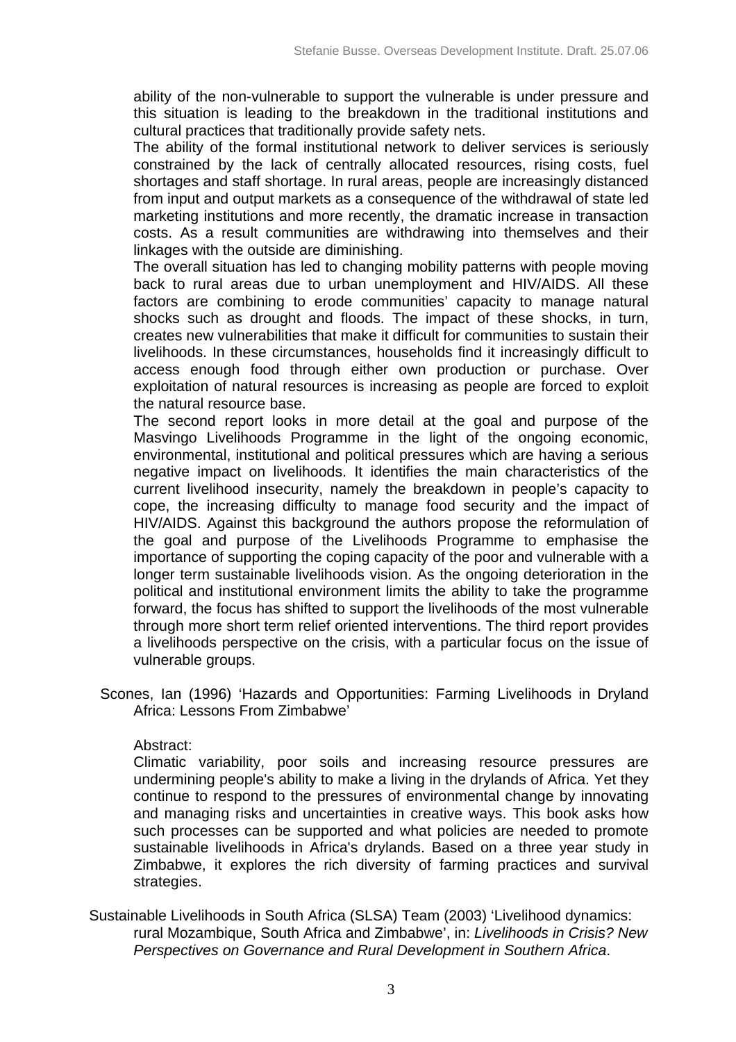ability of the non-vulnerable to support the vulnerable is under pressure and this situation is leading to the breakdown in the traditional institutions and cultural practices that traditionally provide safety nets.

The ability of the formal institutional network to deliver services is seriously constrained by the lack of centrally allocated resources, rising costs, fuel shortages and staff shortage. In rural areas, people are increasingly distanced from input and output markets as a consequence of the withdrawal of state led marketing institutions and more recently, the dramatic increase in transaction costs. As a result communities are withdrawing into themselves and their linkages with the outside are diminishing.

The overall situation has led to changing mobility patterns with people moving back to rural areas due to urban unemployment and HIV/AIDS. All these factors are combining to erode communities' capacity to manage natural shocks such as drought and floods. The impact of these shocks, in turn, creates new vulnerabilities that make it difficult for communities to sustain their livelihoods. In these circumstances, households find it increasingly difficult to access enough food through either own production or purchase. Over exploitation of natural resources is increasing as people are forced to exploit the natural resource base.

The second report looks in more detail at the goal and purpose of the Masvingo Livelihoods Programme in the light of the ongoing economic, environmental, institutional and political pressures which are having a serious negative impact on livelihoods. It identifies the main characteristics of the current livelihood insecurity, namely the breakdown in people's capacity to cope, the increasing difficulty to manage food security and the impact of HIV/AIDS. Against this background the authors propose the reformulation of the goal and purpose of the Livelihoods Programme to emphasise the importance of supporting the coping capacity of the poor and vulnerable with a longer term sustainable livelihoods vision. As the ongoing deterioration in the political and institutional environment limits the ability to take the programme forward, the focus has shifted to support the livelihoods of the most vulnerable through more short term relief oriented interventions. The third report provides a livelihoods perspective on the crisis, with a particular focus on the issue of vulnerable groups.

Scones, Ian (1996) 'Hazards and Opportunities: Farming Livelihoods in Dryland Africa: Lessons From Zimbabwe'

Abstract:

Climatic variability, poor soils and increasing resource pressures are undermining people's ability to make a living in the drylands of Africa. Yet they continue to respond to the pressures of environmental change by innovating and managing risks and uncertainties in creative ways. This book asks how such processes can be supported and what policies are needed to promote sustainable livelihoods in Africa's drylands. Based on a three year study in Zimbabwe, it explores the rich diversity of farming practices and survival strategies.

Sustainable Livelihoods in South Africa (SLSA) Team (2003) 'Livelihood dynamics: rural Mozambique, South Africa and Zimbabwe', in: *Livelihoods in Crisis? New Perspectives on Governance and Rural Development in Southern Africa*.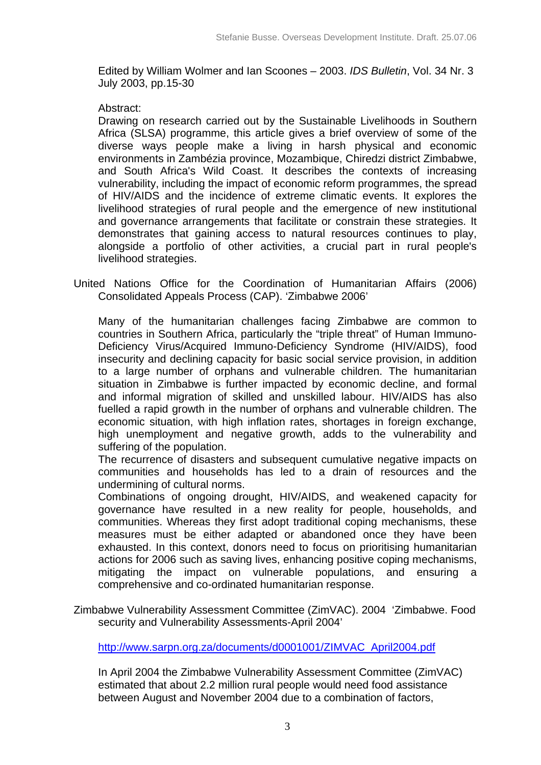Edited by William Wolmer and Ian Scoones – 2003. *IDS Bulletin*, Vol. 34 Nr. 3 July 2003, pp.15-30

Abstract:

Drawing on research carried out by the Sustainable Livelihoods in Southern Africa (SLSA) programme, this article gives a brief overview of some of the diverse ways people make a living in harsh physical and economic environments in Zambézia province, Mozambique, Chiredzi district Zimbabwe, and South Africa's Wild Coast. It describes the contexts of increasing vulnerability, including the impact of economic reform programmes, the spread of HIV/AIDS and the incidence of extreme climatic events. It explores the livelihood strategies of rural people and the emergence of new institutional and governance arrangements that facilitate or constrain these strategies. It demonstrates that gaining access to natural resources continues to play, alongside a portfolio of other activities, a crucial part in rural people's livelihood strategies.

United Nations Office for the Coordination of Humanitarian Affairs (2006) Consolidated Appeals Process (CAP). 'Zimbabwe 2006'

Many of the humanitarian challenges facing Zimbabwe are common to countries in Southern Africa, particularly the "triple threat" of Human Immuno-Deficiency Virus/Acquired Immuno-Deficiency Syndrome (HIV/AIDS), food insecurity and declining capacity for basic social service provision, in addition to a large number of orphans and vulnerable children. The humanitarian situation in Zimbabwe is further impacted by economic decline, and formal and informal migration of skilled and unskilled labour. HIV/AIDS has also fuelled a rapid growth in the number of orphans and vulnerable children. The economic situation, with high inflation rates, shortages in foreign exchange, high unemployment and negative growth, adds to the vulnerability and suffering of the population.

The recurrence of disasters and subsequent cumulative negative impacts on communities and households has led to a drain of resources and the undermining of cultural norms.

Combinations of ongoing drought, HIV/AIDS, and weakened capacity for governance have resulted in a new reality for people, households, and communities. Whereas they first adopt traditional coping mechanisms, these measures must be either adapted or abandoned once they have been exhausted. In this context, donors need to focus on prioritising humanitarian actions for 2006 such as saving lives, enhancing positive coping mechanisms, mitigating the impact on vulnerable populations, and ensuring a comprehensive and co-ordinated humanitarian response.

Zimbabwe Vulnerability Assessment Committee (ZimVAC). 2004 'Zimbabwe. Food security and Vulnerability Assessments-April 2004'

http://www.sarpn.org.za/documents/d0001001/ZIMVAC_April2004.pdf

In April 2004 the Zimbabwe Vulnerability Assessment Committee (ZimVAC) estimated that about 2.2 million rural people would need food assistance between August and November 2004 due to a combination of factors,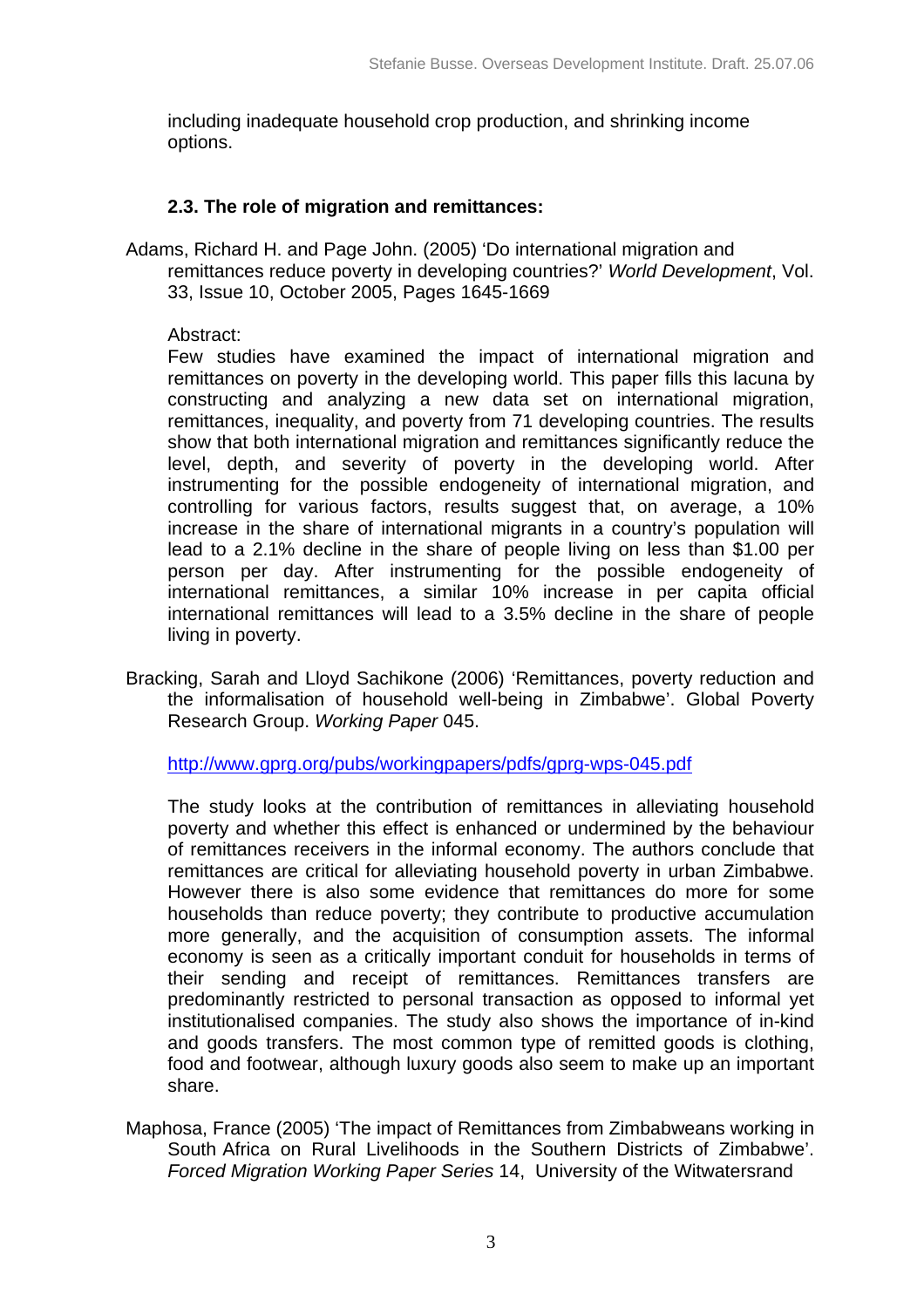including inadequate household crop production, and shrinking income options.

### 2.3. The role of migration and remittances:

Adams, Richard H. and Page John. (2005) 'Do international migration and remittances reduce poverty in developing countries?' *World Development*, Vol. 33, Issue 10, October 2005, Pages 1645-1669

Abstract:

Few studies have examined the impact of international migration and remittances on poverty in the developing world. This paper fills this lacuna by constructing and analyzing a new data set on international migration, remittances, inequality, and poverty from 71 developing countries. The results show that both international migration and remittances significantly reduce the level, depth, and severity of poverty in the developing world. After instrumenting for the possible endogeneity of international migration, and controlling for various factors, results suggest that, on average, a 10% increase in the share of international migrants in a country's population will lead to a 2.1% decline in the share of people living on less than $1.00 per person per day. After instrumenting for the possible endogeneity of international remittances, a similar 10% increase in per capita official international remittances will lead to a 3.5% decline in the share of people living in poverty.

Bracking, Sarah and Lloyd Sachikone (2006) 'Remittances, poverty reduction and the informalisation of household well-being in Zimbabwe'. Global Poverty Research Group. *Working Paper* 045.

http://www.gprg.org/pubs/workingpapers/pdfs/gprg-wps-045.pdf

The study looks at the contribution of remittances in alleviating household poverty and whether this effect is enhanced or undermined by the behaviour of remittances receivers in the informal economy. The authors conclude that remittances are critical for alleviating household poverty in urban Zimbabwe. However there is also some evidence that remittances do more for some households than reduce poverty; they contribute to productive accumulation more generally, and the acquisition of consumption assets. The informal economy is seen as a critically important conduit for households in terms of their sending and receipt of remittances. Remittances transfers are predominantly restricted to personal transaction as opposed to informal yet institutionalised companies. The study also shows the importance of in-kind and goods transfers. The most common type of remitted goods is clothing, food and footwear, although luxury goods also seem to make up an important share.

Maphosa, France (2005) 'The impact of Remittances from Zimbabweans working in South Africa on Rural Livelihoods in the Southern Districts of Zimbabwe'. *Forced Migration Working Paper Series* 14, University of the Witwatersrand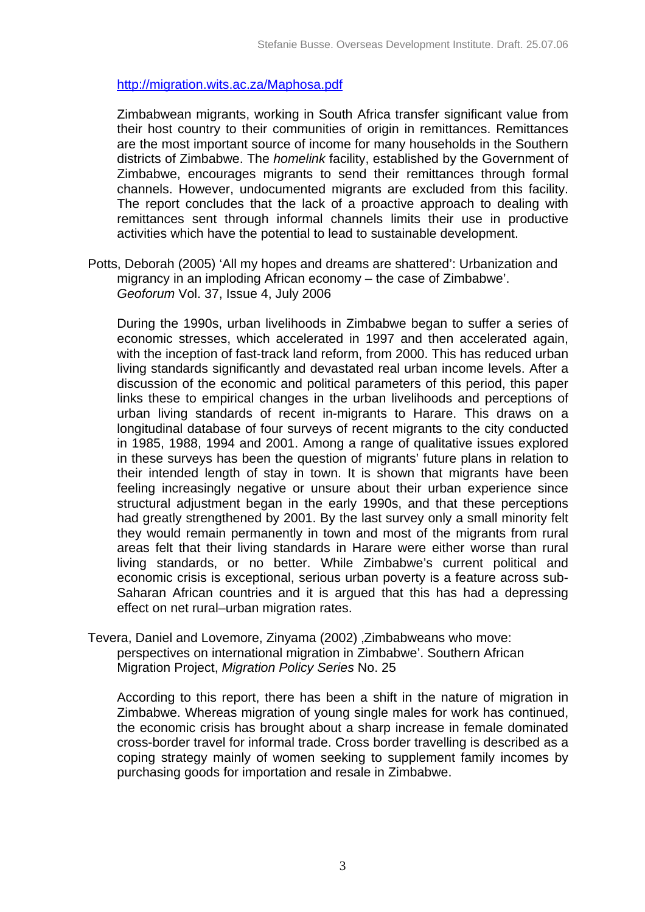http://migration.wits.ac.za/Maphosa.pdf

Zimbabwean migrants, working in South Africa transfer significant value from their host country to their communities of origin in remittances. Remittances are the most important source of income for many households in the Southern districts of Zimbabwe. The *homelink* facility, established by the Government of Zimbabwe, encourages migrants to send their remittances through formal channels. However, undocumented migrants are excluded from this facility. The report concludes that the lack of a proactive approach to dealing with remittances sent through informal channels limits their use in productive activities which have the potential to lead to sustainable development.

Potts, Deborah (2005) 'All my hopes and dreams are shattered': Urbanization and migrancy in an imploding African economy – the case of Zimbabwe'. *Geoforum* Vol. 37, Issue 4, July 2006

During the 1990s, urban livelihoods in Zimbabwe began to suffer a series of economic stresses, which accelerated in 1997 and then accelerated again, with the inception of fast-track land reform, from 2000. This has reduced urban living standards significantly and devastated real urban income levels. After a discussion of the economic and political parameters of this period, this paper links these to empirical changes in the urban livelihoods and perceptions of urban living standards of recent in-migrants to Harare. This draws on a longitudinal database of four surveys of recent migrants to the city conducted in 1985, 1988, 1994 and 2001. Among a range of qualitative issues explored in these surveys has been the question of migrants' future plans in relation to their intended length of stay in town. It is shown that migrants have been feeling increasingly negative or unsure about their urban experience since structural adjustment began in the early 1990s, and that these perceptions had greatly strengthened by 2001. By the last survey only a small minority felt they would remain permanently in town and most of the migrants from rural areas felt that their living standards in Harare were either worse than rural living standards, or no better. While Zimbabwe's current political and economic crisis is exceptional, serious urban poverty is a feature across sub-Saharan African countries and it is argued that this has had a depressing effect on net rural–urban migration rates.

Tevera, Daniel and Lovemore, Zinyama (2002) ‚Zimbabweans who move: perspectives on international migration in Zimbabwe'. Southern African Migration Project, *Migration Policy Series* No. 25

According to this report, there has been a shift in the nature of migration in Zimbabwe. Whereas migration of young single males for work has continued, the economic crisis has brought about a sharp increase in female dominated cross-border travel for informal trade. Cross border travelling is described as a coping strategy mainly of women seeking to supplement family incomes by purchasing goods for importation and resale in Zimbabwe.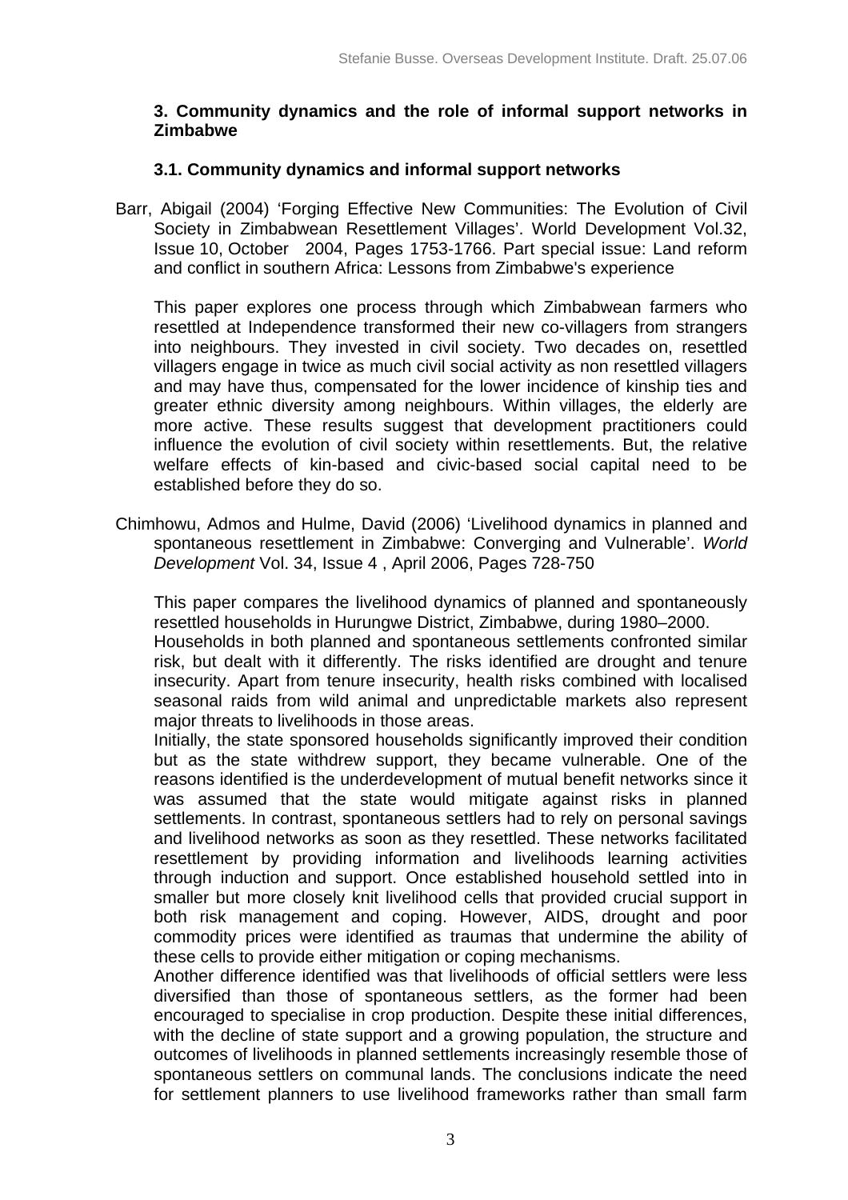### 3. Community dynamics and the role of informal support networks in Zimbabwe

#### 3.1. Community dynamics and informal support networks

Barr, Abigail (2004) 'Forging Effective New Communities: The Evolution of Civil Society in Zimbabwean Resettlement Villages'. World Development Vol.32, Issue 10, October 2004, Pages 1753-1766. Part special issue: Land reform and conflict in southern Africa: Lessons from Zimbabwe's experience

This paper explores one process through which Zimbabwean farmers who resettled at Independence transformed their new co-villagers from strangers into neighbours. They invested in civil society. Two decades on, resettled villagers engage in twice as much civil social activity as non resettled villagers and may have thus, compensated for the lower incidence of kinship ties and greater ethnic diversity among neighbours. Within villages, the elderly are more active. These results suggest that development practitioners could influence the evolution of civil society within resettlements. But, the relative welfare effects of kin-based and civic-based social capital need to be established before they do so.

Chimhowu, Admos and Hulme, David (2006) 'Livelihood dynamics in planned and spontaneous resettlement in Zimbabwe: Converging and Vulnerable'. *World Development* Vol. 34, Issue 4 , April 2006, Pages 728-750

This paper compares the livelihood dynamics of planned and spontaneously resettled households in Hurungwe District, Zimbabwe, during 1980–2000.
Households in both planned and spontaneous settlements confronted similar risk, but dealt with it differently. The risks identified are drought and tenure insecurity. Apart from tenure insecurity, health risks combined with localised seasonal raids from wild animal and unpredictable markets also represent major threats to livelihoods in those areas.
Initially, the state sponsored households significantly improved their condition but as the state withdrew support, they became vulnerable. One of the reasons identified is the underdevelopment of mutual benefit networks since it was assumed that the state would mitigate against risks in planned settlements. In contrast, spontaneous settlers had to rely on personal savings and livelihood networks as soon as they resettled. These networks facilitated resettlement by providing information and livelihoods learning activities through induction and support. Once established household settled into in smaller but more closely knit livelihood cells that provided crucial support in both risk management and coping. However, AIDS, drought and poor commodity prices were identified as traumas that undermine the ability of these cells to provide either mitigation or coping mechanisms.
Another difference identified was that livelihoods of official settlers were less diversified than those of spontaneous settlers, as the former had been encouraged to specialise in crop production. Despite these initial differences, with the decline of state support and a growing population, the structure and outcomes of livelihoods in planned settlements increasingly resemble those of spontaneous settlers on communal lands. The conclusions indicate the need for settlement planners to use livelihood frameworks rather than small farm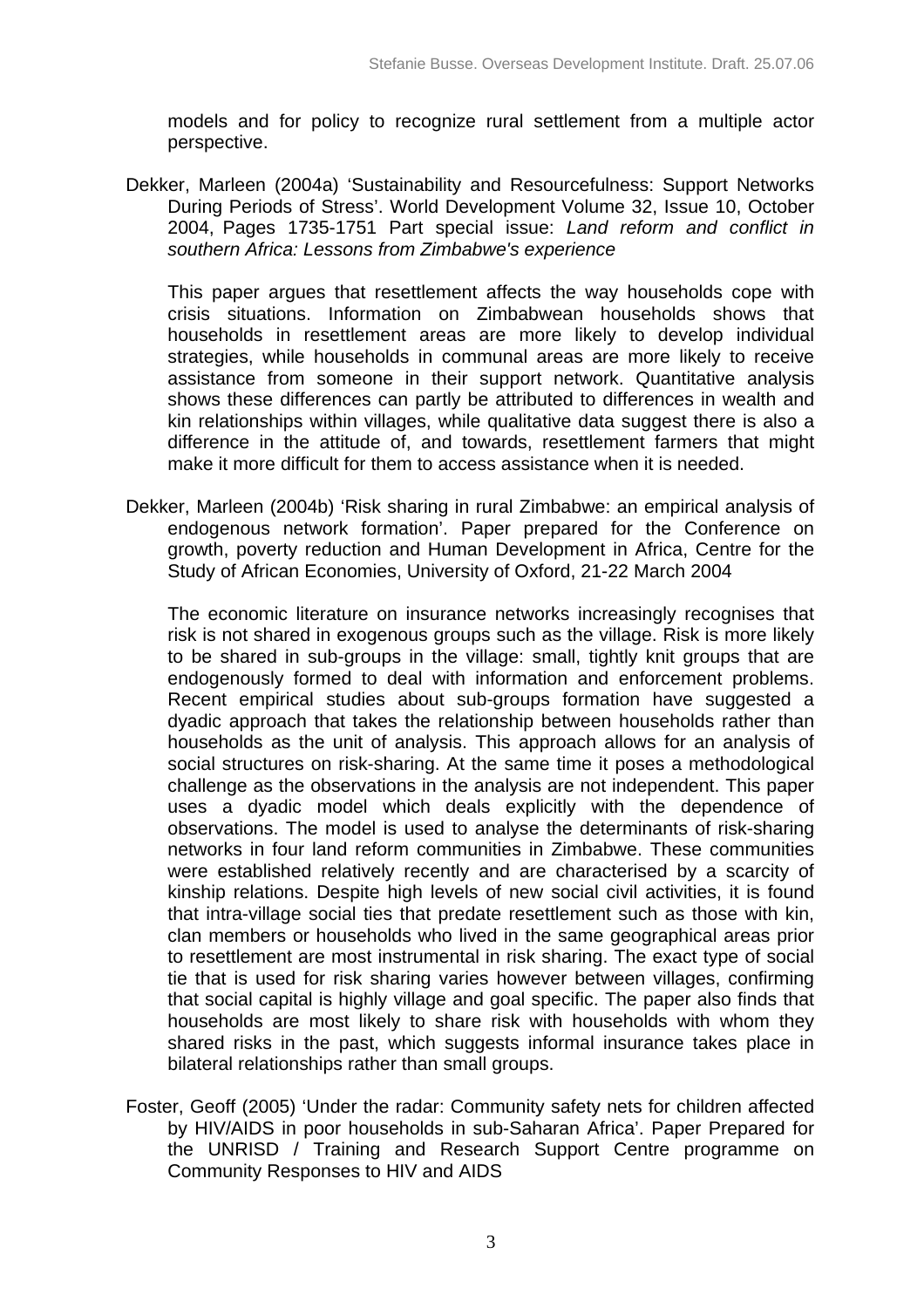models and for policy to recognize rural settlement from a multiple actor perspective.

Dekker, Marleen (2004a) 'Sustainability and Resourcefulness: Support Networks During Periods of Stress'. World Development Volume 32, Issue 10, October 2004, Pages 1735-1751 Part special issue: *Land reform and conflict in southern Africa: Lessons from Zimbabwe's experience*

This paper argues that resettlement affects the way households cope with crisis situations. Information on Zimbabwean households shows that households in resettlement areas are more likely to develop individual strategies, while households in communal areas are more likely to receive assistance from someone in their support network. Quantitative analysis shows these differences can partly be attributed to differences in wealth and kin relationships within villages, while qualitative data suggest there is also a difference in the attitude of, and towards, resettlement farmers that might make it more difficult for them to access assistance when it is needed.

Dekker, Marleen (2004b) 'Risk sharing in rural Zimbabwe: an empirical analysis of endogenous network formation'. Paper prepared for the Conference on growth, poverty reduction and Human Development in Africa, Centre for the Study of African Economies, University of Oxford, 21-22 March 2004

The economic literature on insurance networks increasingly recognises that risk is not shared in exogenous groups such as the village. Risk is more likely to be shared in sub-groups in the village: small, tightly knit groups that are endogenously formed to deal with information and enforcement problems. Recent empirical studies about sub-groups formation have suggested a dyadic approach that takes the relationship between households rather than households as the unit of analysis. This approach allows for an analysis of social structures on risk-sharing. At the same time it poses a methodological challenge as the observations in the analysis are not independent. This paper uses a dyadic model which deals explicitly with the dependence of observations. The model is used to analyse the determinants of risk-sharing networks in four land reform communities in Zimbabwe. These communities were established relatively recently and are characterised by a scarcity of kinship relations. Despite high levels of new social civil activities, it is found that intra-village social ties that predate resettlement such as those with kin, clan members or households who lived in the same geographical areas prior to resettlement are most instrumental in risk sharing. The exact type of social tie that is used for risk sharing varies however between villages, confirming that social capital is highly village and goal specific. The paper also finds that households are most likely to share risk with households with whom they shared risks in the past, which suggests informal insurance takes place in bilateral relationships rather than small groups.

Foster, Geoff (2005) 'Under the radar: Community safety nets for children affected by HIV/AIDS in poor households in sub-Saharan Africa'. Paper Prepared for the UNRISD / Training and Research Support Centre programme on Community Responses to HIV and AIDS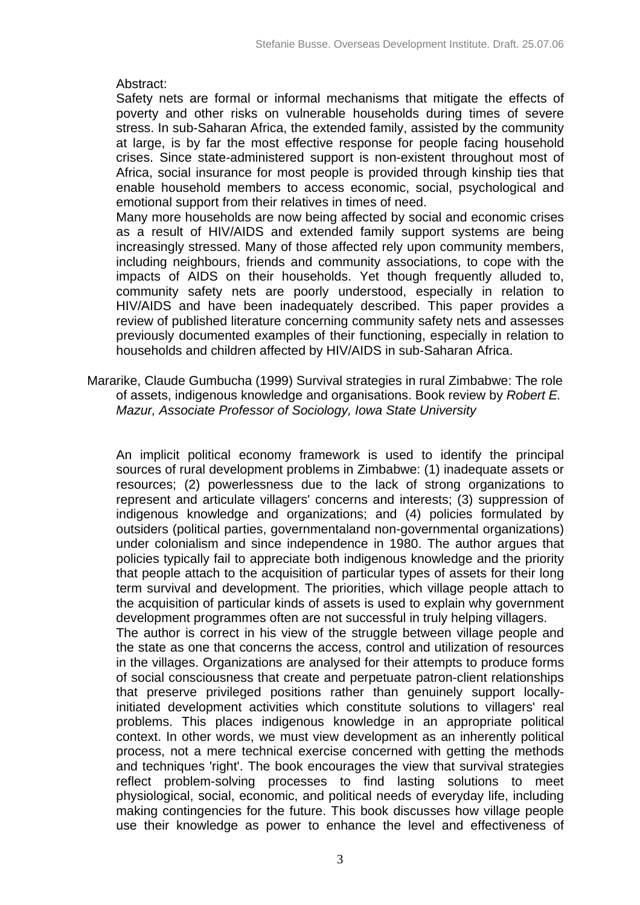Abstract:

Safety nets are formal or informal mechanisms that mitigate the effects of poverty and other risks on vulnerable households during times of severe stress. In sub-Saharan Africa, the extended family, assisted by the community at large, is by far the most effective response for people facing household crises. Since state-administered support is non-existent throughout most of Africa, social insurance for most people is provided through kinship ties that enable household members to access economic, social, psychological and emotional support from their relatives in times of need.

Many more households are now being affected by social and economic crises as a result of HIV/AIDS and extended family support systems are being increasingly stressed. Many of those affected rely upon community members, including neighbours, friends and community associations, to cope with the impacts of AIDS on their households. Yet though frequently alluded to, community safety nets are poorly understood, especially in relation to HIV/AIDS and have been inadequately described. This paper provides a review of published literature concerning community safety nets and assesses previously documented examples of their functioning, especially in relation to households and children affected by HIV/AIDS in sub-Saharan Africa.

Mararike, Claude Gumbucha (1999) Survival strategies in rural Zimbabwe: The role of assets, indigenous knowledge and organisations. Book review by *Robert E. Mazur, Associate Professor of Sociology, Iowa State University*

An implicit political economy framework is used to identify the principal sources of rural development problems in Zimbabwe: (1) inadequate assets or resources; (2) powerlessness due to the lack of strong organizations to represent and articulate villagers' concerns and interests; (3) suppression of indigenous knowledge and organizations; and (4) policies formulated by outsiders (political parties, governmentaland non-governmental organizations) under colonialism and since independence in 1980. The author argues that policies typically fail to appreciate both indigenous knowledge and the priority that people attach to the acquisition of particular types of assets for their long term survival and development. The priorities, which village people attach to the acquisition of particular kinds of assets is used to explain why government development programmes often are not successful in truly helping villagers.

The author is correct in his view of the struggle between village people and the state as one that concerns the access, control and utilization of resources in the villages. Organizations are analysed for their attempts to produce forms of social consciousness that create and perpetuate patron-client relationships that preserve privileged positions rather than genuinely support locally-initiated development activities which constitute solutions to villagers' real problems. This places indigenous knowledge in an appropriate political context. In other words, we must view development as an inherently political process, not a mere technical exercise concerned with getting the methods and techniques 'right'. The book encourages the view that survival strategies reflect problem-solving processes to find lasting solutions to meet physiological, social, economic, and political needs of everyday life, including making contingencies for the future. This book discusses how village people use their knowledge as power to enhance the level and effectiveness of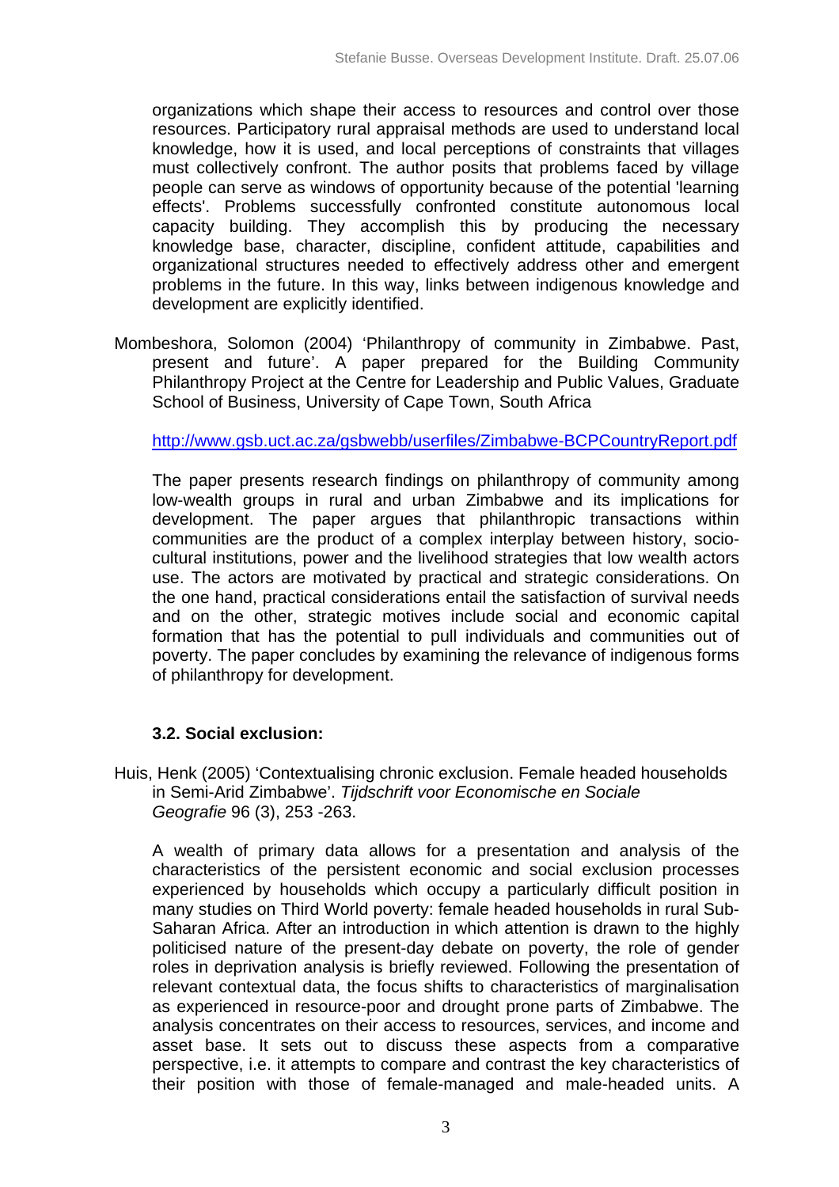organizations which shape their access to resources and control over those resources. Participatory rural appraisal methods are used to understand local knowledge, how it is used, and local perceptions of constraints that villages must collectively confront. The author posits that problems faced by village people can serve as windows of opportunity because of the potential 'learning effects'. Problems successfully confronted constitute autonomous local capacity building. They accomplish this by producing the necessary knowledge base, character, discipline, confident attitude, capabilities and organizational structures needed to effectively address other and emergent problems in the future. In this way, links between indigenous knowledge and development are explicitly identified.

Mombeshora, Solomon (2004) 'Philanthropy of community in Zimbabwe. Past, present and future'. A paper prepared for the Building Community Philanthropy Project at the Centre for Leadership and Public Values, Graduate School of Business, University of Cape Town, South Africa

http://www.gsb.uct.ac.za/gsbwebb/userfiles/Zimbabwe-BCPCountryReport.pdf

The paper presents research findings on philanthropy of community among low-wealth groups in rural and urban Zimbabwe and its implications for development. The paper argues that philanthropic transactions within communities are the product of a complex interplay between history, socio-cultural institutions, power and the livelihood strategies that low wealth actors use. The actors are motivated by practical and strategic considerations. On the one hand, practical considerations entail the satisfaction of survival needs and on the other, strategic motives include social and economic capital formation that has the potential to pull individuals and communities out of poverty. The paper concludes by examining the relevance of indigenous forms of philanthropy for development.

### 3.2. Social exclusion:

Huis, Henk (2005) 'Contextualising chronic exclusion. Female headed households in Semi-Arid Zimbabwe'. *Tijdschrift voor Economische en Sociale Geografie* 96 (3), 253 -263.

A wealth of primary data allows for a presentation and analysis of the characteristics of the persistent economic and social exclusion processes experienced by households which occupy a particularly difficult position in many studies on Third World poverty: female headed households in rural Sub-Saharan Africa. After an introduction in which attention is drawn to the highly politicised nature of the present-day debate on poverty, the role of gender roles in deprivation analysis is briefly reviewed. Following the presentation of relevant contextual data, the focus shifts to characteristics of marginalisation as experienced in resource-poor and drought prone parts of Zimbabwe. The analysis concentrates on their access to resources, services, and income and asset base. It sets out to discuss these aspects from a comparative perspective, i.e. it attempts to compare and contrast the key characteristics of their position with those of female-managed and male-headed units. A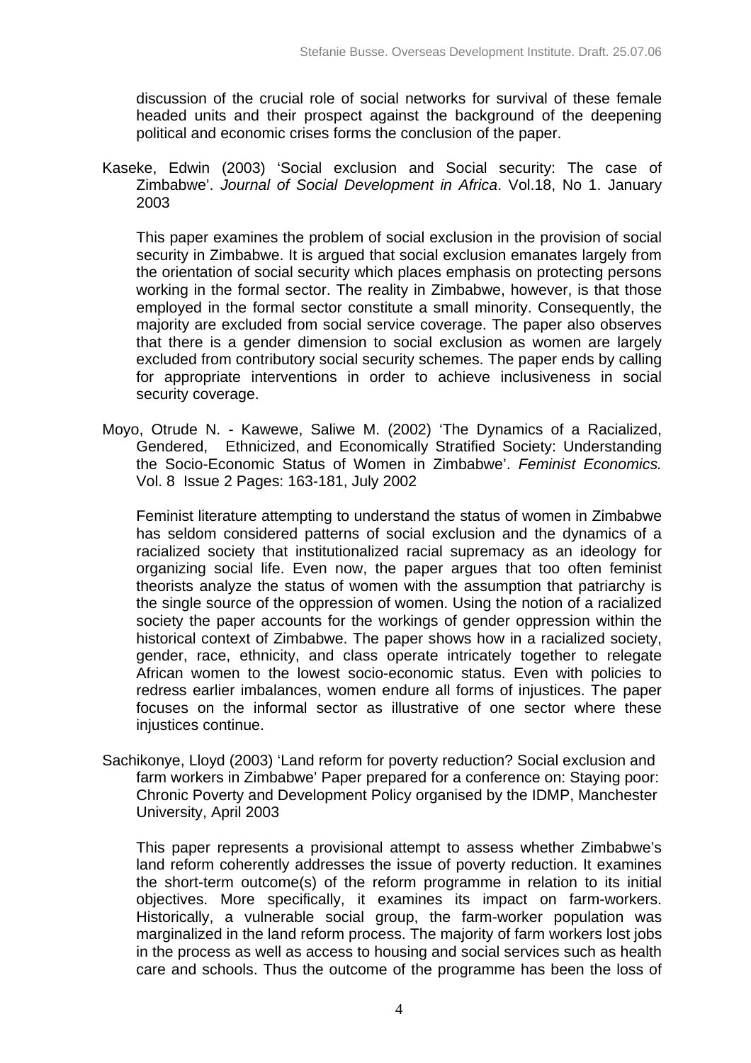discussion of the crucial role of social networks for survival of these female headed units and their prospect against the background of the deepening political and economic crises forms the conclusion of the paper.

Kaseke, Edwin (2003) 'Social exclusion and Social security: The case of Zimbabwe'. *Journal of Social Development in Africa*. Vol.18, No 1. January 2003

This paper examines the problem of social exclusion in the provision of social security in Zimbabwe. It is argued that social exclusion emanates largely from the orientation of social security which places emphasis on protecting persons working in the formal sector. The reality in Zimbabwe, however, is that those employed in the formal sector constitute a small minority. Consequently, the majority are excluded from social service coverage. The paper also observes that there is a gender dimension to social exclusion as women are largely excluded from contributory social security schemes. The paper ends by calling for appropriate interventions in order to achieve inclusiveness in social security coverage.

Moyo, Otrude N. - Kawewe, Saliwe M. (2002) 'The Dynamics of a Racialized, Gendered, Ethnicized, and Economically Stratified Society: Understanding the Socio-Economic Status of Women in Zimbabwe'. *Feminist Economics.* Vol. 8 Issue 2 Pages: 163-181, July 2002

Feminist literature attempting to understand the status of women in Zimbabwe has seldom considered patterns of social exclusion and the dynamics of a racialized society that institutionalized racial supremacy as an ideology for organizing social life. Even now, the paper argues that too often feminist theorists analyze the status of women with the assumption that patriarchy is the single source of the oppression of women. Using the notion of a racialized society the paper accounts for the workings of gender oppression within the historical context of Zimbabwe. The paper shows how in a racialized society, gender, race, ethnicity, and class operate intricately together to relegate African women to the lowest socio-economic status. Even with policies to redress earlier imbalances, women endure all forms of injustices. The paper focuses on the informal sector as illustrative of one sector where these injustices continue.

Sachikonye, Lloyd (2003) 'Land reform for poverty reduction? Social exclusion and farm workers in Zimbabwe' Paper prepared for a conference on: Staying poor: Chronic Poverty and Development Policy organised by the IDMP, Manchester University, April 2003

This paper represents a provisional attempt to assess whether Zimbabwe's land reform coherently addresses the issue of poverty reduction. It examines the short-term outcome(s) of the reform programme in relation to its initial objectives. More specifically, it examines its impact on farm-workers. Historically, a vulnerable social group, the farm-worker population was marginalized in the land reform process. The majority of farm workers lost jobs in the process as well as access to housing and social services such as health care and schools. Thus the outcome of the programme has been the loss of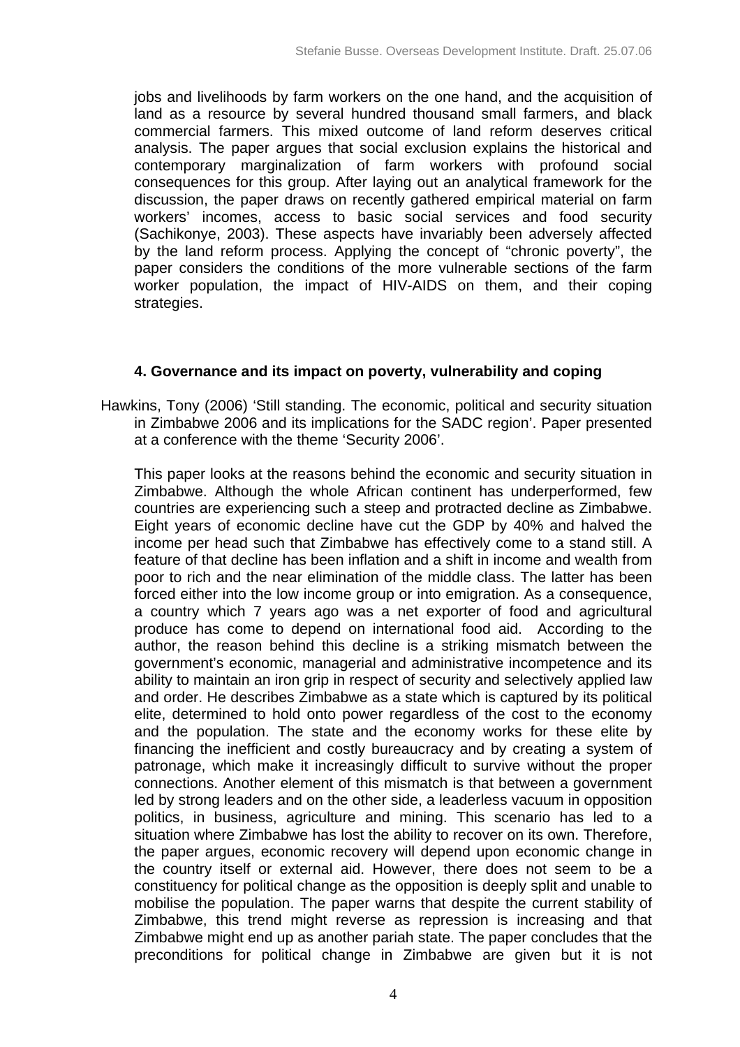jobs and livelihoods by farm workers on the one hand, and the acquisition of land as a resource by several hundred thousand small farmers, and black commercial farmers. This mixed outcome of land reform deserves critical analysis. The paper argues that social exclusion explains the historical and contemporary marginalization of farm workers with profound social consequences for this group. After laying out an analytical framework for the discussion, the paper draws on recently gathered empirical material on farm workers' incomes, access to basic social services and food security (Sachikonye, 2003). These aspects have invariably been adversely affected by the land reform process. Applying the concept of "chronic poverty", the paper considers the conditions of the more vulnerable sections of the farm worker population, the impact of HIV-AIDS on them, and their coping strategies.

## 4. Governance and its impact on poverty, vulnerability and coping

Hawkins, Tony (2006) 'Still standing. The economic, political and security situation in Zimbabwe 2006 and its implications for the SADC region'. Paper presented at a conference with the theme 'Security 2006'.

This paper looks at the reasons behind the economic and security situation in Zimbabwe. Although the whole African continent has underperformed, few countries are experiencing such a steep and protracted decline as Zimbabwe. Eight years of economic decline have cut the GDP by 40% and halved the income per head such that Zimbabwe has effectively come to a stand still. A feature of that decline has been inflation and a shift in income and wealth from poor to rich and the near elimination of the middle class. The latter has been forced either into the low income group or into emigration. As a consequence, a country which 7 years ago was a net exporter of food and agricultural produce has come to depend on international food aid. According to the author, the reason behind this decline is a striking mismatch between the government's economic, managerial and administrative incompetence and its ability to maintain an iron grip in respect of security and selectively applied law and order. He describes Zimbabwe as a state which is captured by its political elite, determined to hold onto power regardless of the cost to the economy and the population. The state and the economy works for these elite by financing the inefficient and costly bureaucracy and by creating a system of patronage, which make it increasingly difficult to survive without the proper connections. Another element of this mismatch is that between a government led by strong leaders and on the other side, a leaderless vacuum in opposition politics, in business, agriculture and mining. This scenario has led to a situation where Zimbabwe has lost the ability to recover on its own. Therefore, the paper argues, economic recovery will depend upon economic change in the country itself or external aid. However, there does not seem to be a constituency for political change as the opposition is deeply split and unable to mobilise the population. The paper warns that despite the current stability of Zimbabwe, this trend might reverse as repression is increasing and that Zimbabwe might end up as another pariah state. The paper concludes that the preconditions for political change in Zimbabwe are given but it is not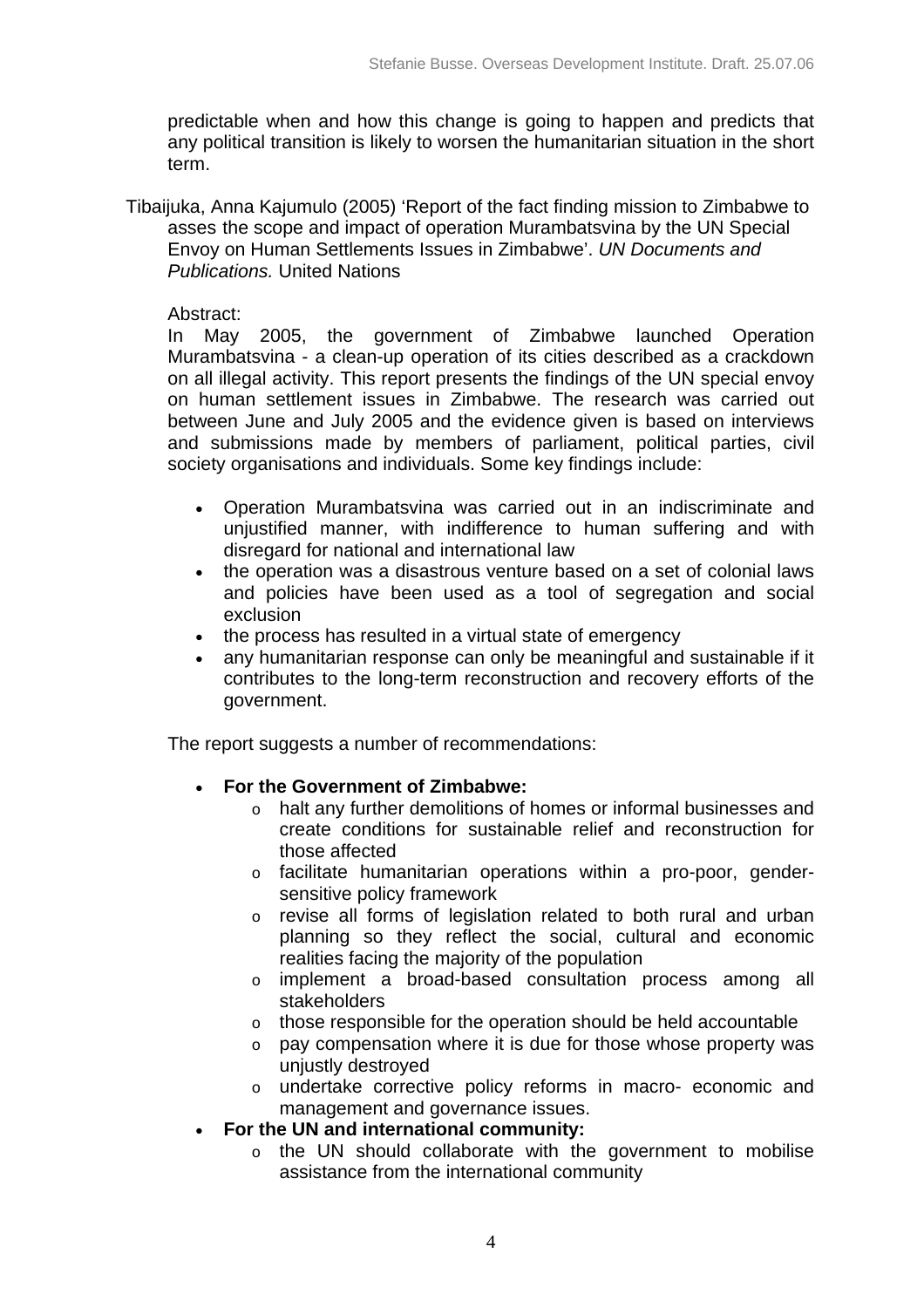predictable when and how this change is going to happen and predicts that any political transition is likely to worsen the humanitarian situation in the short term.

Tibaijuka, Anna Kajumulo (2005) 'Report of the fact finding mission to Zimbabwe to asses the scope and impact of operation Murambatsvina by the UN Special Envoy on Human Settlements Issues in Zimbabwe'. *UN Documents and Publications.* United Nations

Abstract:
In May 2005, the government of Zimbabwe launched Operation Murambatsvina - a clean-up operation of its cities described as a crackdown on all illegal activity. This report presents the findings of the UN special envoy on human settlement issues in Zimbabwe. The research was carried out between June and July 2005 and the evidence given is based on interviews and submissions made by members of parliament, political parties, civil society organisations and individuals. Some key findings include:

- Operation Murambatsvina was carried out in an indiscriminate and unjustified manner, with indifference to human suffering and with disregard for national and international law
- the operation was a disastrous venture based on a set of colonial laws and policies have been used as a tool of segregation and social exclusion
- the process has resulted in a virtual state of emergency
- any humanitarian response can only be meaningful and sustainable if it contributes to the long-term reconstruction and recovery efforts of the government.

The report suggests a number of recommendations:

- **For the Government of Zimbabwe:**
    - halt any further demolitions of homes or informal businesses and create conditions for sustainable relief and reconstruction for those affected
    - facilitate humanitarian operations within a pro-poor, gender-sensitive policy framework
    - revise all forms of legislation related to both rural and urban planning so they reflect the social, cultural and economic realities facing the majority of the population
    - implement a broad-based consultation process among all stakeholders
    - those responsible for the operation should be held accountable
    - pay compensation where it is due for those whose property was unjustly destroyed
    - undertake corrective policy reforms in macro- economic and management and governance issues.
- **For the UN and international community:**
    - the UN should collaborate with the government to mobilise assistance from the international community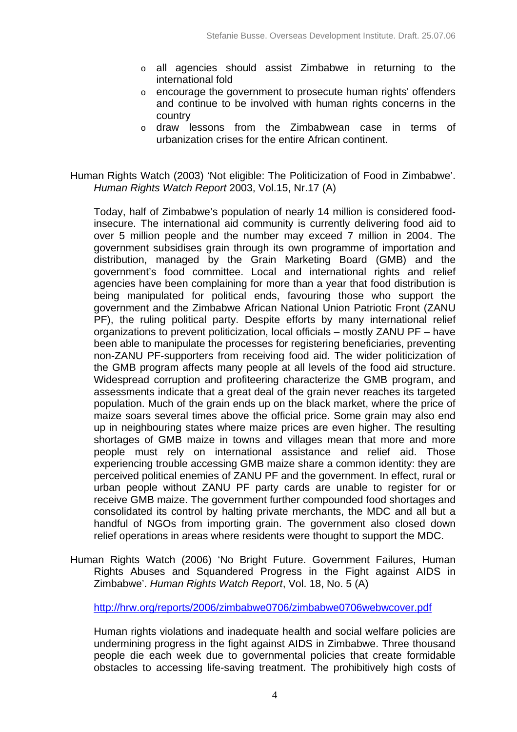- all agencies should assist Zimbabwe in returning to the international fold
- encourage the government to prosecute human rights' offenders and continue to be involved with human rights concerns in the country
- draw lessons from the Zimbabwean case in terms of urbanization crises for the entire African continent.

Human Rights Watch (2003) 'Not eligible: The Politicization of Food in Zimbabwe'. *Human Rights Watch Report* 2003, Vol.15, Nr.17 (A)

Today, half of Zimbabwe's population of nearly 14 million is considered food-insecure. The international aid community is currently delivering food aid to over 5 million people and the number may exceed 7 million in 2004. The government subsidises grain through its own programme of importation and distribution, managed by the Grain Marketing Board (GMB) and the government's food committee. Local and international rights and relief agencies have been complaining for more than a year that food distribution is being manipulated for political ends, favouring those who support the government and the Zimbabwe African National Union Patriotic Front (ZANU PF), the ruling political party. Despite efforts by many international relief organizations to prevent politicization, local officials – mostly ZANU PF – have been able to manipulate the processes for registering beneficiaries, preventing non-ZANU PF-supporters from receiving food aid. The wider politicization of the GMB program affects many people at all levels of the food aid structure. Widespread corruption and profiteering characterize the GMB program, and assessments indicate that a great deal of the grain never reaches its targeted population. Much of the grain ends up on the black market, where the price of maize soars several times above the official price. Some grain may also end up in neighbouring states where maize prices are even higher. The resulting shortages of GMB maize in towns and villages mean that more and more people must rely on international assistance and relief aid. Those experiencing trouble accessing GMB maize share a common identity: they are perceived political enemies of ZANU PF and the government. In effect, rural or urban people without ZANU PF party cards are unable to register for or receive GMB maize. The government further compounded food shortages and consolidated its control by halting private merchants, the MDC and all but a handful of NGOs from importing grain. The government also closed down relief operations in areas where residents were thought to support the MDC.

Human Rights Watch (2006) 'No Bright Future. Government Failures, Human Rights Abuses and Squandered Progress in the Fight against AIDS in Zimbabwe'. *Human Rights Watch Report*, Vol. 18, No. 5 (A)

http://hrw.org/reports/2006/zimbabwe0706/zimbabwe0706webwcover.pdf

Human rights violations and inadequate health and social welfare policies are undermining progress in the fight against AIDS in Zimbabwe. Three thousand people die each week due to governmental policies that create formidable obstacles to accessing life-saving treatment. The prohibitively high costs of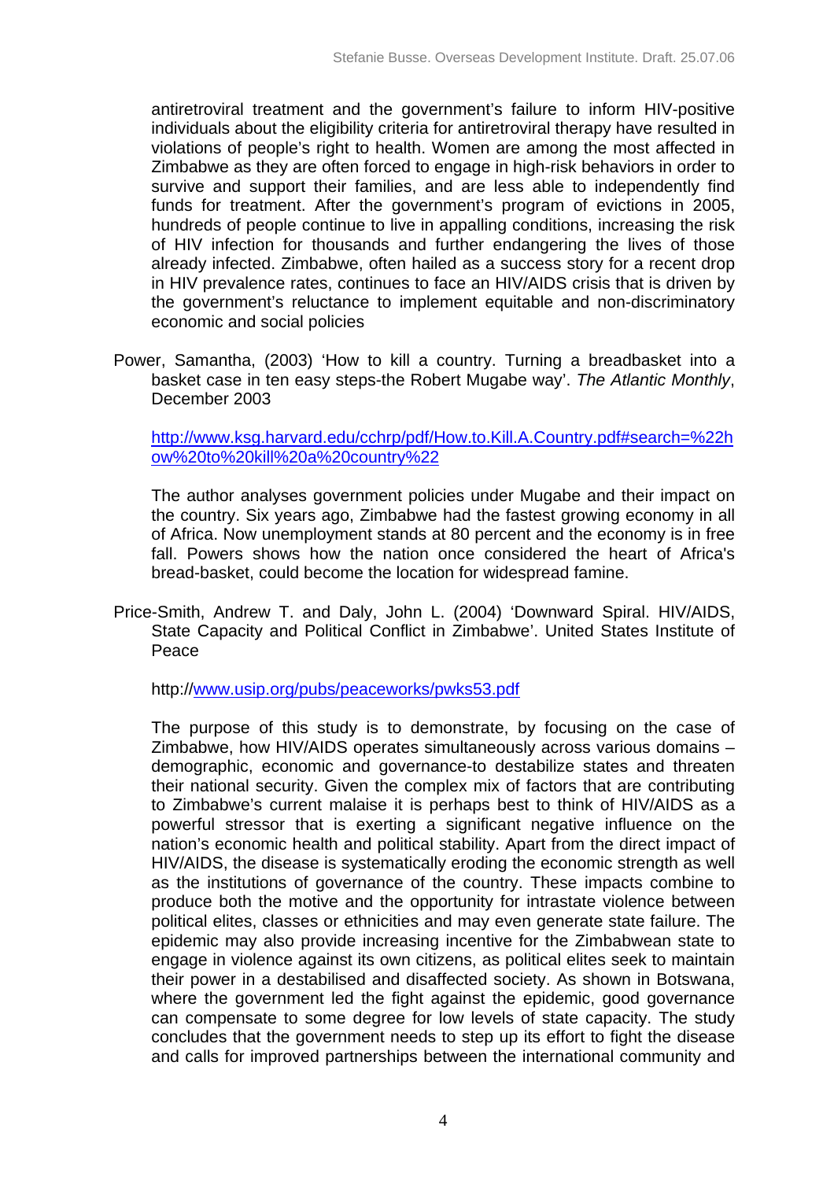antiretroviral treatment and the government's failure to inform HIV-positive individuals about the eligibility criteria for antiretroviral therapy have resulted in violations of people's right to health. Women are among the most affected in Zimbabwe as they are often forced to engage in high-risk behaviors in order to survive and support their families, and are less able to independently find funds for treatment. After the government's program of evictions in 2005, hundreds of people continue to live in appalling conditions, increasing the risk of HIV infection for thousands and further endangering the lives of those already infected. Zimbabwe, often hailed as a success story for a recent drop in HIV prevalence rates, continues to face an HIV/AIDS crisis that is driven by the government's reluctance to implement equitable and non-discriminatory economic and social policies

Power, Samantha, (2003) 'How to kill a country. Turning a breadbasket into a basket case in ten easy steps-the Robert Mugabe way'. *The Atlantic Monthly*, December 2003

http://www.ksg.harvard.edu/cchrp/pdf/How.to.Kill.A.Country.pdf#search=%22how%20to%20kill%20a%20country%22

The author analyses government policies under Mugabe and their impact on the country. Six years ago, Zimbabwe had the fastest growing economy in all of Africa. Now unemployment stands at 80 percent and the economy is in free fall. Powers shows how the nation once considered the heart of Africa's bread-basket, could become the location for widespread famine.

Price-Smith, Andrew T. and Daly, John L. (2004) 'Downward Spiral. HIV/AIDS, State Capacity and Political Conflict in Zimbabwe'. United States Institute of Peace

http://www.usip.org/pubs/peaceworks/pwks53.pdf

The purpose of this study is to demonstrate, by focusing on the case of Zimbabwe, how HIV/AIDS operates simultaneously across various domains – demographic, economic and governance-to destabilize states and threaten their national security. Given the complex mix of factors that are contributing to Zimbabwe's current malaise it is perhaps best to think of HIV/AIDS as a powerful stressor that is exerting a significant negative influence on the nation's economic health and political stability. Apart from the direct impact of HIV/AIDS, the disease is systematically eroding the economic strength as well as the institutions of governance of the country. These impacts combine to produce both the motive and the opportunity for intrastate violence between political elites, classes or ethnicities and may even generate state failure. The epidemic may also provide increasing incentive for the Zimbabwean state to engage in violence against its own citizens, as political elites seek to maintain their power in a destabilised and disaffected society. As shown in Botswana, where the government led the fight against the epidemic, good governance can compensate to some degree for low levels of state capacity. The study concludes that the government needs to step up its effort to fight the disease and calls for improved partnerships between the international community and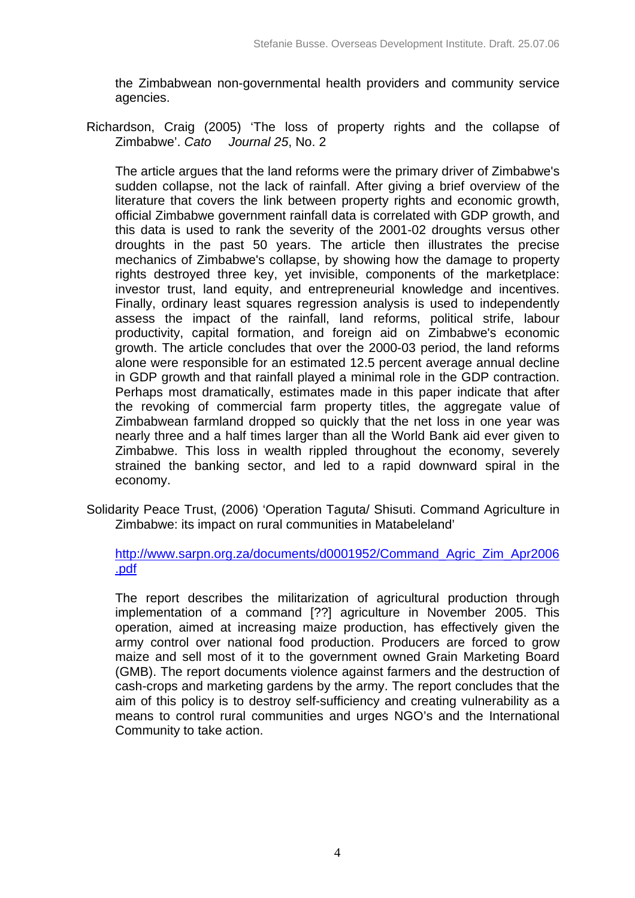the Zimbabwean non-governmental health providers and community service agencies.

Richardson, Craig (2005) 'The loss of property rights and the collapse of Zimbabwe'. *Cato Journal 25*, No. 2

The article argues that the land reforms were the primary driver of Zimbabwe's sudden collapse, not the lack of rainfall. After giving a brief overview of the literature that covers the link between property rights and economic growth, official Zimbabwe government rainfall data is correlated with GDP growth, and this data is used to rank the severity of the 2001-02 droughts versus other droughts in the past 50 years. The article then illustrates the precise mechanics of Zimbabwe's collapse, by showing how the damage to property rights destroyed three key, yet invisible, components of the marketplace: investor trust, land equity, and entrepreneurial knowledge and incentives. Finally, ordinary least squares regression analysis is used to independently assess the impact of the rainfall, land reforms, political strife, labour productivity, capital formation, and foreign aid on Zimbabwe's economic growth. The article concludes that over the 2000-03 period, the land reforms alone were responsible for an estimated 12.5 percent average annual decline in GDP growth and that rainfall played a minimal role in the GDP contraction. Perhaps most dramatically, estimates made in this paper indicate that after the revoking of commercial farm property titles, the aggregate value of Zimbabwean farmland dropped so quickly that the net loss in one year was nearly three and a half times larger than all the World Bank aid ever given to Zimbabwe. This loss in wealth rippled throughout the economy, severely strained the banking sector, and led to a rapid downward spiral in the economy.

Solidarity Peace Trust, (2006) 'Operation Taguta/ Shisuti. Command Agriculture in Zimbabwe: its impact on rural communities in Matabeleland'

http://www.sarpn.org.za/documents/d0001952/Command_Agric_Zim_Apr2006.pdf

The report describes the militarization of agricultural production through implementation of a command [??] agriculture in November 2005. This operation, aimed at increasing maize production, has effectively given the army control over national food production. Producers are forced to grow maize and sell most of it to the government owned Grain Marketing Board (GMB). The report documents violence against farmers and the destruction of cash-crops and marketing gardens by the army. The report concludes that the aim of this policy is to destroy self-sufficiency and creating vulnerability as a means to control rural communities and urges NGO's and the International Community to take action.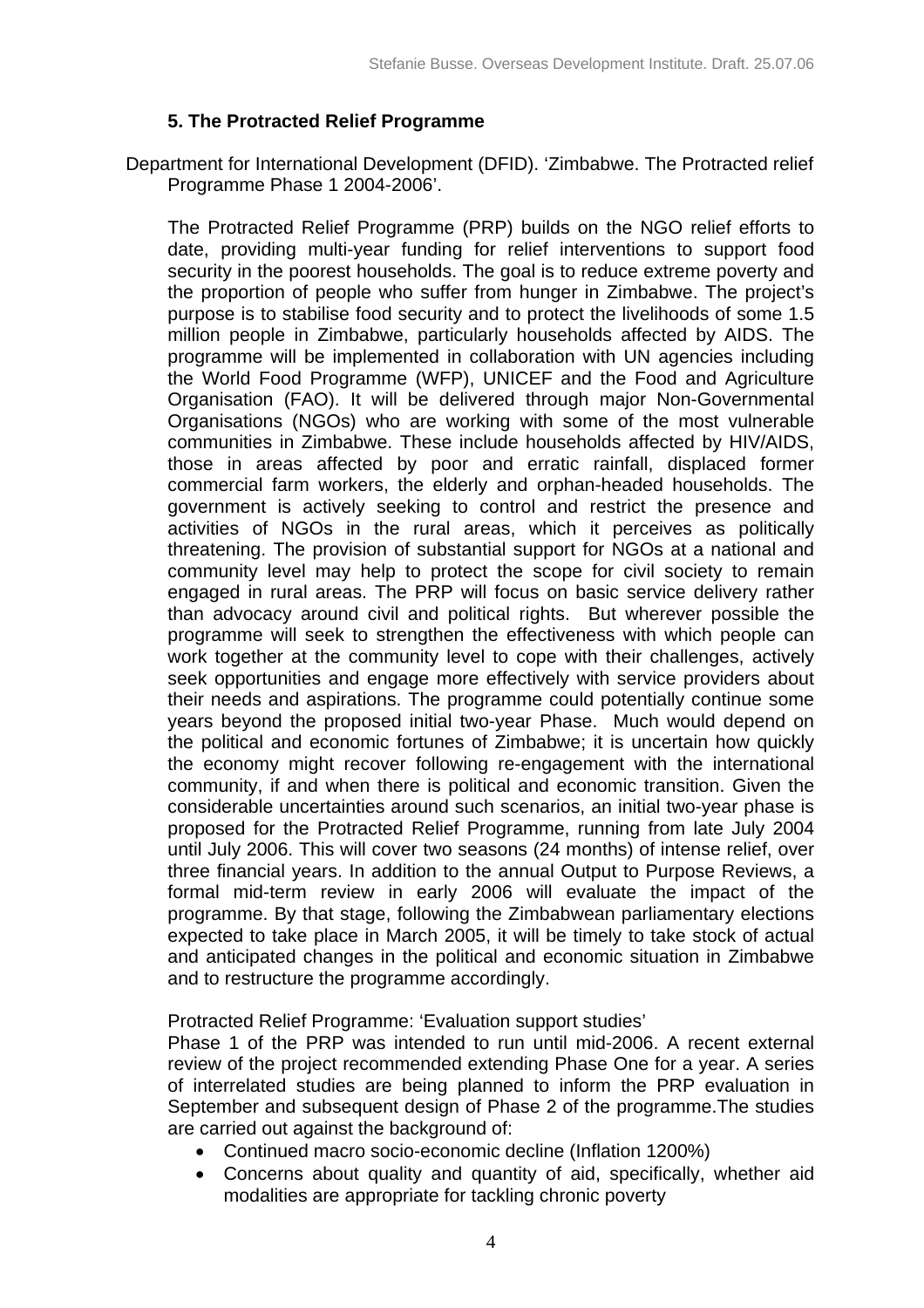### 5. The Protracted Relief Programme

Department for International Development (DFID). 'Zimbabwe. The Protracted relief Programme Phase 1 2004-2006'.

The Protracted Relief Programme (PRP) builds on the NGO relief efforts to date, providing multi-year funding for relief interventions to support food security in the poorest households. The goal is to reduce extreme poverty and the proportion of people who suffer from hunger in Zimbabwe. The project's purpose is to stabilise food security and to protect the livelihoods of some 1.5 million people in Zimbabwe, particularly households affected by AIDS. The programme will be implemented in collaboration with UN agencies including the World Food Programme (WFP), UNICEF and the Food and Agriculture Organisation (FAO). It will be delivered through major Non-Governmental Organisations (NGOs) who are working with some of the most vulnerable communities in Zimbabwe. These include households affected by HIV/AIDS, those in areas affected by poor and erratic rainfall, displaced former commercial farm workers, the elderly and orphan-headed households. The government is actively seeking to control and restrict the presence and activities of NGOs in the rural areas, which it perceives as politically threatening. The provision of substantial support for NGOs at a national and community level may help to protect the scope for civil society to remain engaged in rural areas. The PRP will focus on basic service delivery rather than advocacy around civil and political rights. But wherever possible the programme will seek to strengthen the effectiveness with which people can work together at the community level to cope with their challenges, actively seek opportunities and engage more effectively with service providers about their needs and aspirations. The programme could potentially continue some years beyond the proposed initial two-year Phase. Much would depend on the political and economic fortunes of Zimbabwe; it is uncertain how quickly the economy might recover following re-engagement with the international community, if and when there is political and economic transition. Given the considerable uncertainties around such scenarios, an initial two-year phase is proposed for the Protracted Relief Programme, running from late July 2004 until July 2006. This will cover two seasons (24 months) of intense relief, over three financial years. In addition to the annual Output to Purpose Reviews, a formal mid-term review in early 2006 will evaluate the impact of the programme. By that stage, following the Zimbabwean parliamentary elections expected to take place in March 2005, it will be timely to take stock of actual and anticipated changes in the political and economic situation in Zimbabwe and to restructure the programme accordingly.

Protracted Relief Programme: 'Evaluation support studies'

Phase 1 of the PRP was intended to run until mid-2006. A recent external review of the project recommended extending Phase One for a year. A series of interrelated studies are being planned to inform the PRP evaluation in September and subsequent design of Phase 2 of the programme.The studies are carried out against the background of:

- Continued macro socio-economic decline (Inflation 1200%)
- Concerns about quality and quantity of aid, specifically, whether aid modalities are appropriate for tackling chronic poverty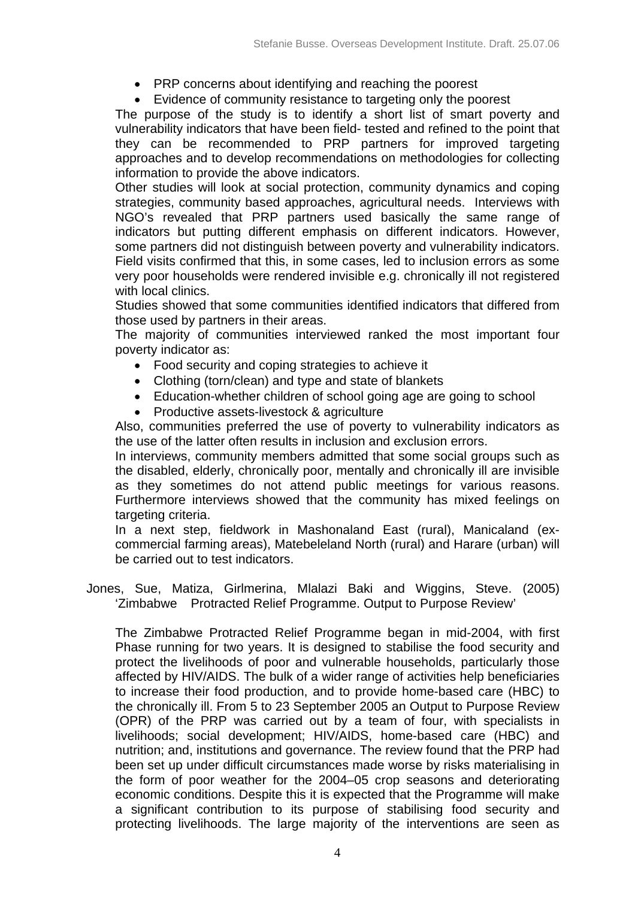- PRP concerns about identifying and reaching the poorest
- Evidence of community resistance to targeting only the poorest

The purpose of the study is to identify a short list of smart poverty and vulnerability indicators that have been field- tested and refined to the point that they can be recommended to PRP partners for improved targeting approaches and to develop recommendations on methodologies for collecting information to provide the above indicators.

Other studies will look at social protection, community dynamics and coping strategies, community based approaches, agricultural needs. Interviews with NGO's revealed that PRP partners used basically the same range of indicators but putting different emphasis on different indicators. However, some partners did not distinguish between poverty and vulnerability indicators. Field visits confirmed that this, in some cases, led to inclusion errors as some very poor households were rendered invisible e.g. chronically ill not registered with local clinics.

Studies showed that some communities identified indicators that differed from those used by partners in their areas.

The majority of communities interviewed ranked the most important four poverty indicator as:

- Food security and coping strategies to achieve it
- Clothing (torn/clean) and type and state of blankets
- Education-whether children of school going age are going to school
- Productive assets-livestock & agriculture

Also, communities preferred the use of poverty to vulnerability indicators as the use of the latter often results in inclusion and exclusion errors.

In interviews, community members admitted that some social groups such as the disabled, elderly, chronically poor, mentally and chronically ill are invisible as they sometimes do not attend public meetings for various reasons. Furthermore interviews showed that the community has mixed feelings on targeting criteria.

In a next step, fieldwork in Mashonaland East (rural), Manicaland (ex-commercial farming areas), Matebeleland North (rural) and Harare (urban) will be carried out to test indicators.

Jones, Sue, Matiza, Girlmerina, Mlalazi Baki and Wiggins, Steve. (2005) 'Zimbabwe Protracted Relief Programme. Output to Purpose Review'

The Zimbabwe Protracted Relief Programme began in mid-2004, with first Phase running for two years. It is designed to stabilise the food security and protect the livelihoods of poor and vulnerable households, particularly those affected by HIV/AIDS. The bulk of a wider range of activities help beneficiaries to increase their food production, and to provide home-based care (HBC) to the chronically ill. From 5 to 23 September 2005 an Output to Purpose Review (OPR) of the PRP was carried out by a team of four, with specialists in livelihoods; social development; HIV/AIDS, home-based care (HBC) and nutrition; and, institutions and governance. The review found that the PRP had been set up under difficult circumstances made worse by risks materialising in the form of poor weather for the 2004–05 crop seasons and deteriorating economic conditions. Despite this it is expected that the Programme will make a significant contribution to its purpose of stabilising food security and protecting livelihoods. The large majority of the interventions are seen as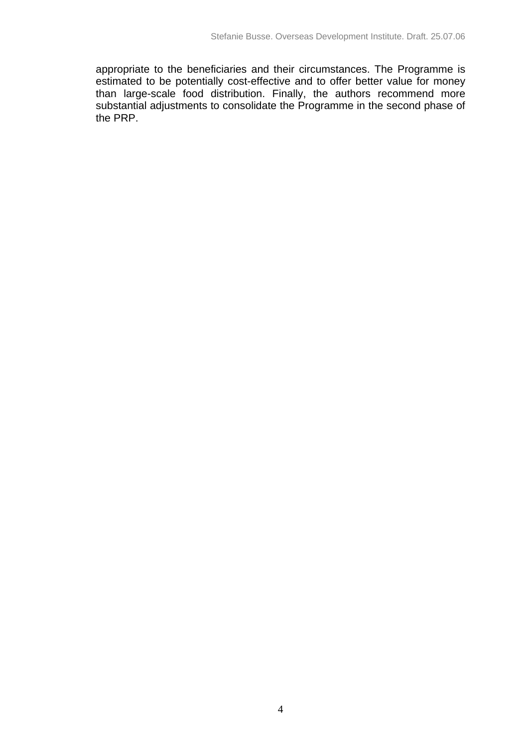appropriate to the beneficiaries and their circumstances. The Programme is estimated to be potentially cost-effective and to offer better value for money than large-scale food distribution. Finally, the authors recommend more substantial adjustments to consolidate the Programme in the second phase of the PRP.